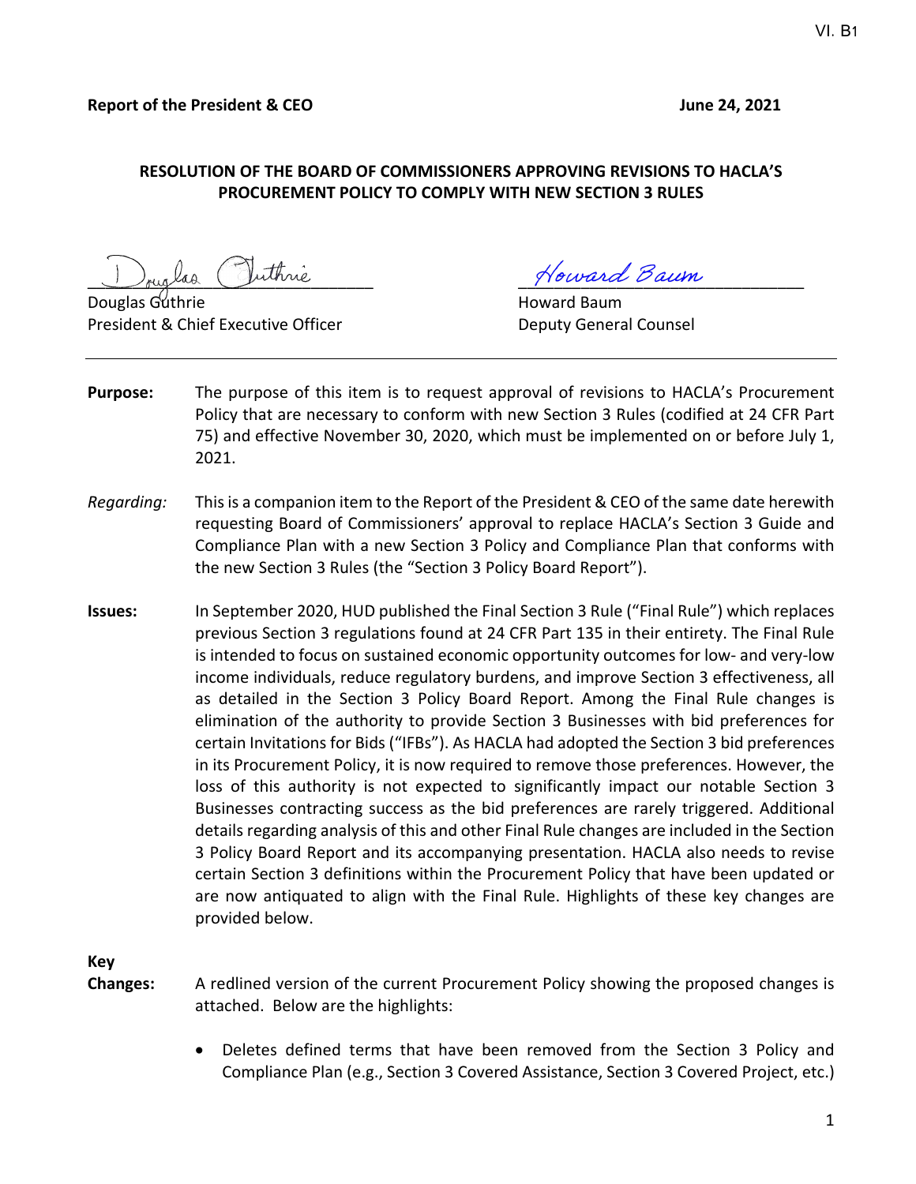**Report of the President & CEO** **June 24, 2021**

**RESOLUTION OF THE BOARD OF COMMISSIONERS APPROVING REVISIONS TO HACLA'S PROCUREMENT POLICY TO COMPLY WITH NEW SECTION 3 RULES**

Douglas Guthrie
President & Chief Executive Officer

Howard Baum
Deputy General Counsel

---

**Purpose:** The purpose of this item is to request approval of revisions to HACLA's Procurement Policy that are necessary to conform with new Section 3 Rules (codified at 24 CFR Part 75) and effective November 30, 2020, which must be implemented on or before July 1, 2021.

*Regarding:* This is a companion item to the Report of the President & CEO of the same date herewith requesting Board of Commissioners' approval to replace HACLA's Section 3 Guide and Compliance Plan with a new Section 3 Policy and Compliance Plan that conforms with the new Section 3 Rules (the "Section 3 Policy Board Report").

**Issues:** In September 2020, HUD published the Final Section 3 Rule ("Final Rule") which replaces previous Section 3 regulations found at 24 CFR Part 135 in their entirety. The Final Rule is intended to focus on sustained economic opportunity outcomes for low- and very-low income individuals, reduce regulatory burdens, and improve Section 3 effectiveness, all as detailed in the Section 3 Policy Board Report. Among the Final Rule changes is elimination of the authority to provide Section 3 Businesses with bid preferences for certain Invitations for Bids ("IFBs"). As HACLA had adopted the Section 3 bid preferences in its Procurement Policy, it is now required to remove those preferences. However, the loss of this authority is not expected to significantly impact our notable Section 3 Businesses contracting success as the bid preferences are rarely triggered. Additional details regarding analysis of this and other Final Rule changes are included in the Section 3 Policy Board Report and its accompanying presentation. HACLA also needs to revise certain Section 3 definitions within the Procurement Policy that have been updated or are now antiquated to align with the Final Rule. Highlights of these key changes are provided below.

**Key Changes:** A redlined version of the current Procurement Policy showing the proposed changes is attached. Below are the highlights:

- Deletes defined terms that have been removed from the Section 3 Policy and Compliance Plan (e.g., Section 3 Covered Assistance, Section 3 Covered Project, etc.)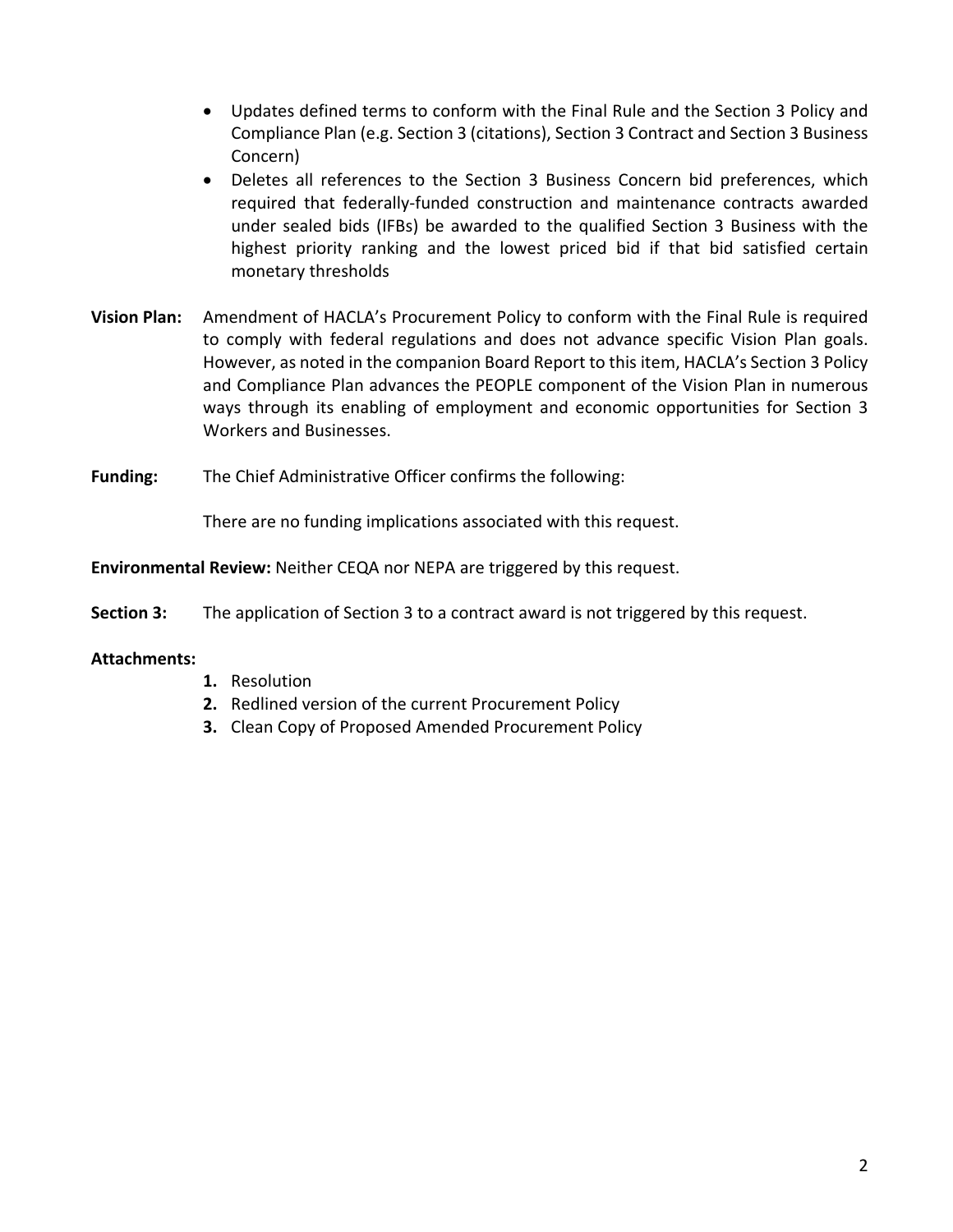- Updates defined terms to conform with the Final Rule and the Section 3 Policy and Compliance Plan (e.g. Section 3 (citations), Section 3 Contract and Section 3 Business Concern)
- Deletes all references to the Section 3 Business Concern bid preferences, which required that federally-funded construction and maintenance contracts awarded under sealed bids (IFBs) be awarded to the qualified Section 3 Business with the highest priority ranking and the lowest priced bid if that bid satisfied certain monetary thresholds

**Vision Plan:** Amendment of HACLA's Procurement Policy to conform with the Final Rule is required to comply with federal regulations and does not advance specific Vision Plan goals. However, as noted in the companion Board Report to this item, HACLA's Section 3 Policy and Compliance Plan advances the PEOPLE component of the Vision Plan in numerous ways through its enabling of employment and economic opportunities for Section 3 Workers and Businesses.

**Funding:** The Chief Administrative Officer confirms the following:

There are no funding implications associated with this request.

**Environmental Review:** Neither CEQA nor NEPA are triggered by this request.

**Section 3:** The application of Section 3 to a contract award is not triggered by this request.

**Attachments:**

1. Resolution
2. Redlined version of the current Procurement Policy
3. Clean Copy of Proposed Amended Procurement Policy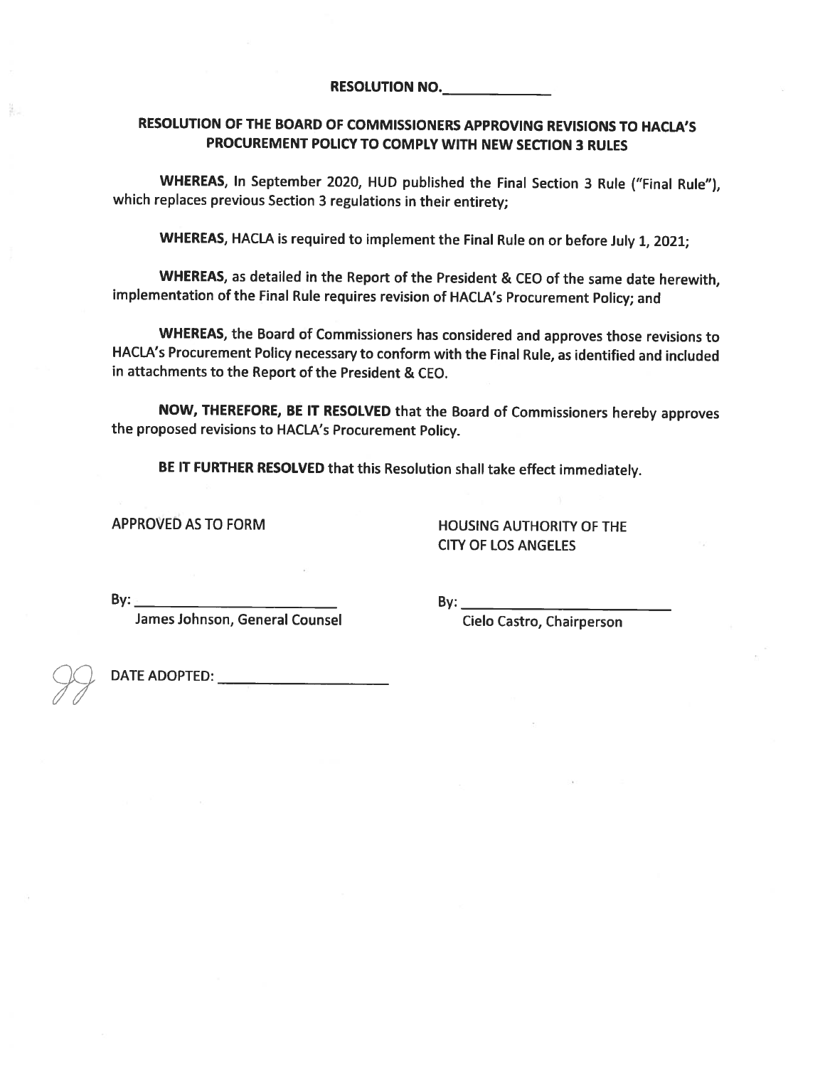**RESOLUTION NO.\_\_\_\_\_\_\_\_\_\_\_\_**

# RESOLUTION OF THE BOARD OF COMMISSIONERS APPROVING REVISIONS TO HACLA'S PROCUREMENT POLICY TO COMPLY WITH NEW SECTION 3 RULES

**WHEREAS,** In September 2020, HUD published the Final Section 3 Rule ("Final Rule"), which replaces previous Section 3 regulations in their entirety;

**WHEREAS,** HACLA is required to implement the Final Rule on or before July 1, 2021;

**WHEREAS,** as detailed in the Report of the President & CEO of the same date herewith, implementation of the Final Rule requires revision of HACLA's Procurement Policy; and

**WHEREAS,** the Board of Commissioners has considered and approves those revisions to HACLA's Procurement Policy necessary to conform with the Final Rule, as identified and included in attachments to the Report of the President & CEO.

**NOW, THEREFORE, BE IT RESOLVED** that the Board of Commissioners hereby approves the proposed revisions to HACLA's Procurement Policy.

**BE IT FURTHER RESOLVED** that this Resolution shall take effect immediately.

APPROVED AS TO FORM

By: \_\_\_\_\_\_\_\_\_\_\_\_\_\_\_\_\_\_\_\_\_\_\_\_
James Johnson, General Counsel

HOUSING AUTHORITY OF THE CITY OF LOS ANGELES

By: \_\_\_\_\_\_\_\_\_\_\_\_\_\_\_\_\_\_\_\_\_\_\_\_
Cielo Castro, Chairperson

DATE ADOPTED: \_\_\_\_\_\_\_\_\_\_\_\_\_\_\_\_\_\_\_\_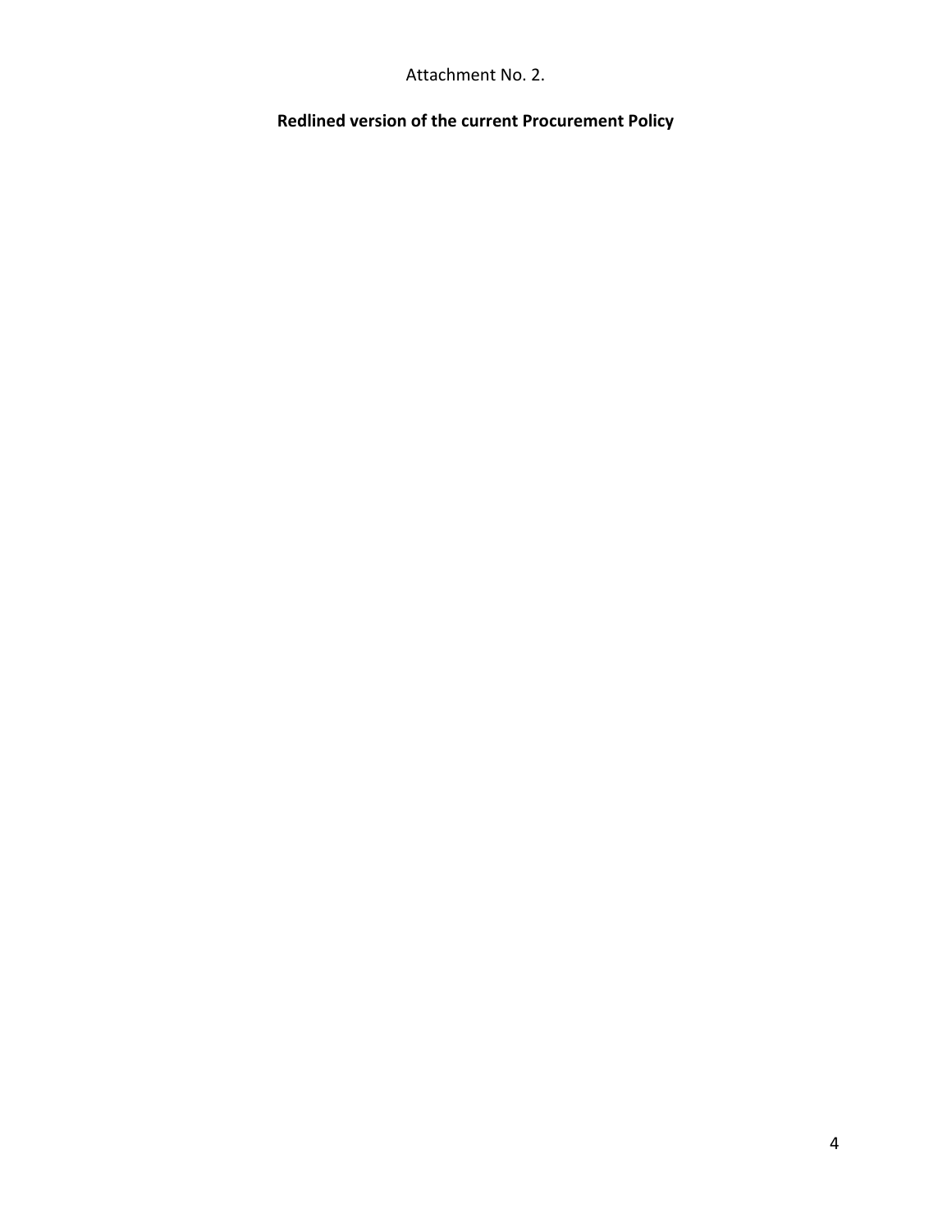Attachment No. 2.

**Redlined version of the current Procurement Policy**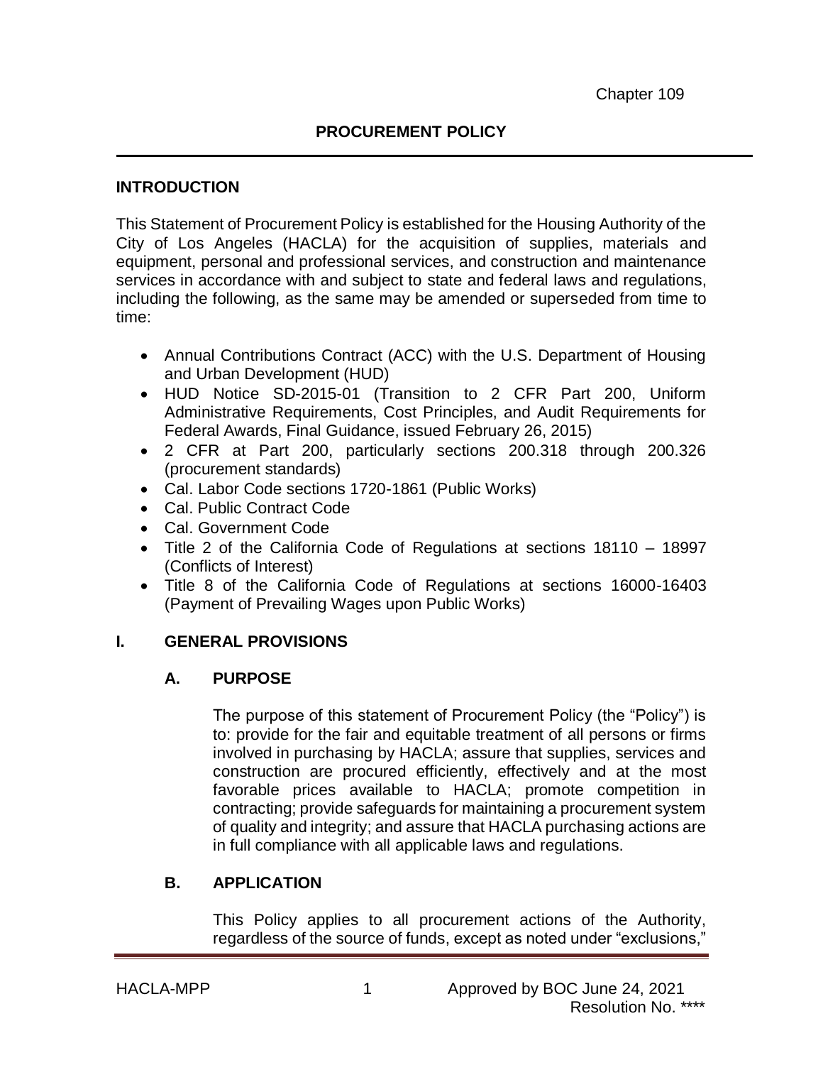Chapter 109

## PROCUREMENT POLICY

### INTRODUCTION

This Statement of Procurement Policy is established for the Housing Authority of the City of Los Angeles (HACLA) for the acquisition of supplies, materials and equipment, personal and professional services, and construction and maintenance services in accordance with and subject to state and federal laws and regulations, including the following, as the same may be amended or superseded from time to time:

- Annual Contributions Contract (ACC) with the U.S. Department of Housing and Urban Development (HUD)
- HUD Notice SD-2015-01 (Transition to 2 CFR Part 200, Uniform Administrative Requirements, Cost Principles, and Audit Requirements for Federal Awards, Final Guidance, issued February 26, 2015)
- 2 CFR at Part 200, particularly sections 200.318 through 200.326 (procurement standards)
- Cal. Labor Code sections 1720-1861 (Public Works)
- Cal. Public Contract Code
- Cal. Government Code
- Title 2 of the California Code of Regulations at sections 18110 – 18997 (Conflicts of Interest)
- Title 8 of the California Code of Regulations at sections 16000-16403 (Payment of Prevailing Wages upon Public Works)

## I. GENERAL PROVISIONS

### A. PURPOSE

The purpose of this statement of Procurement Policy (the "Policy") is to: provide for the fair and equitable treatment of all persons or firms involved in purchasing by HACLA; assure that supplies, services and construction are procured efficiently, effectively and at the most favorable prices available to HACLA; promote competition in contracting; provide safeguards for maintaining a procurement system of quality and integrity; and assure that HACLA purchasing actions are in full compliance with all applicable laws and regulations.

### B. APPLICATION

This Policy applies to all procurement actions of the Authority, regardless of the source of funds, except as noted under "exclusions,"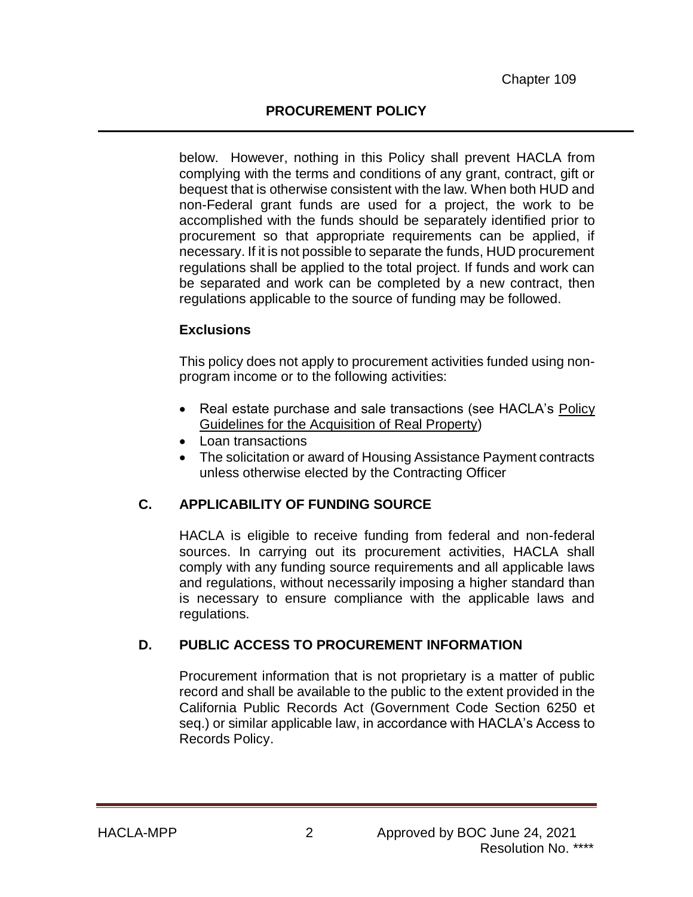below. However, nothing in this Policy shall prevent HACLA from complying with the terms and conditions of any grant, contract, gift or bequest that is otherwise consistent with the law. When both HUD and non-Federal grant funds are used for a project, the work to be accomplished with the funds should be separately identified prior to procurement so that appropriate requirements can be applied, if necessary. If it is not possible to separate the funds, HUD procurement regulations shall be applied to the total project. If funds and work can be separated and work can be completed by a new contract, then regulations applicable to the source of funding may be followed.

**Exclusions**

This policy does not apply to procurement activities funded using non-program income or to the following activities:

- Real estate purchase and sale transactions (see HACLA's Policy Guidelines for the Acquisition of Real Property)
- Loan transactions
- The solicitation or award of Housing Assistance Payment contracts unless otherwise elected by the Contracting Officer

## C. APPLICABILITY OF FUNDING SOURCE

HACLA is eligible to receive funding from federal and non-federal sources. In carrying out its procurement activities, HACLA shall comply with any funding source requirements and all applicable laws and regulations, without necessarily imposing a higher standard than is necessary to ensure compliance with the applicable laws and regulations.

## D. PUBLIC ACCESS TO PROCUREMENT INFORMATION

Procurement information that is not proprietary is a matter of public record and shall be available to the public to the extent provided in the California Public Records Act (Government Code Section 6250 et seq.) or similar applicable law, in accordance with HACLA's Access to Records Policy.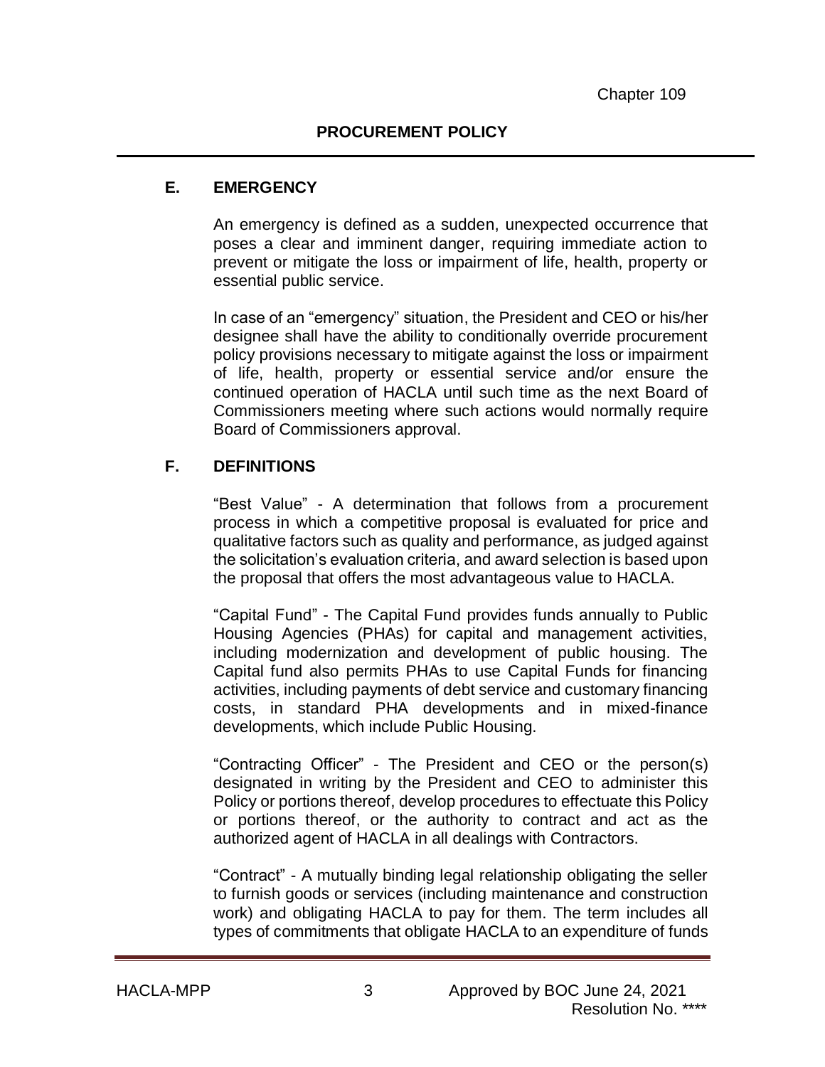## E. EMERGENCY

An emergency is defined as a sudden, unexpected occurrence that poses a clear and imminent danger, requiring immediate action to prevent or mitigate the loss or impairment of life, health, property or essential public service.

In case of an "emergency" situation, the President and CEO or his/her designee shall have the ability to conditionally override procurement policy provisions necessary to mitigate against the loss or impairment of life, health, property or essential service and/or ensure the continued operation of HACLA until such time as the next Board of Commissioners meeting where such actions would normally require Board of Commissioners approval.

## F. DEFINITIONS

"Best Value" - A determination that follows from a procurement process in which a competitive proposal is evaluated for price and qualitative factors such as quality and performance, as judged against the solicitation's evaluation criteria, and award selection is based upon the proposal that offers the most advantageous value to HACLA.

"Capital Fund" - The Capital Fund provides funds annually to Public Housing Agencies (PHAs) for capital and management activities, including modernization and development of public housing. The Capital fund also permits PHAs to use Capital Funds for financing activities, including payments of debt service and customary financing costs, in standard PHA developments and in mixed-finance developments, which include Public Housing.

"Contracting Officer" - The President and CEO or the person(s) designated in writing by the President and CEO to administer this Policy or portions thereof, develop procedures to effectuate this Policy or portions thereof, or the authority to contract and act as the authorized agent of HACLA in all dealings with Contractors.

"Contract" - A mutually binding legal relationship obligating the seller to furnish goods or services (including maintenance and construction work) and obligating HACLA to pay for them. The term includes all types of commitments that obligate HACLA to an expenditure of funds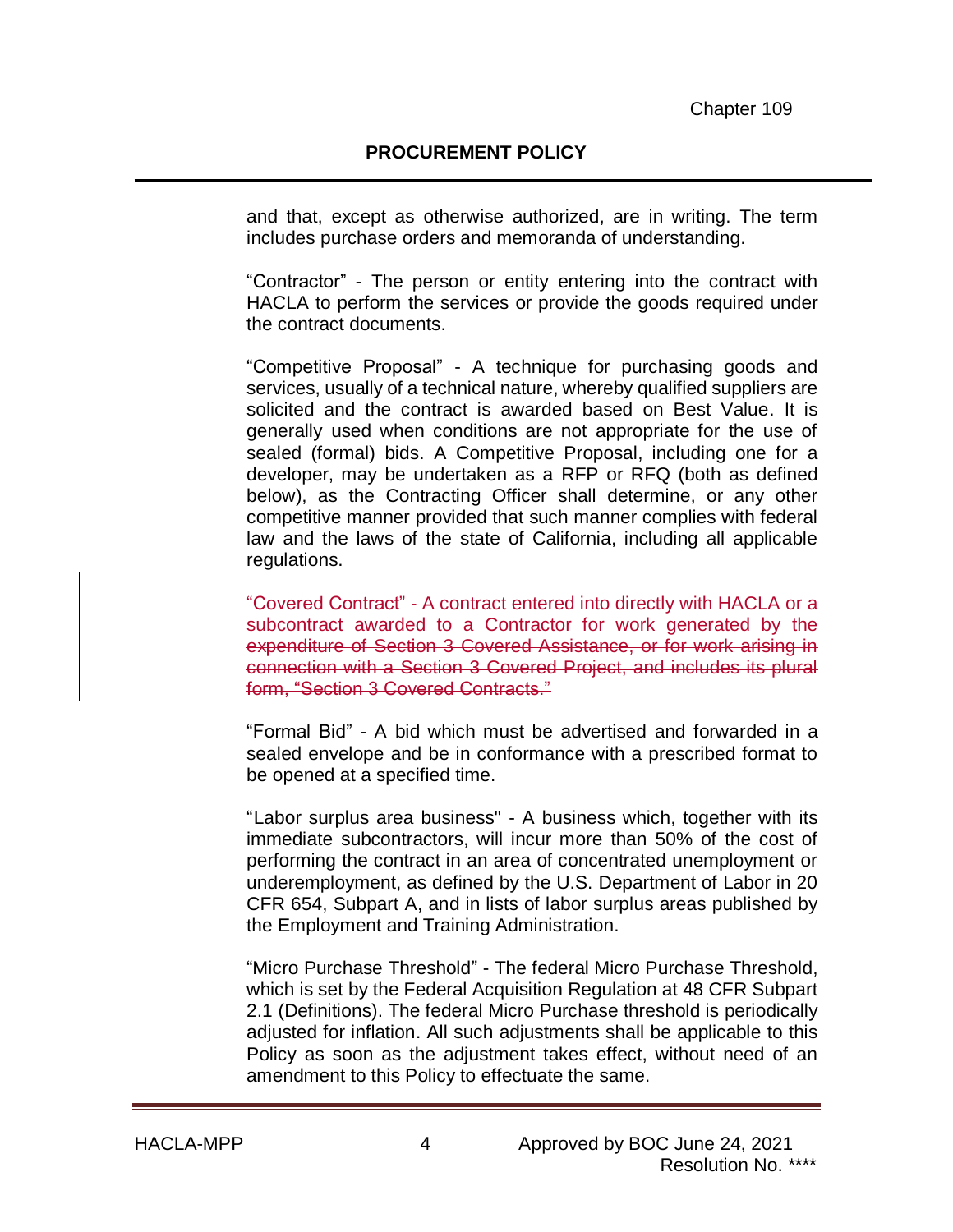and that, except as otherwise authorized, are in writing. The term includes purchase orders and memoranda of understanding.

"Contractor" - The person or entity entering into the contract with HACLA to perform the services or provide the goods required under the contract documents.

"Competitive Proposal" - A technique for purchasing goods and services, usually of a technical nature, whereby qualified suppliers are solicited and the contract is awarded based on Best Value. It is generally used when conditions are not appropriate for the use of sealed (formal) bids. A Competitive Proposal, including one for a developer, may be undertaken as a RFP or RFQ (both as defined below), as the Contracting Officer shall determine, or any other competitive manner provided that such manner complies with federal law and the laws of the state of California, including all applicable regulations.

~~"Covered Contract" - A contract entered into directly with HACLA or a subcontract awarded to a Contractor for work generated by the expenditure of Section 3 Covered Assistance, or for work arising in connection with a Section 3 Covered Project, and includes its plural form, "Section 3 Covered Contracts."~~

"Formal Bid" - A bid which must be advertised and forwarded in a sealed envelope and be in conformance with a prescribed format to be opened at a specified time.

"Labor surplus area business" - A business which, together with its immediate subcontractors, will incur more than 50% of the cost of performing the contract in an area of concentrated unemployment or underemployment, as defined by the U.S. Department of Labor in 20 CFR 654, Subpart A, and in lists of labor surplus areas published by the Employment and Training Administration.

"Micro Purchase Threshold" - The federal Micro Purchase Threshold, which is set by the Federal Acquisition Regulation at 48 CFR Subpart 2.1 (Definitions). The federal Micro Purchase threshold is periodically adjusted for inflation. All such adjustments shall be applicable to this Policy as soon as the adjustment takes effect, without need of an amendment to this Policy to effectuate the same.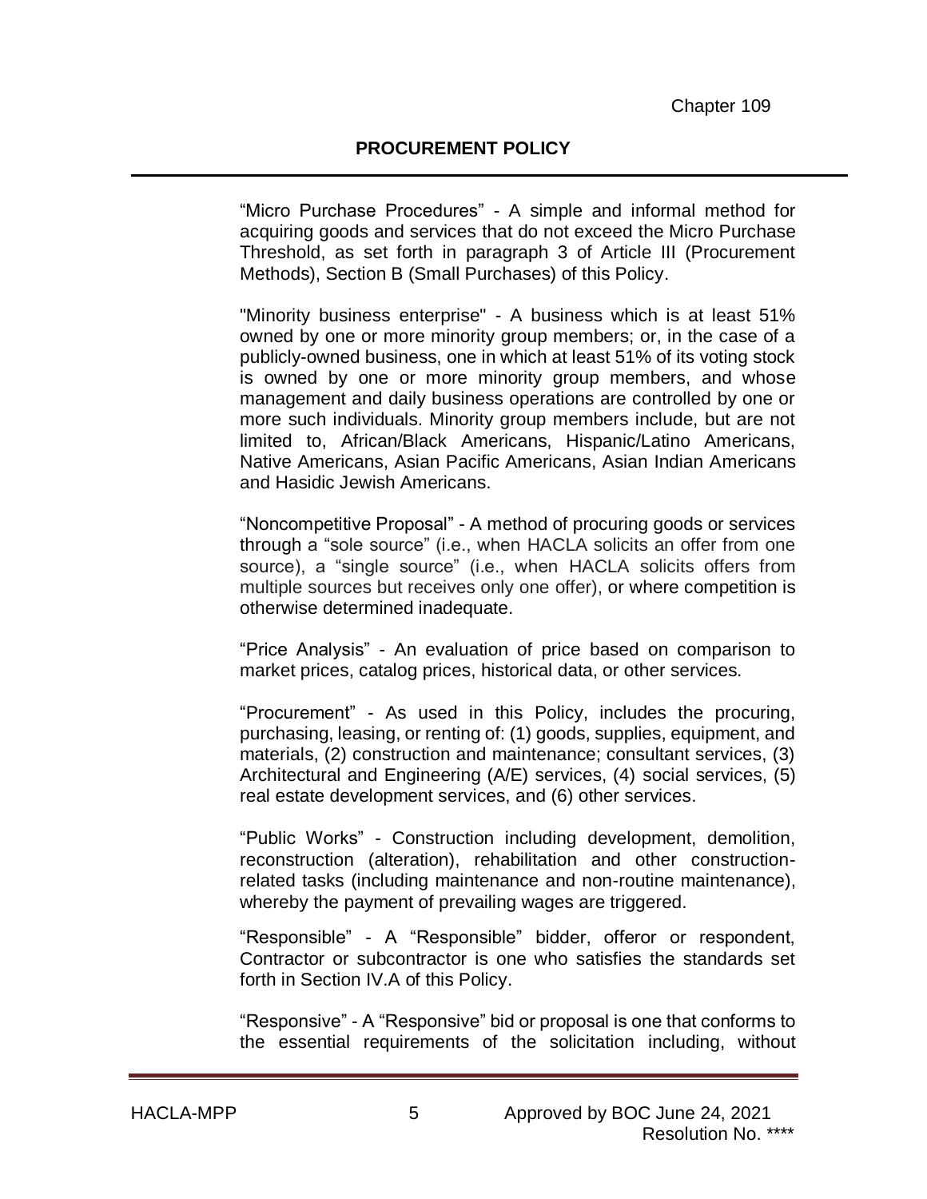"Micro Purchase Procedures" - A simple and informal method for acquiring goods and services that do not exceed the Micro Purchase Threshold, as set forth in paragraph 3 of Article III (Procurement Methods), Section B (Small Purchases) of this Policy.

"Minority business enterprise" - A business which is at least 51% owned by one or more minority group members; or, in the case of a publicly-owned business, one in which at least 51% of its voting stock is owned by one or more minority group members, and whose management and daily business operations are controlled by one or more such individuals. Minority group members include, but are not limited to, African/Black Americans, Hispanic/Latino Americans, Native Americans, Asian Pacific Americans, Asian Indian Americans and Hasidic Jewish Americans.

"Noncompetitive Proposal" - A method of procuring goods or services through a "sole source" (i.e., when HACLA solicits an offer from one source), a "single source" (i.e., when HACLA solicits offers from multiple sources but receives only one offer), or where competition is otherwise determined inadequate.

"Price Analysis" - An evaluation of price based on comparison to market prices, catalog prices, historical data, or other services.

"Procurement" - As used in this Policy, includes the procuring, purchasing, leasing, or renting of: (1) goods, supplies, equipment, and materials, (2) construction and maintenance; consultant services, (3) Architectural and Engineering (A/E) services, (4) social services, (5) real estate development services, and (6) other services.

"Public Works" - Construction including development, demolition, reconstruction (alteration), rehabilitation and other construction-related tasks (including maintenance and non-routine maintenance), whereby the payment of prevailing wages are triggered.

"Responsible" - A "Responsible" bidder, offeror or respondent, Contractor or subcontractor is one who satisfies the standards set forth in Section IV.A of this Policy.

"Responsive" - A "Responsive" bid or proposal is one that conforms to the essential requirements of the solicitation including, without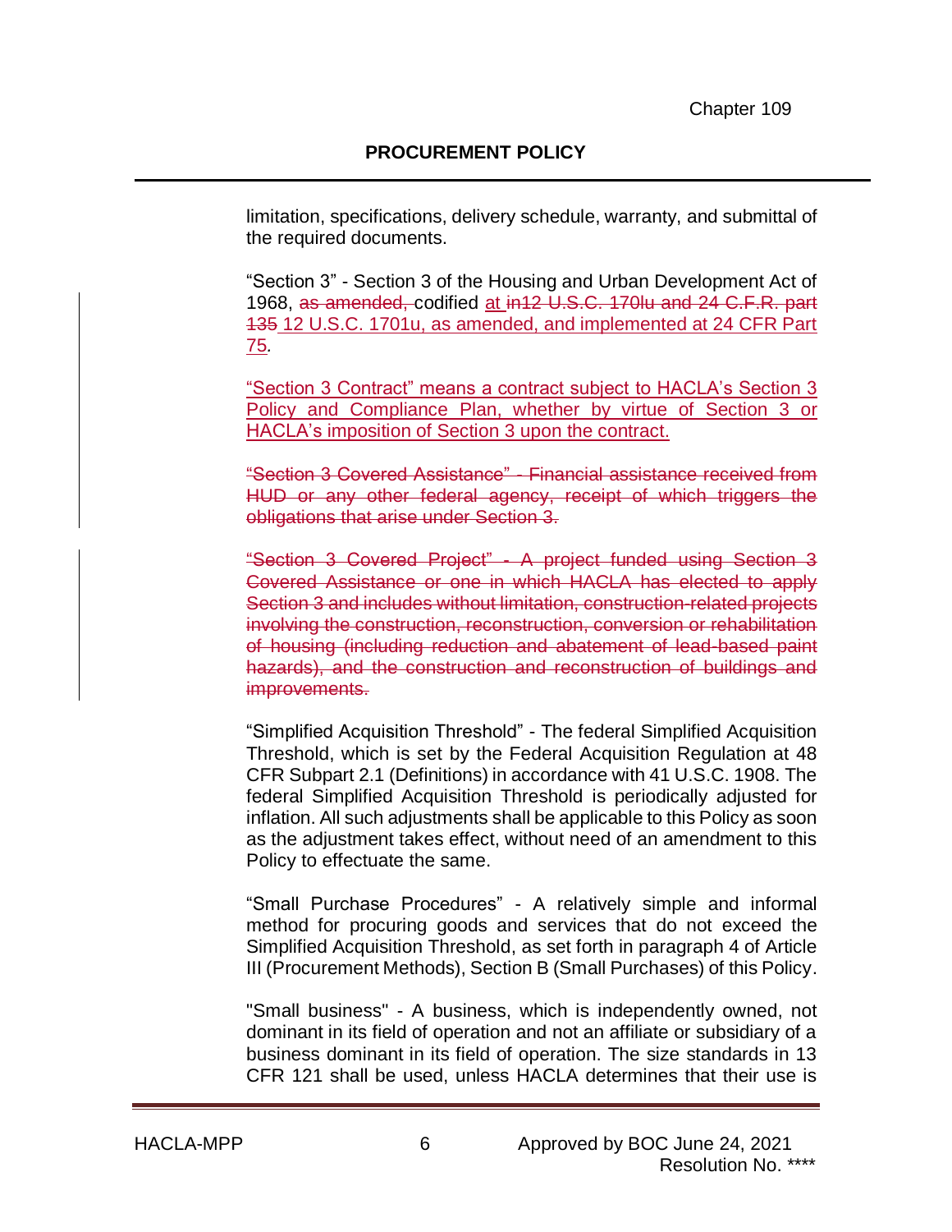limitation, specifications, delivery schedule, warranty, and submittal of the required documents.

"Section 3" - Section 3 of the Housing and Urban Development Act of 1968, ~~as amended,~~ codified at ~~in12 U.S.C. 170lu and 24 C.F.R. part 135~~ 12 U.S.C. 1701u, as amended, and implemented at 24 CFR Part 75.

"Section 3 Contract" means a contract subject to HACLA's Section 3 Policy and Compliance Plan, whether by virtue of Section 3 or HACLA's imposition of Section 3 upon the contract.

~~"Section 3 Covered Assistance" - Financial assistance received from HUD or any other federal agency, receipt of which triggers the obligations that arise under Section 3.~~

~~"Section 3 Covered Project" - A project funded using Section 3 Covered Assistance or one in which HACLA has elected to apply Section 3 and includes without limitation, construction-related projects involving the construction, reconstruction, conversion or rehabilitation of housing (including reduction and abatement of lead-based paint hazards), and the construction and reconstruction of buildings and improvements.~~

"Simplified Acquisition Threshold" - The federal Simplified Acquisition Threshold, which is set by the Federal Acquisition Regulation at 48 CFR Subpart 2.1 (Definitions) in accordance with 41 U.S.C. 1908. The federal Simplified Acquisition Threshold is periodically adjusted for inflation. All such adjustments shall be applicable to this Policy as soon as the adjustment takes effect, without need of an amendment to this Policy to effectuate the same.

"Small Purchase Procedures" - A relatively simple and informal method for procuring goods and services that do not exceed the Simplified Acquisition Threshold, as set forth in paragraph 4 of Article III (Procurement Methods), Section B (Small Purchases) of this Policy.

"Small business" - A business, which is independently owned, not dominant in its field of operation and not an affiliate or subsidiary of a business dominant in its field of operation. The size standards in 13 CFR 121 shall be used, unless HACLA determines that their use is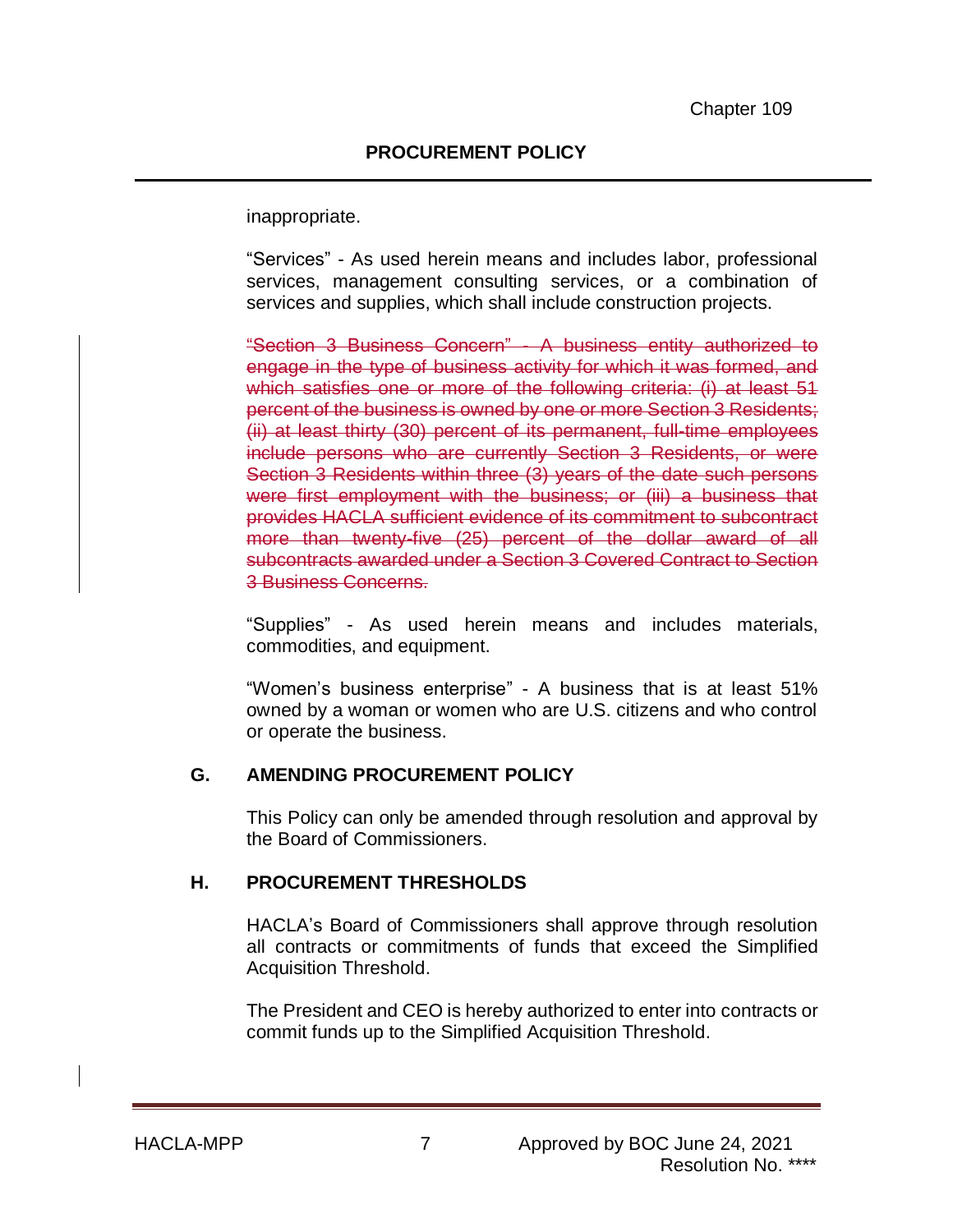inappropriate.

"Services" - As used herein means and includes labor, professional services, management consulting services, or a combination of services and supplies, which shall include construction projects.

~~"Section 3 Business Concern" - A business entity authorized to engage in the type of business activity for which it was formed, and which satisfies one or more of the following criteria: (i) at least 51 percent of the business is owned by one or more Section 3 Residents; (ii) at least thirty (30) percent of its permanent, full-time employees include persons who are currently Section 3 Residents, or were Section 3 Residents within three (3) years of the date such persons were first employment with the business; or (iii) a business that provides HACLA sufficient evidence of its commitment to subcontract more than twenty-five (25) percent of the dollar award of all subcontracts awarded under a Section 3 Covered Contract to Section 3 Business Concerns.~~

"Supplies" - As used herein means and includes materials, commodities, and equipment.

"Women's business enterprise" - A business that is at least 51% owned by a woman or women who are U.S. citizens and who control or operate the business.

## G. AMENDING PROCUREMENT POLICY

This Policy can only be amended through resolution and approval by the Board of Commissioners.

## H. PROCUREMENT THRESHOLDS

HACLA's Board of Commissioners shall approve through resolution all contracts or commitments of funds that exceed the Simplified Acquisition Threshold.

The President and CEO is hereby authorized to enter into contracts or commit funds up to the Simplified Acquisition Threshold.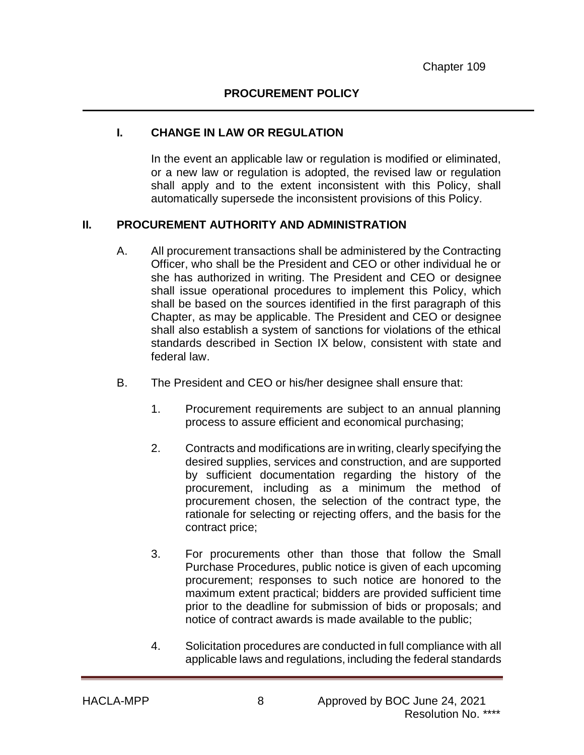Chapter 109

## PROCUREMENT POLICY

### I. CHANGE IN LAW OR REGULATION

In the event an applicable law or regulation is modified or eliminated, or a new law or regulation is adopted, the revised law or regulation shall apply and to the extent inconsistent with this Policy, shall automatically supersede the inconsistent provisions of this Policy.

### II. PROCUREMENT AUTHORITY AND ADMINISTRATION

A. All procurement transactions shall be administered by the Contracting Officer, who shall be the President and CEO or other individual he or she has authorized in writing. The President and CEO or designee shall issue operational procedures to implement this Policy, which shall be based on the sources identified in the first paragraph of this Chapter, as may be applicable. The President and CEO or designee shall also establish a system of sanctions for violations of the ethical standards described in Section IX below, consistent with state and federal law.

B. The President and CEO or his/her designee shall ensure that:

1. Procurement requirements are subject to an annual planning process to assure efficient and economical purchasing;

2. Contracts and modifications are in writing, clearly specifying the desired supplies, services and construction, and are supported by sufficient documentation regarding the history of the procurement, including as a minimum the method of procurement chosen, the selection of the contract type, the rationale for selecting or rejecting offers, and the basis for the contract price;

3. For procurements other than those that follow the Small Purchase Procedures, public notice is given of each upcoming procurement; responses to such notice are honored to the maximum extent practical; bidders are provided sufficient time prior to the deadline for submission of bids or proposals; and notice of contract awards is made available to the public;

4. Solicitation procedures are conducted in full compliance with all applicable laws and regulations, including the federal standards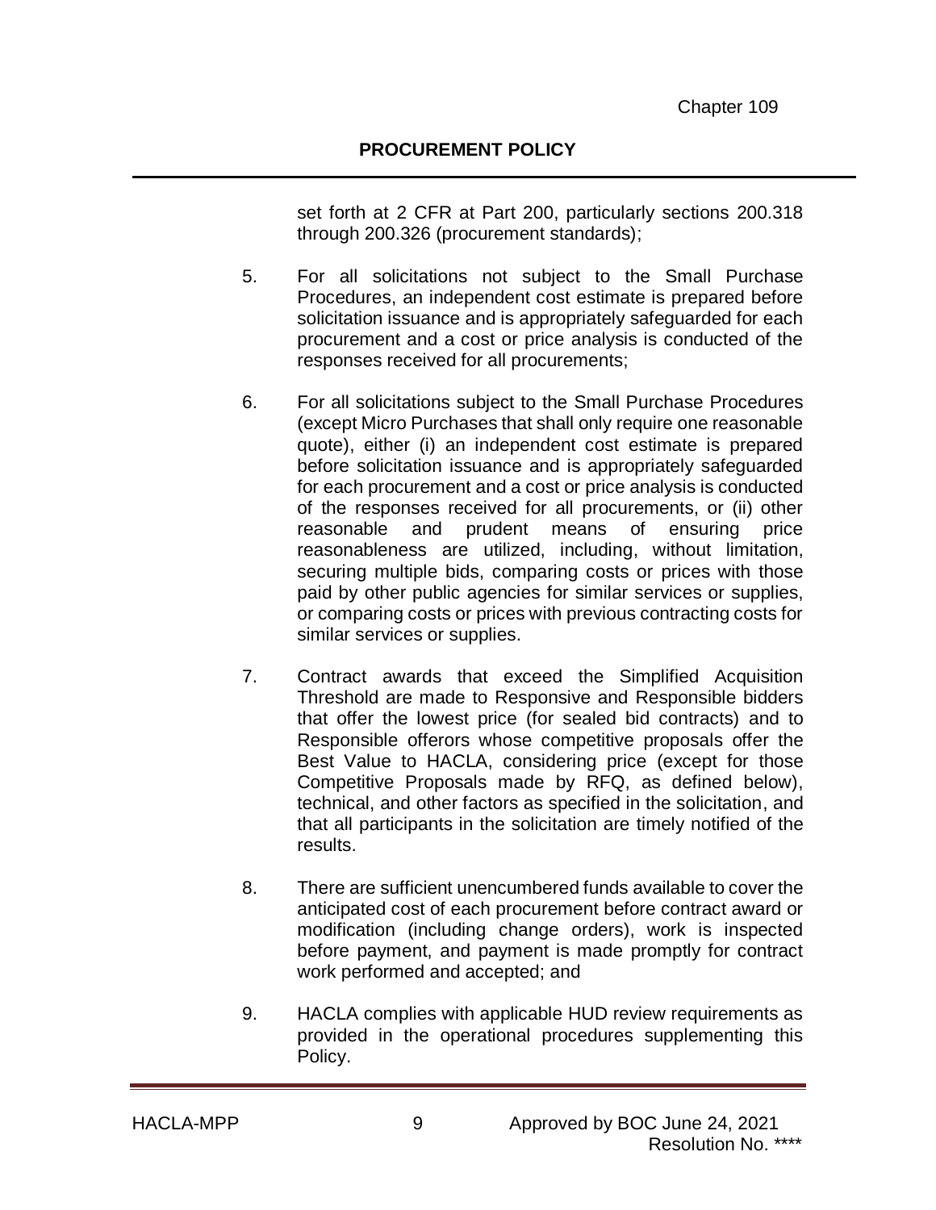set forth at 2 CFR at Part 200, particularly sections 200.318 through 200.326 (procurement standards);

5. For all solicitations not subject to the Small Purchase Procedures, an independent cost estimate is prepared before solicitation issuance and is appropriately safeguarded for each procurement and a cost or price analysis is conducted of the responses received for all procurements;

6. For all solicitations subject to the Small Purchase Procedures (except Micro Purchases that shall only require one reasonable quote), either (i) an independent cost estimate is prepared before solicitation issuance and is appropriately safeguarded for each procurement and a cost or price analysis is conducted of the responses received for all procurements, or (ii) other reasonable and prudent means of ensuring price reasonableness are utilized, including, without limitation, securing multiple bids, comparing costs or prices with those paid by other public agencies for similar services or supplies, or comparing costs or prices with previous contracting costs for similar services or supplies.

7. Contract awards that exceed the Simplified Acquisition Threshold are made to Responsive and Responsible bidders that offer the lowest price (for sealed bid contracts) and to Responsible offerors whose competitive proposals offer the Best Value to HACLA, considering price (except for those Competitive Proposals made by RFQ, as defined below), technical, and other factors as specified in the solicitation, and that all participants in the solicitation are timely notified of the results.

8. There are sufficient unencumbered funds available to cover the anticipated cost of each procurement before contract award or modification (including change orders), work is inspected before payment, and payment is made promptly for contract work performed and accepted; and

9. HACLA complies with applicable HUD review requirements as provided in the operational procedures supplementing this Policy.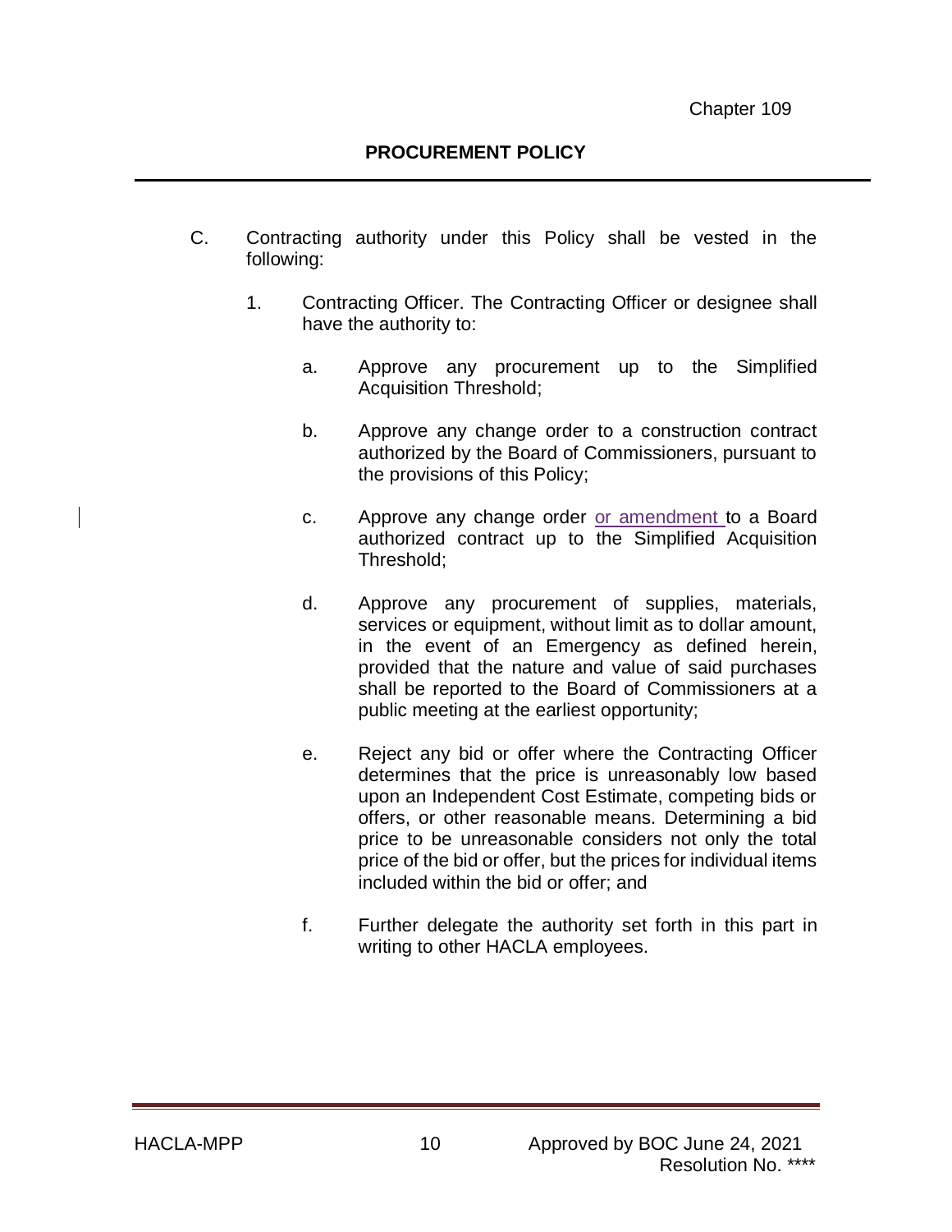C. Contracting authority under this Policy shall be vested in the following:

1. Contracting Officer. The Contracting Officer or designee shall have the authority to:

   a. Approve any procurement up to the Simplified Acquisition Threshold;

   b. Approve any change order to a construction contract authorized by the Board of Commissioners, pursuant to the provisions of this Policy;

   c. Approve any change order or amendment to a Board authorized contract up to the Simplified Acquisition Threshold;

   d. Approve any procurement of supplies, materials, services or equipment, without limit as to dollar amount, in the event of an Emergency as defined herein, provided that the nature and value of said purchases shall be reported to the Board of Commissioners at a public meeting at the earliest opportunity;

   e. Reject any bid or offer where the Contracting Officer determines that the price is unreasonably low based upon an Independent Cost Estimate, competing bids or offers, or other reasonable means. Determining a bid price to be unreasonable considers not only the total price of the bid or offer, but the prices for individual items included within the bid or offer; and

   f. Further delegate the authority set forth in this part in writing to other HACLA employees.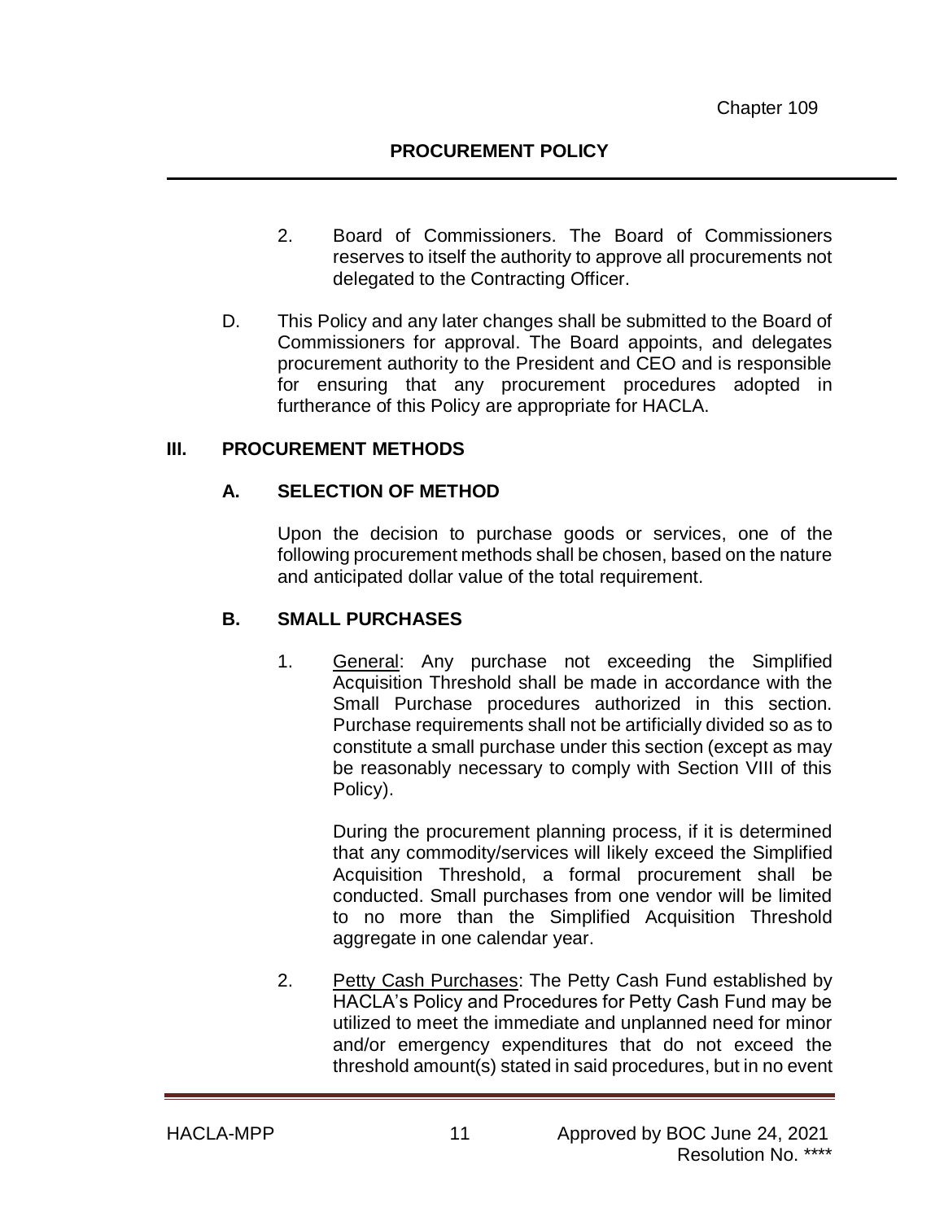2. Board of Commissioners. The Board of Commissioners reserves to itself the authority to approve all procurements not delegated to the Contracting Officer.

D. This Policy and any later changes shall be submitted to the Board of Commissioners for approval. The Board appoints, and delegates procurement authority to the President and CEO and is responsible for ensuring that any procurement procedures adopted in furtherance of this Policy are appropriate for HACLA.

## III. PROCUREMENT METHODS

### A. SELECTION OF METHOD

Upon the decision to purchase goods or services, one of the following procurement methods shall be chosen, based on the nature and anticipated dollar value of the total requirement.

### B. SMALL PURCHASES

1. General: Any purchase not exceeding the Simplified Acquisition Threshold shall be made in accordance with the Small Purchase procedures authorized in this section. Purchase requirements shall not be artificially divided so as to constitute a small purchase under this section (except as may be reasonably necessary to comply with Section VIII of this Policy).

   During the procurement planning process, if it is determined that any commodity/services will likely exceed the Simplified Acquisition Threshold, a formal procurement shall be conducted. Small purchases from one vendor will be limited to no more than the Simplified Acquisition Threshold aggregate in one calendar year.

2. Petty Cash Purchases: The Petty Cash Fund established by HACLA's Policy and Procedures for Petty Cash Fund may be utilized to meet the immediate and unplanned need for minor and/or emergency expenditures that do not exceed the threshold amount(s) stated in said procedures, but in no event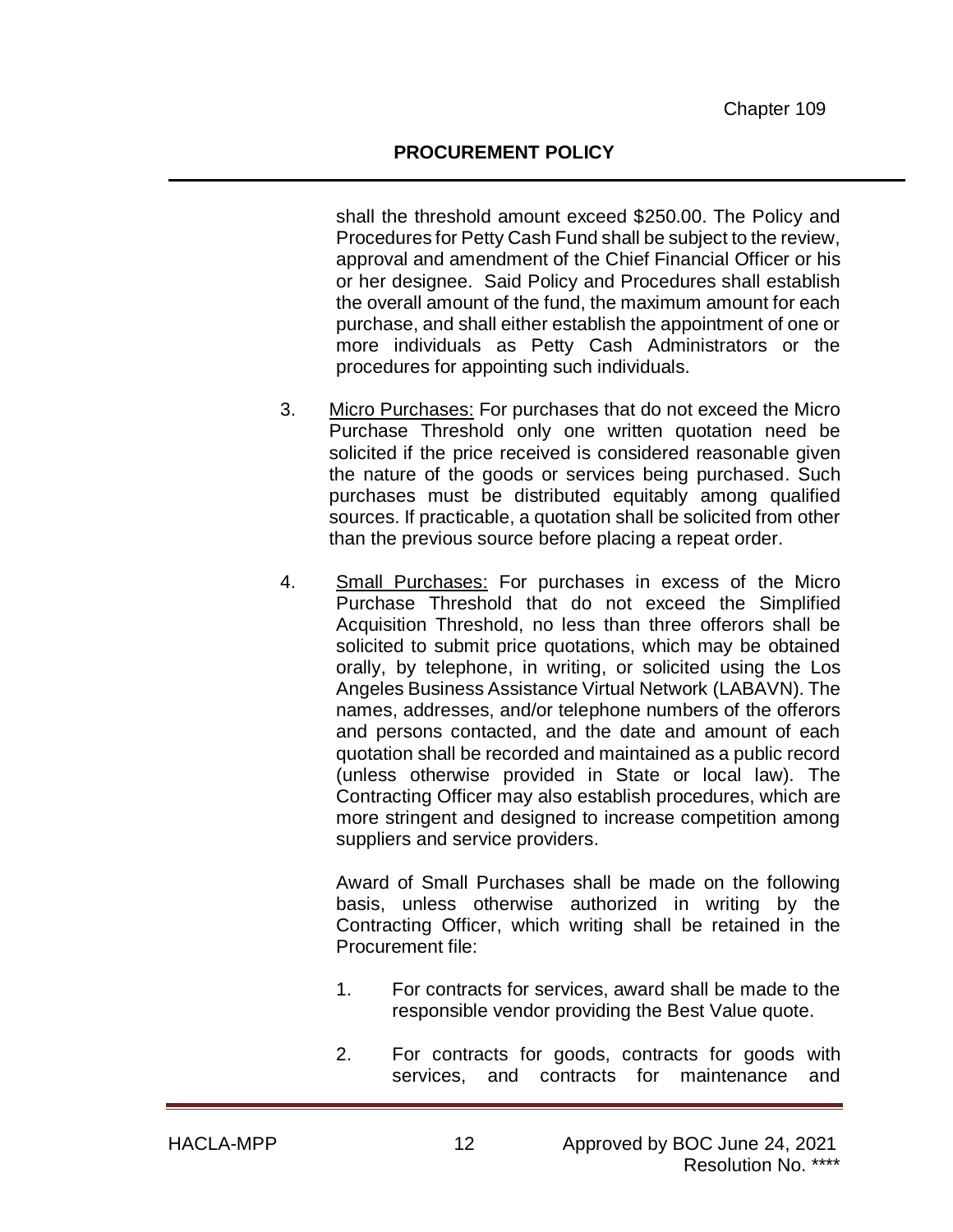shall the threshold amount exceed $250.00. The Policy and Procedures for Petty Cash Fund shall be subject to the review, approval and amendment of the Chief Financial Officer or his or her designee. Said Policy and Procedures shall establish the overall amount of the fund, the maximum amount for each purchase, and shall either establish the appointment of one or more individuals as Petty Cash Administrators or the procedures for appointing such individuals.

3. Micro Purchases: For purchases that do not exceed the Micro Purchase Threshold only one written quotation need be solicited if the price received is considered reasonable given the nature of the goods or services being purchased. Such purchases must be distributed equitably among qualified sources. If practicable, a quotation shall be solicited from other than the previous source before placing a repeat order.

4. Small Purchases: For purchases in excess of the Micro Purchase Threshold that do not exceed the Simplified Acquisition Threshold, no less than three offerors shall be solicited to submit price quotations, which may be obtained orally, by telephone, in writing, or solicited using the Los Angeles Business Assistance Virtual Network (LABAVN). The names, addresses, and/or telephone numbers of the offerors and persons contacted, and the date and amount of each quotation shall be recorded and maintained as a public record (unless otherwise provided in State or local law). The Contracting Officer may also establish procedures, which are more stringent and designed to increase competition among suppliers and service providers.

   Award of Small Purchases shall be made on the following basis, unless otherwise authorized in writing by the Contracting Officer, which writing shall be retained in the Procurement file:

   1. For contracts for services, award shall be made to the responsible vendor providing the Best Value quote.

   2. For contracts for goods, contracts for goods with services, and contracts for maintenance and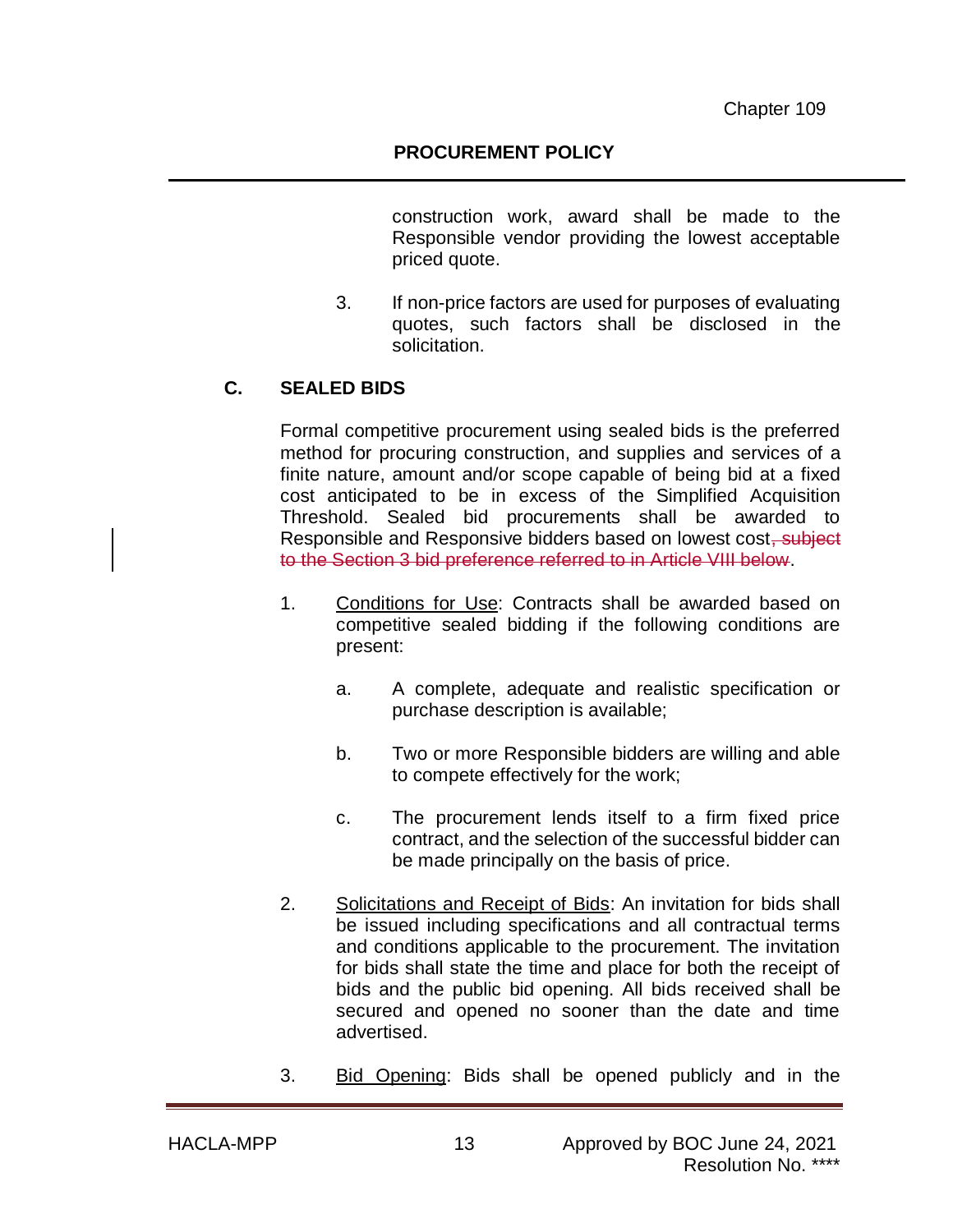construction work, award shall be made to the Responsible vendor providing the lowest acceptable priced quote.

3. If non-price factors are used for purposes of evaluating quotes, such factors shall be disclosed in the solicitation.

## C. SEALED BIDS

Formal competitive procurement using sealed bids is the preferred method for procuring construction, and supplies and services of a finite nature, amount and/or scope capable of being bid at a fixed cost anticipated to be in excess of the Simplified Acquisition Threshold. Sealed bid procurements shall be awarded to Responsible and Responsive bidders based on lowest cost~~, subject to the Section 3 bid preference referred to in Article VIII below~~.

1. Conditions for Use: Contracts shall be awarded based on competitive sealed bidding if the following conditions are present:

   a. A complete, adequate and realistic specification or purchase description is available;

   b. Two or more Responsible bidders are willing and able to compete effectively for the work;

   c. The procurement lends itself to a firm fixed price contract, and the selection of the successful bidder can be made principally on the basis of price.

2. Solicitations and Receipt of Bids: An invitation for bids shall be issued including specifications and all contractual terms and conditions applicable to the procurement. The invitation for bids shall state the time and place for both the receipt of bids and the public bid opening. All bids received shall be secured and opened no sooner than the date and time advertised.

3. Bid Opening: Bids shall be opened publicly and in the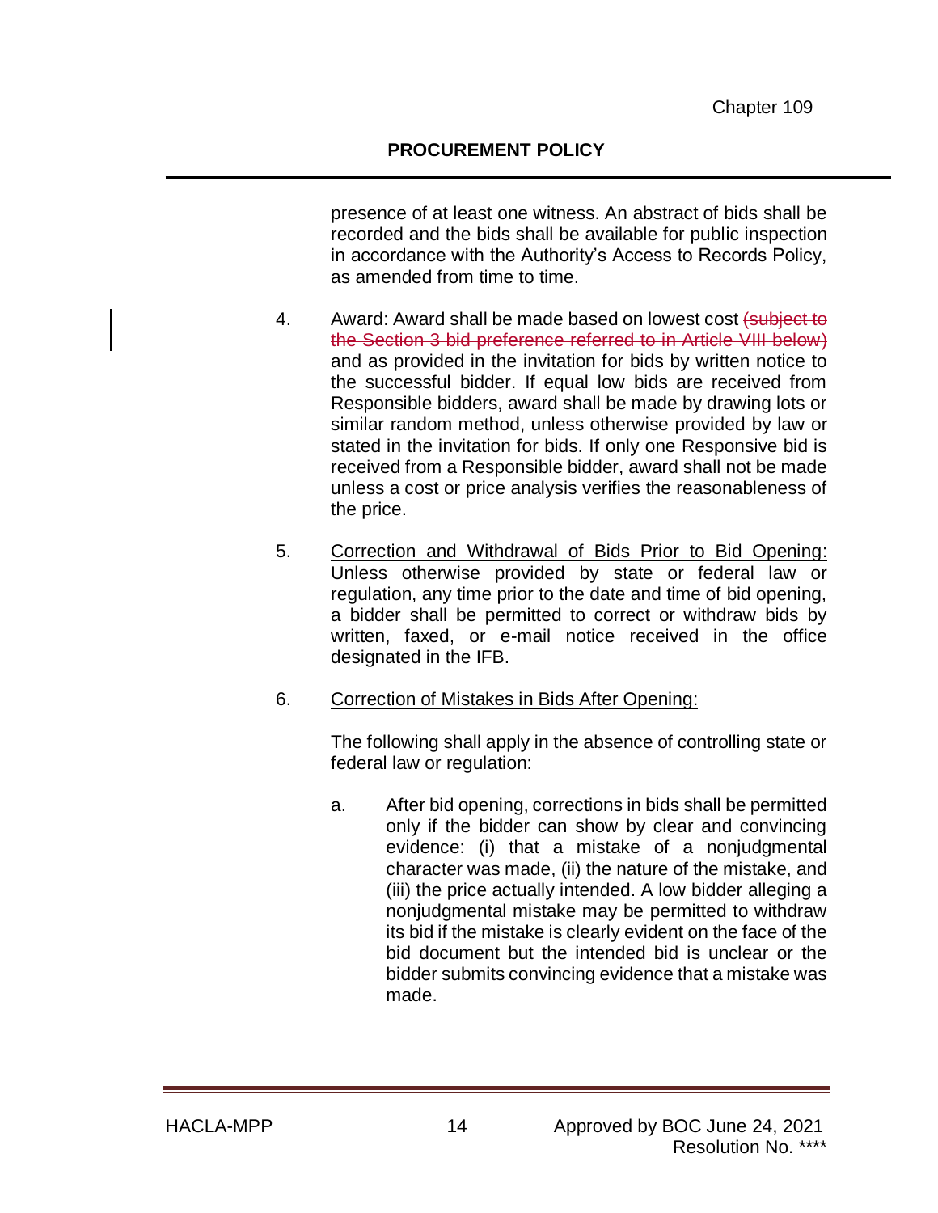presence of at least one witness. An abstract of bids shall be recorded and the bids shall be available for public inspection in accordance with the Authority's Access to Records Policy, as amended from time to time.

4. <u>Award:</u> Award shall be made based on lowest cost ~~(subject to the Section 3 bid preference referred to in Article VIII below)~~ and as provided in the invitation for bids by written notice to the successful bidder. If equal low bids are received from Responsible bidders, award shall be made by drawing lots or similar random method, unless otherwise provided by law or stated in the invitation for bids. If only one Responsive bid is received from a Responsible bidder, award shall not be made unless a cost or price analysis verifies the reasonableness of the price.

5. <u>Correction and Withdrawal of Bids Prior to Bid Opening:</u> Unless otherwise provided by state or federal law or regulation, any time prior to the date and time of bid opening, a bidder shall be permitted to correct or withdraw bids by written, faxed, or e-mail notice received in the office designated in the IFB.

6. <u>Correction of Mistakes in Bids After Opening:</u>

   The following shall apply in the absence of controlling state or federal law or regulation:

   a. After bid opening, corrections in bids shall be permitted only if the bidder can show by clear and convincing evidence: (i) that a mistake of a nonjudgmental character was made, (ii) the nature of the mistake, and (iii) the price actually intended. A low bidder alleging a nonjudgmental mistake may be permitted to withdraw its bid if the mistake is clearly evident on the face of the bid document but the intended bid is unclear or the bidder submits convincing evidence that a mistake was made.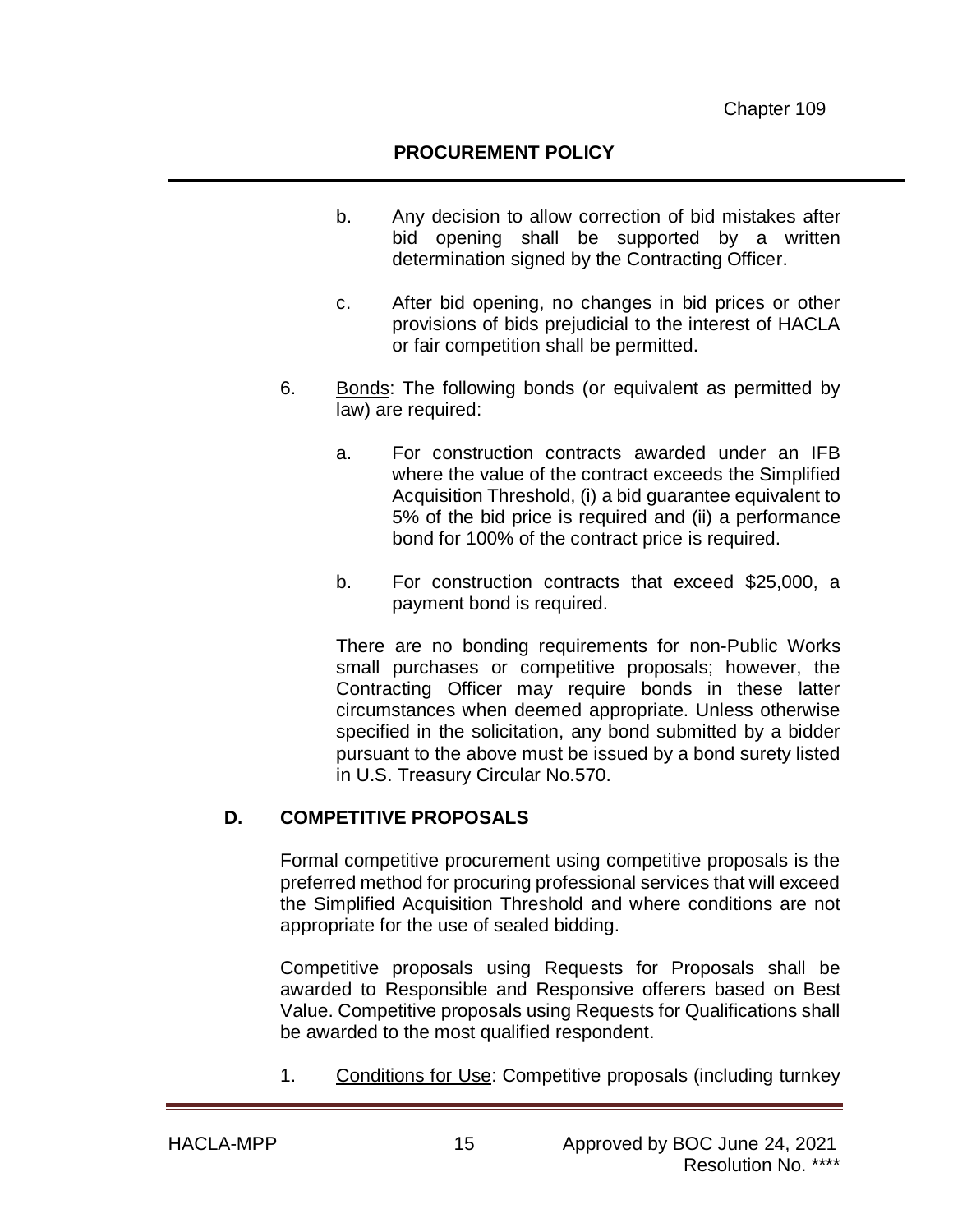b. Any decision to allow correction of bid mistakes after bid opening shall be supported by a written determination signed by the Contracting Officer.

c. After bid opening, no changes in bid prices or other provisions of bids prejudicial to the interest of HACLA or fair competition shall be permitted.

6. Bonds: The following bonds (or equivalent as permitted by law) are required:

   a. For construction contracts awarded under an IFB where the value of the contract exceeds the Simplified Acquisition Threshold, (i) a bid guarantee equivalent to 5% of the bid price is required and (ii) a performance bond for 100% of the contract price is required.

   b. For construction contracts that exceed $25,000, a payment bond is required.

   There are no bonding requirements for non-Public Works small purchases or competitive proposals; however, the Contracting Officer may require bonds in these latter circumstances when deemed appropriate. Unless otherwise specified in the solicitation, any bond submitted by a bidder pursuant to the above must be issued by a bond surety listed in U.S. Treasury Circular No.570.

## D. COMPETITIVE PROPOSALS

Formal competitive procurement using competitive proposals is the preferred method for procuring professional services that will exceed the Simplified Acquisition Threshold and where conditions are not appropriate for the use of sealed bidding.

Competitive proposals using Requests for Proposals shall be awarded to Responsible and Responsive offerers based on Best Value. Competitive proposals using Requests for Qualifications shall be awarded to the most qualified respondent.

1. Conditions for Use: Competitive proposals (including turnkey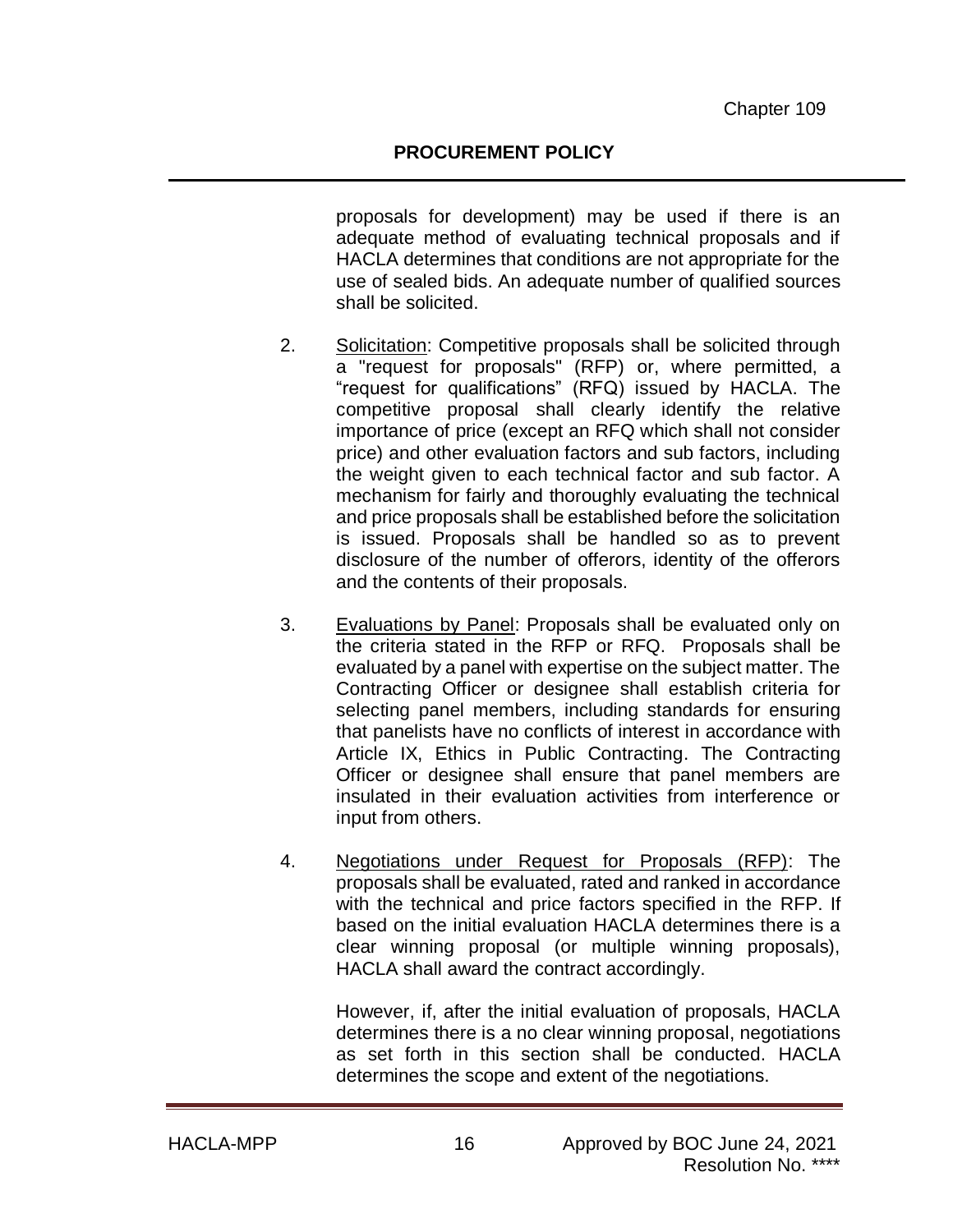proposals for development) may be used if there is an adequate method of evaluating technical proposals and if HACLA determines that conditions are not appropriate for the use of sealed bids. An adequate number of qualified sources shall be solicited.

2. Solicitation: Competitive proposals shall be solicited through a "request for proposals" (RFP) or, where permitted, a "request for qualifications" (RFQ) issued by HACLA. The competitive proposal shall clearly identify the relative importance of price (except an RFQ which shall not consider price) and other evaluation factors and sub factors, including the weight given to each technical factor and sub factor. A mechanism for fairly and thoroughly evaluating the technical and price proposals shall be established before the solicitation is issued. Proposals shall be handled so as to prevent disclosure of the number of offerors, identity of the offerors and the contents of their proposals.

3. Evaluations by Panel: Proposals shall be evaluated only on the criteria stated in the RFP or RFQ. Proposals shall be evaluated by a panel with expertise on the subject matter. The Contracting Officer or designee shall establish criteria for selecting panel members, including standards for ensuring that panelists have no conflicts of interest in accordance with Article IX, Ethics in Public Contracting. The Contracting Officer or designee shall ensure that panel members are insulated in their evaluation activities from interference or input from others.

4. Negotiations under Request for Proposals (RFP): The proposals shall be evaluated, rated and ranked in accordance with the technical and price factors specified in the RFP. If based on the initial evaluation HACLA determines there is a clear winning proposal (or multiple winning proposals), HACLA shall award the contract accordingly.

   However, if, after the initial evaluation of proposals, HACLA determines there is a no clear winning proposal, negotiations as set forth in this section shall be conducted. HACLA determines the scope and extent of the negotiations.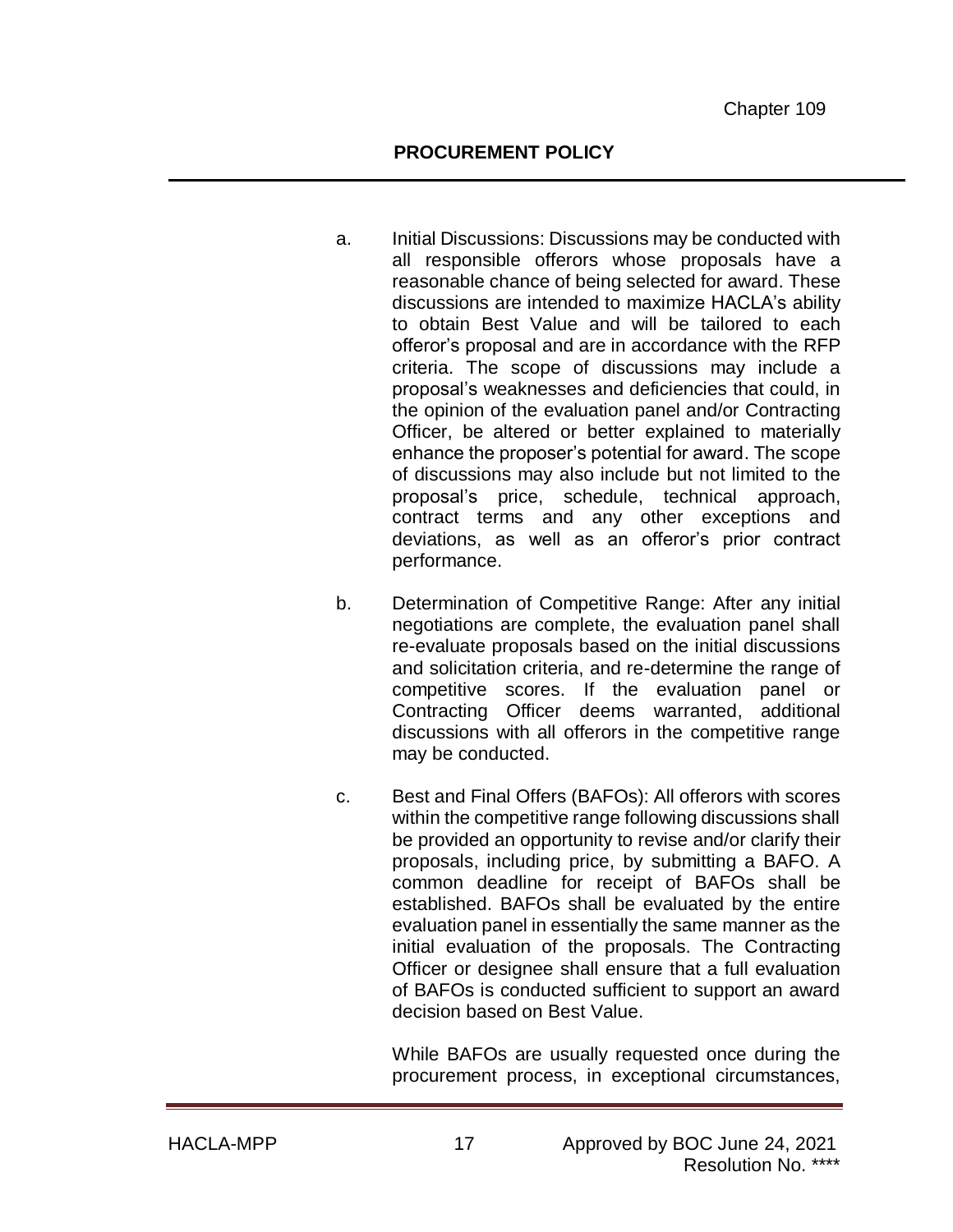a. Initial Discussions: Discussions may be conducted with all responsible offerors whose proposals have a reasonable chance of being selected for award. These discussions are intended to maximize HACLA's ability to obtain Best Value and will be tailored to each offeror's proposal and are in accordance with the RFP criteria. The scope of discussions may include a proposal's weaknesses and deficiencies that could, in the opinion of the evaluation panel and/or Contracting Officer, be altered or better explained to materially enhance the proposer's potential for award. The scope of discussions may also include but not limited to the proposal's price, schedule, technical approach, contract terms and any other exceptions and deviations, as well as an offeror's prior contract performance.

b. Determination of Competitive Range: After any initial negotiations are complete, the evaluation panel shall re-evaluate proposals based on the initial discussions and solicitation criteria, and re-determine the range of competitive scores. If the evaluation panel or Contracting Officer deems warranted, additional discussions with all offerors in the competitive range may be conducted.

c. Best and Final Offers (BAFOs): All offerors with scores within the competitive range following discussions shall be provided an opportunity to revise and/or clarify their proposals, including price, by submitting a BAFO. A common deadline for receipt of BAFOs shall be established. BAFOs shall be evaluated by the entire evaluation panel in essentially the same manner as the initial evaluation of the proposals. The Contracting Officer or designee shall ensure that a full evaluation of BAFOs is conducted sufficient to support an award decision based on Best Value.

   While BAFOs are usually requested once during the procurement process, in exceptional circumstances,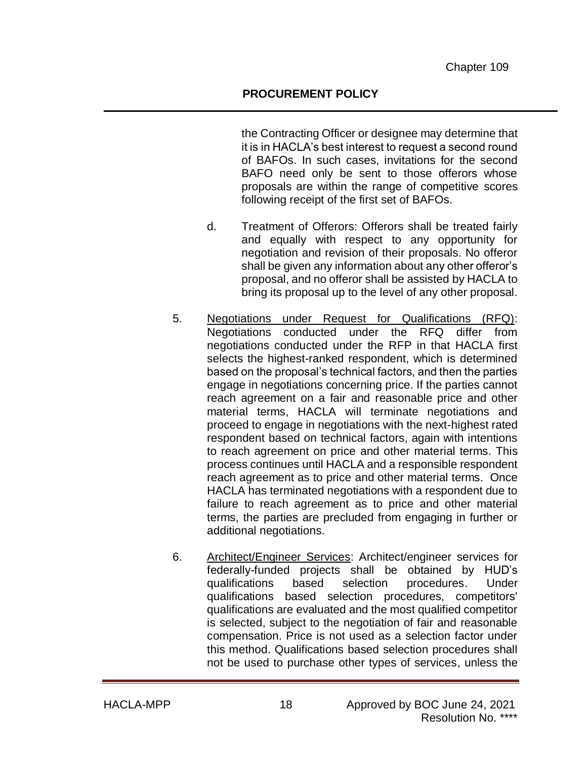the Contracting Officer or designee may determine that it is in HACLA's best interest to request a second round of BAFOs. In such cases, invitations for the second BAFO need only be sent to those offerors whose proposals are within the range of competitive scores following receipt of the first set of BAFOs.

d. Treatment of Offerors: Offerors shall be treated fairly and equally with respect to any opportunity for negotiation and revision of their proposals. No offeror shall be given any information about any other offeror's proposal, and no offeror shall be assisted by HACLA to bring its proposal up to the level of any other proposal.

5. <u>Negotiations under Request for Qualifications (RFQ)</u>: Negotiations conducted under the RFQ differ from negotiations conducted under the RFP in that HACLA first selects the highest-ranked respondent, which is determined based on the proposal's technical factors, and then the parties engage in negotiations concerning price. If the parties cannot reach agreement on a fair and reasonable price and other material terms, HACLA will terminate negotiations and proceed to engage in negotiations with the next-highest rated respondent based on technical factors, again with intentions to reach agreement on price and other material terms. This process continues until HACLA and a responsible respondent reach agreement as to price and other material terms. Once HACLA has terminated negotiations with a respondent due to failure to reach agreement as to price and other material terms, the parties are precluded from engaging in further or additional negotiations.

6. <u>Architect/Engineer Services</u>: Architect/engineer services for federally-funded projects shall be obtained by HUD's qualifications based selection procedures. Under qualifications based selection procedures, competitors' qualifications are evaluated and the most qualified competitor is selected, subject to the negotiation of fair and reasonable compensation. Price is not used as a selection factor under this method. Qualifications based selection procedures shall not be used to purchase other types of services, unless the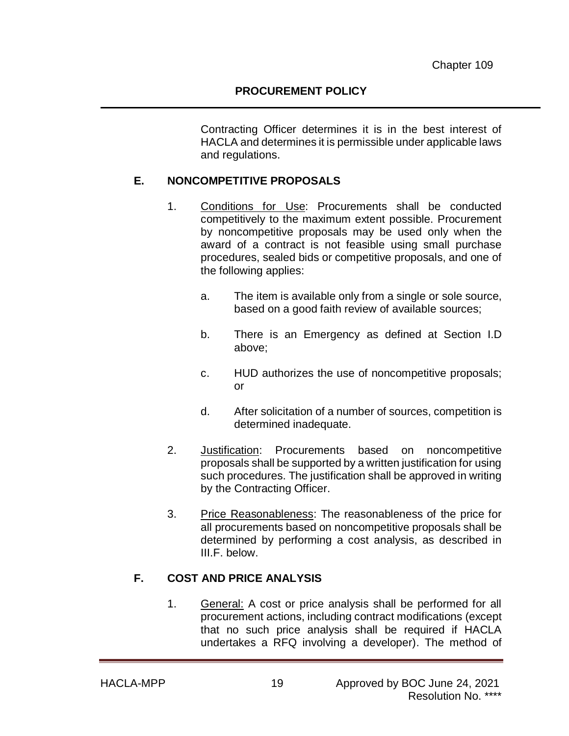Contracting Officer determines it is in the best interest of HACLA and determines it is permissible under applicable laws and regulations.

### E. NONCOMPETITIVE PROPOSALS

1. Conditions for Use: Procurements shall be conducted competitively to the maximum extent possible. Procurement by noncompetitive proposals may be used only when the award of a contract is not feasible using small purchase procedures, sealed bids or competitive proposals, and one of the following applies:

   a. The item is available only from a single or sole source, based on a good faith review of available sources;

   b. There is an Emergency as defined at Section I.D above;

   c. HUD authorizes the use of noncompetitive proposals; or

   d. After solicitation of a number of sources, competition is determined inadequate.

2. Justification: Procurements based on noncompetitive proposals shall be supported by a written justification for using such procedures. The justification shall be approved in writing by the Contracting Officer.

3. Price Reasonableness: The reasonableness of the price for all procurements based on noncompetitive proposals shall be determined by performing a cost analysis, as described in III.F. below.

### F. COST AND PRICE ANALYSIS

1. General: A cost or price analysis shall be performed for all procurement actions, including contract modifications (except that no such price analysis shall be required if HACLA undertakes a RFQ involving a developer). The method of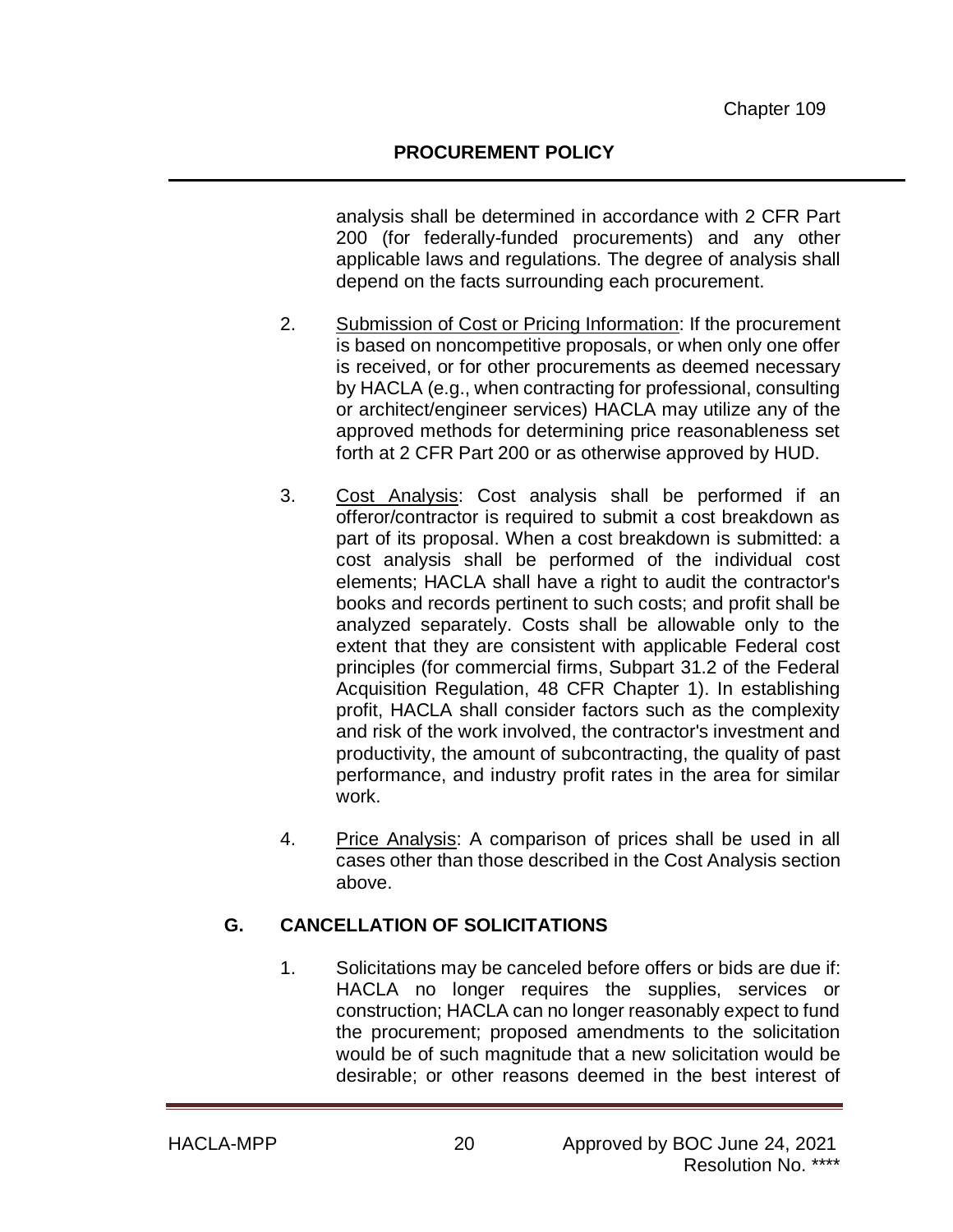analysis shall be determined in accordance with 2 CFR Part 200 (for federally-funded procurements) and any other applicable laws and regulations. The degree of analysis shall depend on the facts surrounding each procurement.

2. Submission of Cost or Pricing Information: If the procurement is based on noncompetitive proposals, or when only one offer is received, or for other procurements as deemed necessary by HACLA (e.g., when contracting for professional, consulting or architect/engineer services) HACLA may utilize any of the approved methods for determining price reasonableness set forth at 2 CFR Part 200 or as otherwise approved by HUD.

3. Cost Analysis: Cost analysis shall be performed if an offeror/contractor is required to submit a cost breakdown as part of its proposal. When a cost breakdown is submitted: a cost analysis shall be performed of the individual cost elements; HACLA shall have a right to audit the contractor's books and records pertinent to such costs; and profit shall be analyzed separately. Costs shall be allowable only to the extent that they are consistent with applicable Federal cost principles (for commercial firms, Subpart 31.2 of the Federal Acquisition Regulation, 48 CFR Chapter 1). In establishing profit, HACLA shall consider factors such as the complexity and risk of the work involved, the contractor's investment and productivity, the amount of subcontracting, the quality of past performance, and industry profit rates in the area for similar work.

4. Price Analysis: A comparison of prices shall be used in all cases other than those described in the Cost Analysis section above.

## G. CANCELLATION OF SOLICITATIONS

1. Solicitations may be canceled before offers or bids are due if: HACLA no longer requires the supplies, services or construction; HACLA can no longer reasonably expect to fund the procurement; proposed amendments to the solicitation would be of such magnitude that a new solicitation would be desirable; or other reasons deemed in the best interest of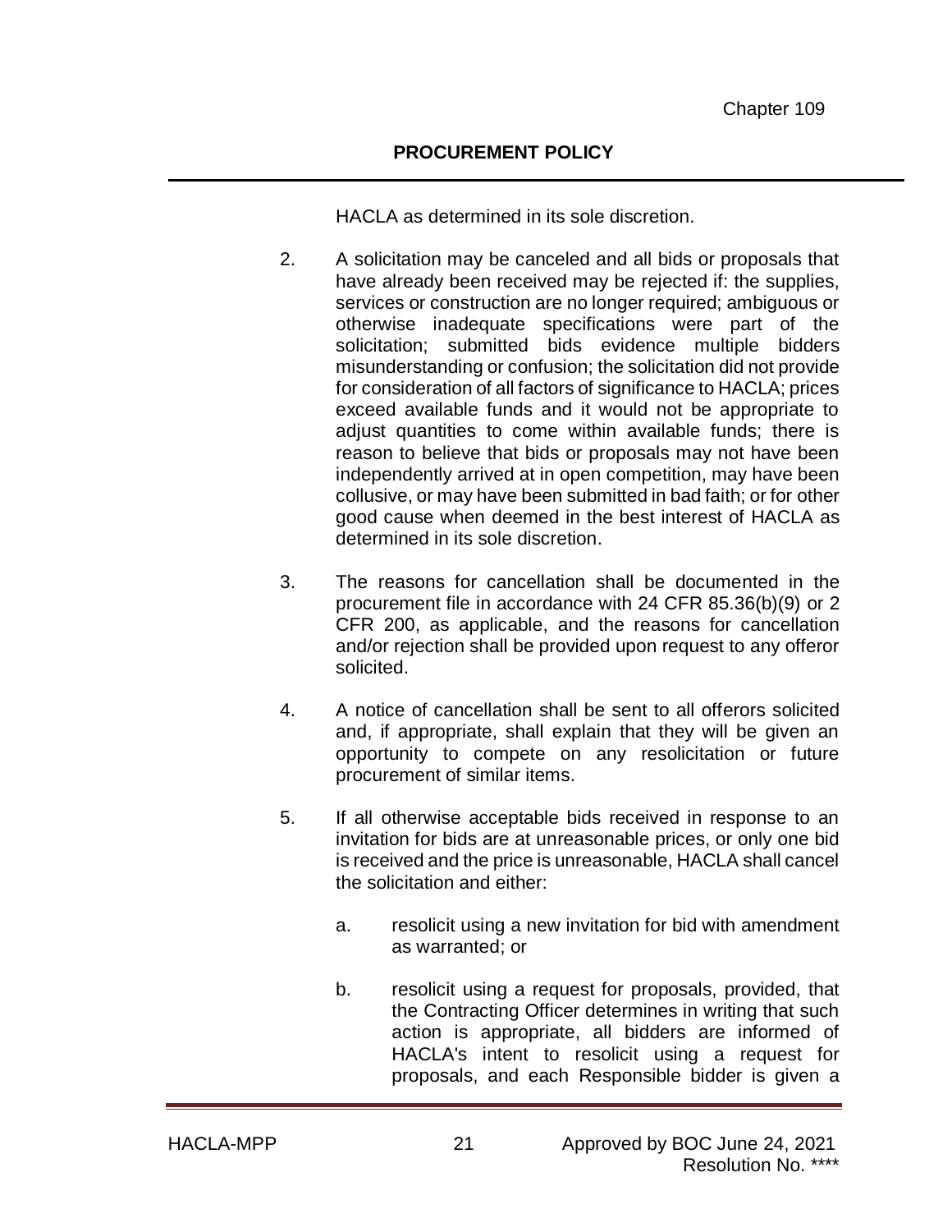HACLA as determined in its sole discretion.

2. A solicitation may be canceled and all bids or proposals that have already been received may be rejected if: the supplies, services or construction are no longer required; ambiguous or otherwise inadequate specifications were part of the solicitation; submitted bids evidence multiple bidders misunderstanding or confusion; the solicitation did not provide for consideration of all factors of significance to HACLA; prices exceed available funds and it would not be appropriate to adjust quantities to come within available funds; there is reason to believe that bids or proposals may not have been independently arrived at in open competition, may have been collusive, or may have been submitted in bad faith; or for other good cause when deemed in the best interest of HACLA as determined in its sole discretion.

3. The reasons for cancellation shall be documented in the procurement file in accordance with 24 CFR 85.36(b)(9) or 2 CFR 200, as applicable, and the reasons for cancellation and/or rejection shall be provided upon request to any offeror solicited.

4. A notice of cancellation shall be sent to all offerors solicited and, if appropriate, shall explain that they will be given an opportunity to compete on any resolicitation or future procurement of similar items.

5. If all otherwise acceptable bids received in response to an invitation for bids are at unreasonable prices, or only one bid is received and the price is unreasonable, HACLA shall cancel the solicitation and either:

   a. resolicit using a new invitation for bid with amendment as warranted; or

   b. resolicit using a request for proposals, provided, that the Contracting Officer determines in writing that such action is appropriate, all bidders are informed of HACLA's intent to resolicit using a request for proposals, and each Responsible bidder is given a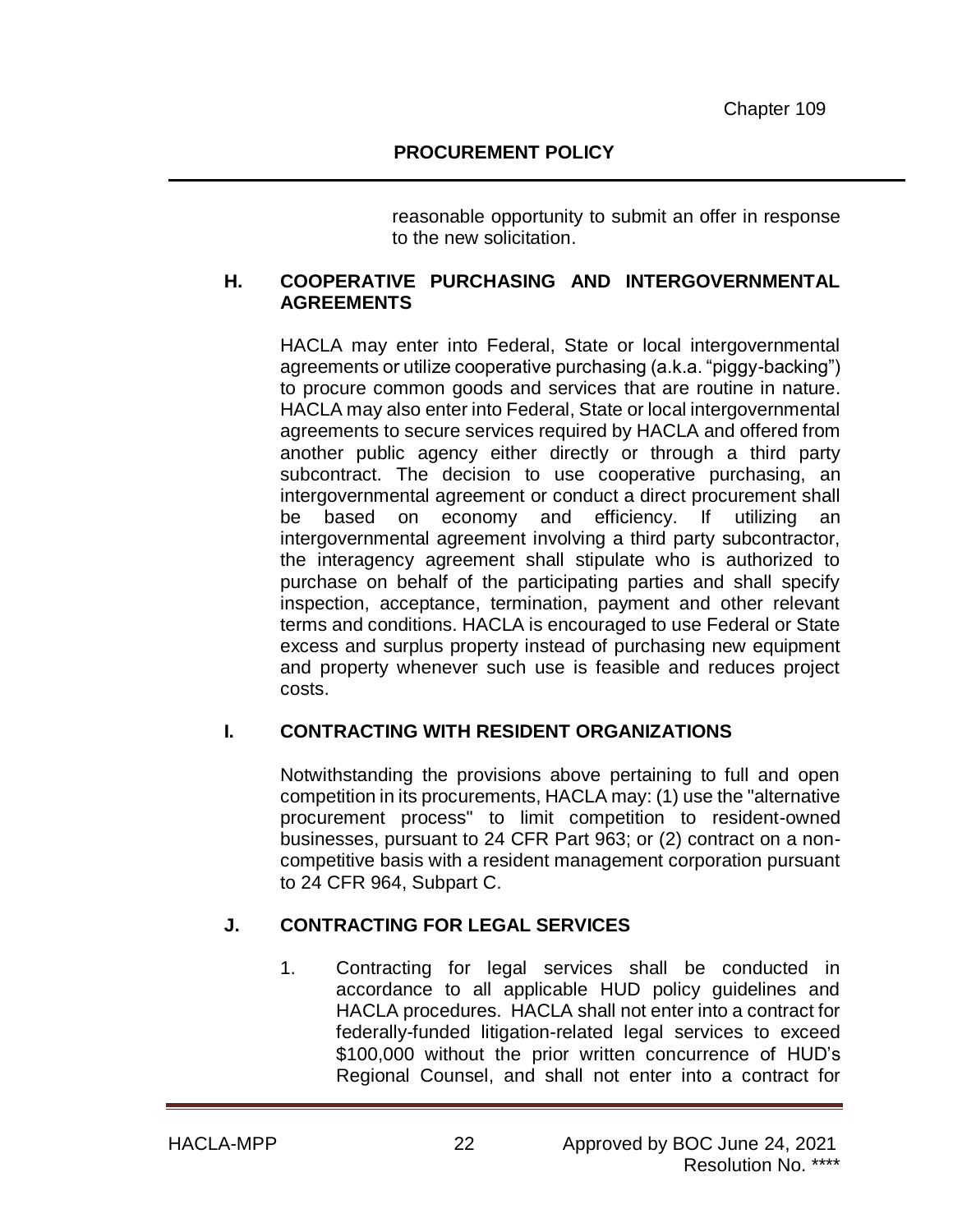reasonable opportunity to submit an offer in response to the new solicitation.

### H. COOPERATIVE PURCHASING AND INTERGOVERNMENTAL AGREEMENTS

HACLA may enter into Federal, State or local intergovernmental agreements or utilize cooperative purchasing (a.k.a. "piggy-backing") to procure common goods and services that are routine in nature. HACLA may also enter into Federal, State or local intergovernmental agreements to secure services required by HACLA and offered from another public agency either directly or through a third party subcontract. The decision to use cooperative purchasing, an intergovernmental agreement or conduct a direct procurement shall be based on economy and efficiency. If utilizing an intergovernmental agreement involving a third party subcontractor, the interagency agreement shall stipulate who is authorized to purchase on behalf of the participating parties and shall specify inspection, acceptance, termination, payment and other relevant terms and conditions. HACLA is encouraged to use Federal or State excess and surplus property instead of purchasing new equipment and property whenever such use is feasible and reduces project costs.

### I. CONTRACTING WITH RESIDENT ORGANIZATIONS

Notwithstanding the provisions above pertaining to full and open competition in its procurements, HACLA may: (1) use the "alternative procurement process" to limit competition to resident-owned businesses, pursuant to 24 CFR Part 963; or (2) contract on a non-competitive basis with a resident management corporation pursuant to 24 CFR 964, Subpart C.

### J. CONTRACTING FOR LEGAL SERVICES

1. Contracting for legal services shall be conducted in accordance to all applicable HUD policy guidelines and HACLA procedures. HACLA shall not enter into a contract for federally-funded litigation-related legal services to exceed \$100,000 without the prior written concurrence of HUD's Regional Counsel, and shall not enter into a contract for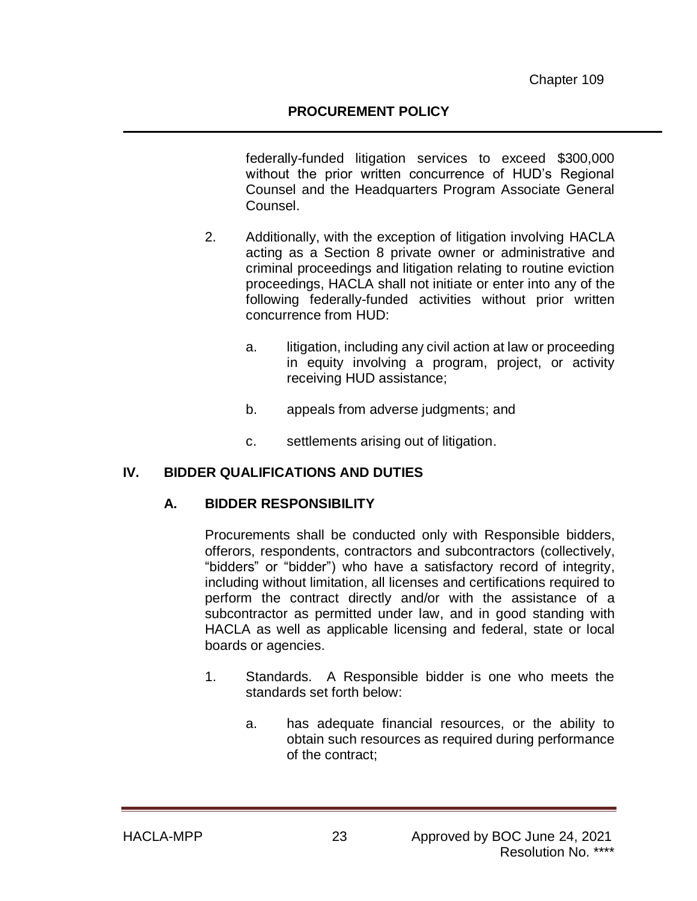federally-funded litigation services to exceed $300,000 without the prior written concurrence of HUD's Regional Counsel and the Headquarters Program Associate General Counsel.

2. Additionally, with the exception of litigation involving HACLA acting as a Section 8 private owner or administrative and criminal proceedings and litigation relating to routine eviction proceedings, HACLA shall not initiate or enter into any of the following federally-funded activities without prior written concurrence from HUD:

   a. litigation, including any civil action at law or proceeding in equity involving a program, project, or activity receiving HUD assistance;

   b. appeals from adverse judgments; and

   c. settlements arising out of litigation.

## IV. BIDDER QUALIFICATIONS AND DUTIES

### A. BIDDER RESPONSIBILITY

Procurements shall be conducted only with Responsible bidders, offerors, respondents, contractors and subcontractors (collectively, "bidders" or "bidder") who have a satisfactory record of integrity, including without limitation, all licenses and certifications required to perform the contract directly and/or with the assistance of a subcontractor as permitted under law, and in good standing with HACLA as well as applicable licensing and federal, state or local boards or agencies.

1. Standards. A Responsible bidder is one who meets the standards set forth below:

   a. has adequate financial resources, or the ability to obtain such resources as required during performance of the contract;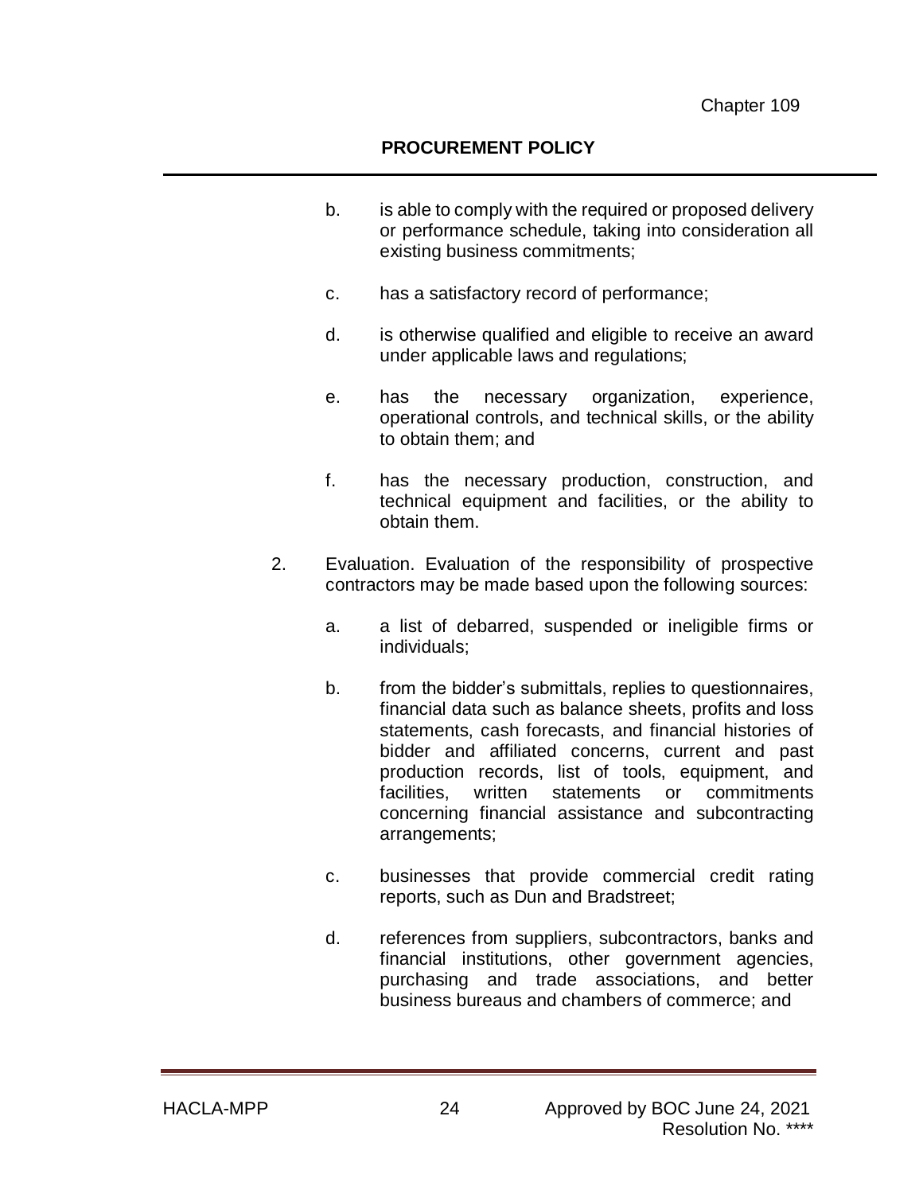b. is able to comply with the required or proposed delivery or performance schedule, taking into consideration all existing business commitments;

c. has a satisfactory record of performance;

d. is otherwise qualified and eligible to receive an award under applicable laws and regulations;

e. has the necessary organization, experience, operational controls, and technical skills, or the ability to obtain them; and

f. has the necessary production, construction, and technical equipment and facilities, or the ability to obtain them.

2. Evaluation. Evaluation of the responsibility of prospective contractors may be made based upon the following sources:

   a. a list of debarred, suspended or ineligible firms or individuals;

   b. from the bidder's submittals, replies to questionnaires, financial data such as balance sheets, profits and loss statements, cash forecasts, and financial histories of bidder and affiliated concerns, current and past production records, list of tools, equipment, and facilities, written statements or commitments concerning financial assistance and subcontracting arrangements;

   c. businesses that provide commercial credit rating reports, such as Dun and Bradstreet;

   d. references from suppliers, subcontractors, banks and financial institutions, other government agencies, purchasing and trade associations, and better business bureaus and chambers of commerce; and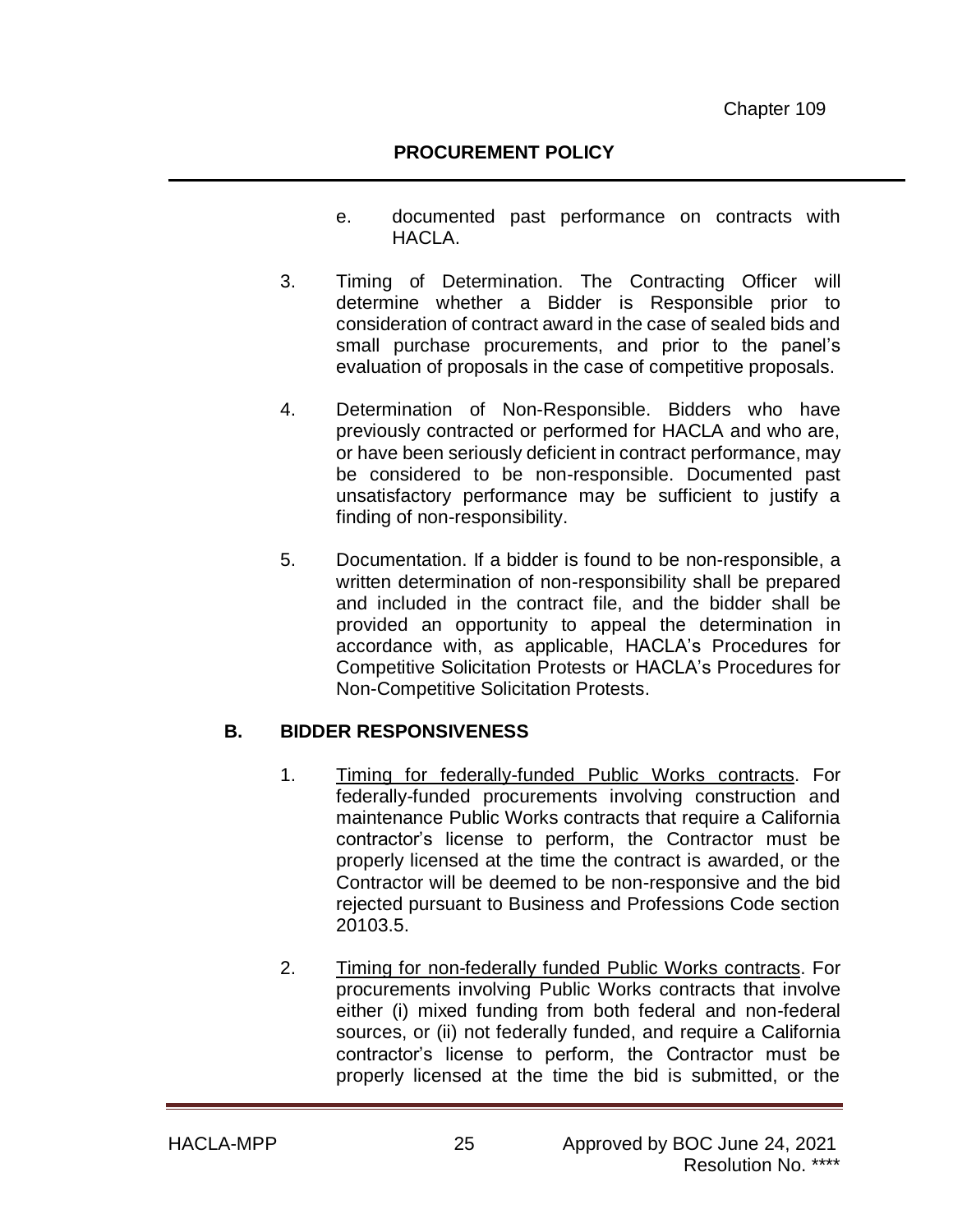e. documented past performance on contracts with HACLA.

3. Timing of Determination. The Contracting Officer will determine whether a Bidder is Responsible prior to consideration of contract award in the case of sealed bids and small purchase procurements, and prior to the panel's evaluation of proposals in the case of competitive proposals.

4. Determination of Non-Responsible. Bidders who have previously contracted or performed for HACLA and who are, or have been seriously deficient in contract performance, may be considered to be non-responsible. Documented past unsatisfactory performance may be sufficient to justify a finding of non-responsibility.

5. Documentation. If a bidder is found to be non-responsible, a written determination of non-responsibility shall be prepared and included in the contract file, and the bidder shall be provided an opportunity to appeal the determination in accordance with, as applicable, HACLA's Procedures for Competitive Solicitation Protests or HACLA's Procedures for Non-Competitive Solicitation Protests.

## B. BIDDER RESPONSIVENESS

1. <u>Timing for federally-funded Public Works contracts</u>. For federally-funded procurements involving construction and maintenance Public Works contracts that require a California contractor's license to perform, the Contractor must be properly licensed at the time the contract is awarded, or the Contractor will be deemed to be non-responsive and the bid rejected pursuant to Business and Professions Code section 20103.5.

2. <u>Timing for non-federally funded Public Works contracts</u>. For procurements involving Public Works contracts that involve either (i) mixed funding from both federal and non-federal sources, or (ii) not federally funded, and require a California contractor's license to perform, the Contractor must be properly licensed at the time the bid is submitted, or the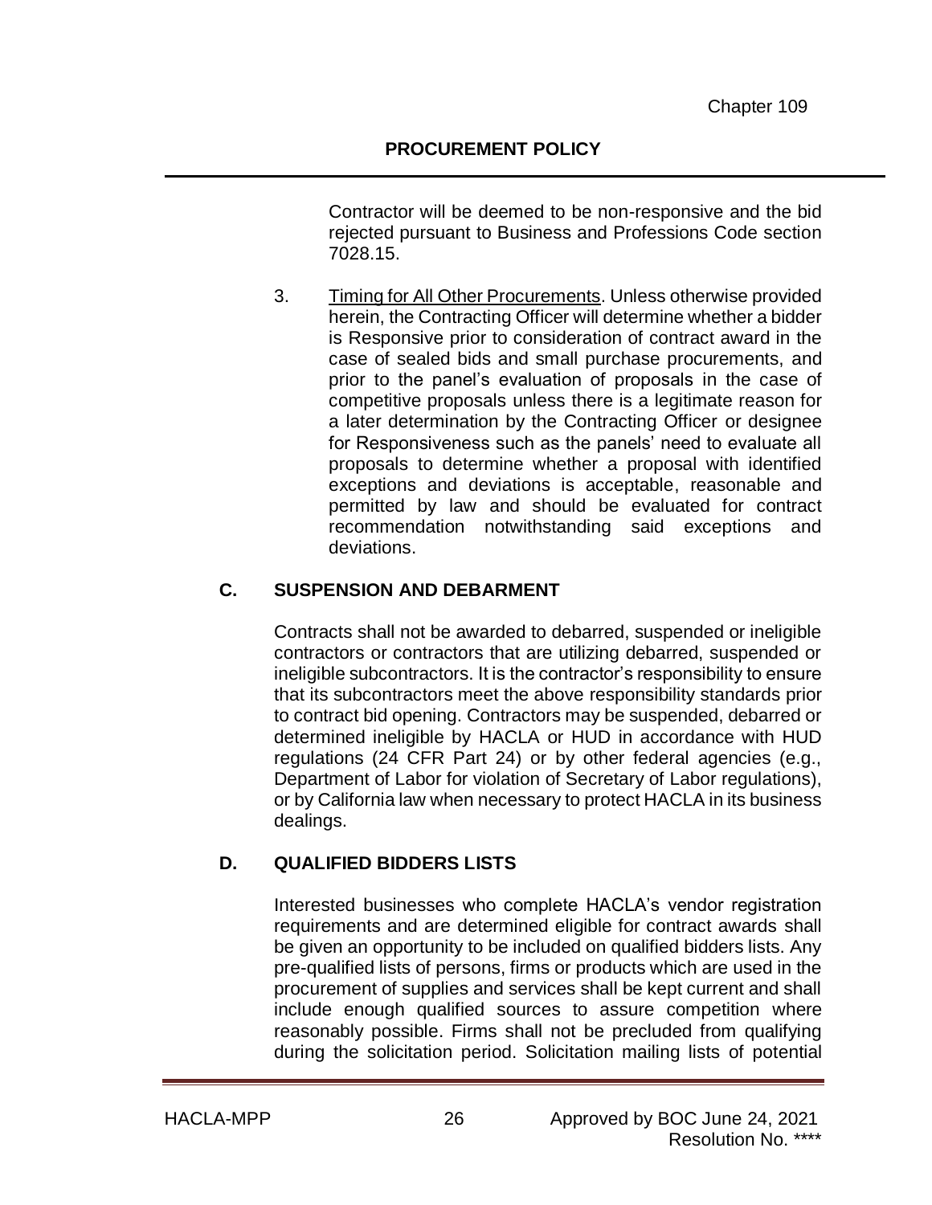Contractor will be deemed to be non-responsive and the bid rejected pursuant to Business and Professions Code section 7028.15.

3. Timing for All Other Procurements. Unless otherwise provided herein, the Contracting Officer will determine whether a bidder is Responsive prior to consideration of contract award in the case of sealed bids and small purchase procurements, and prior to the panel's evaluation of proposals in the case of competitive proposals unless there is a legitimate reason for a later determination by the Contracting Officer or designee for Responsiveness such as the panels' need to evaluate all proposals to determine whether a proposal with identified exceptions and deviations is acceptable, reasonable and permitted by law and should be evaluated for contract recommendation notwithstanding said exceptions and deviations.

### C. SUSPENSION AND DEBARMENT

Contracts shall not be awarded to debarred, suspended or ineligible contractors or contractors that are utilizing debarred, suspended or ineligible subcontractors. It is the contractor's responsibility to ensure that its subcontractors meet the above responsibility standards prior to contract bid opening. Contractors may be suspended, debarred or determined ineligible by HACLA or HUD in accordance with HUD regulations (24 CFR Part 24) or by other federal agencies (e.g., Department of Labor for violation of Secretary of Labor regulations), or by California law when necessary to protect HACLA in its business dealings.

### D. QUALIFIED BIDDERS LISTS

Interested businesses who complete HACLA's vendor registration requirements and are determined eligible for contract awards shall be given an opportunity to be included on qualified bidders lists. Any pre-qualified lists of persons, firms or products which are used in the procurement of supplies and services shall be kept current and shall include enough qualified sources to assure competition where reasonably possible. Firms shall not be precluded from qualifying during the solicitation period. Solicitation mailing lists of potential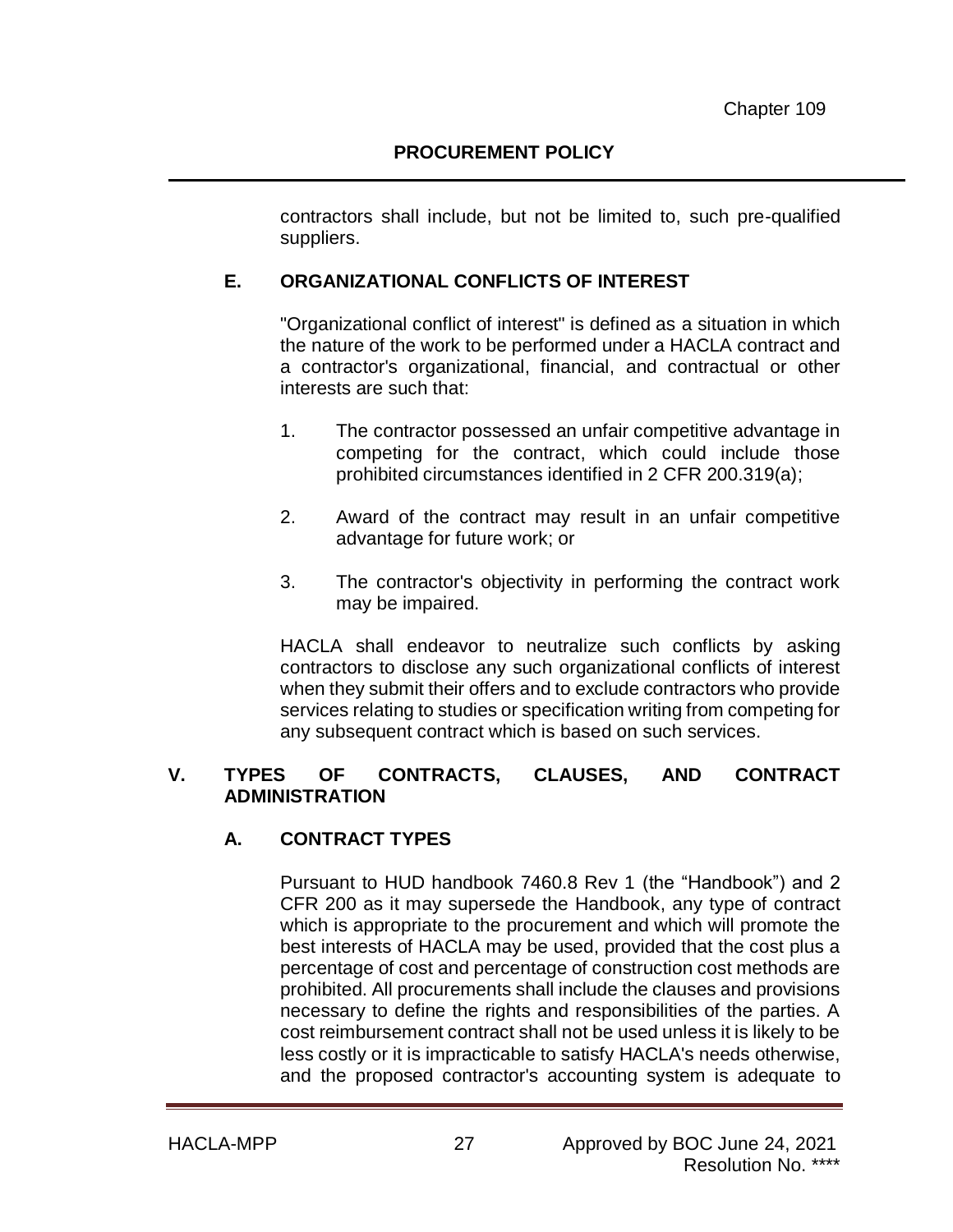contractors shall include, but not be limited to, such pre-qualified suppliers.

### E. ORGANIZATIONAL CONFLICTS OF INTEREST

"Organizational conflict of interest" is defined as a situation in which the nature of the work to be performed under a HACLA contract and a contractor's organizational, financial, and contractual or other interests are such that:

1. The contractor possessed an unfair competitive advantage in competing for the contract, which could include those prohibited circumstances identified in 2 CFR 200.319(a);
2. Award of the contract may result in an unfair competitive advantage for future work; or
3. The contractor's objectivity in performing the contract work may be impaired.

HACLA shall endeavor to neutralize such conflicts by asking contractors to disclose any such organizational conflicts of interest when they submit their offers and to exclude contractors who provide services relating to studies or specification writing from competing for any subsequent contract which is based on such services.

## V. TYPES OF CONTRACTS, CLAUSES, AND CONTRACT ADMINISTRATION

### A. CONTRACT TYPES

Pursuant to HUD handbook 7460.8 Rev 1 (the "Handbook") and 2 CFR 200 as it may supersede the Handbook, any type of contract which is appropriate to the procurement and which will promote the best interests of HACLA may be used, provided that the cost plus a percentage of cost and percentage of construction cost methods are prohibited. All procurements shall include the clauses and provisions necessary to define the rights and responsibilities of the parties. A cost reimbursement contract shall not be used unless it is likely to be less costly or it is impracticable to satisfy HACLA's needs otherwise, and the proposed contractor's accounting system is adequate to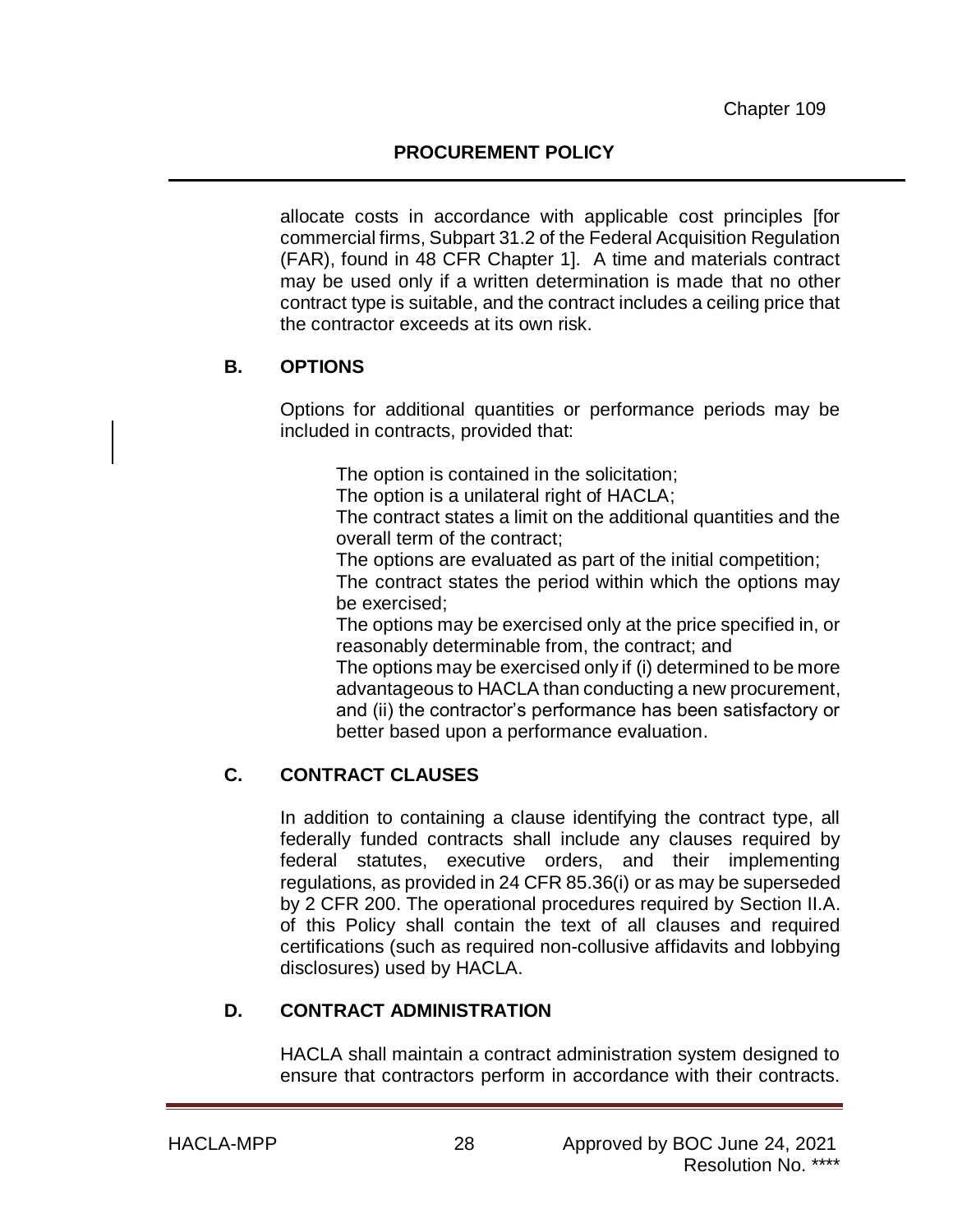allocate costs in accordance with applicable cost principles [for commercial firms, Subpart 31.2 of the Federal Acquisition Regulation (FAR), found in 48 CFR Chapter 1]. A time and materials contract may be used only if a written determination is made that no other contract type is suitable, and the contract includes a ceiling price that the contractor exceeds at its own risk.

### B. OPTIONS

Options for additional quantities or performance periods may be included in contracts, provided that:

The option is contained in the solicitation;
The option is a unilateral right of HACLA;
The contract states a limit on the additional quantities and the overall term of the contract;
The options are evaluated as part of the initial competition;
The contract states the period within which the options may be exercised;
The options may be exercised only at the price specified in, or reasonably determinable from, the contract; and
The options may be exercised only if (i) determined to be more advantageous to HACLA than conducting a new procurement, and (ii) the contractor's performance has been satisfactory or better based upon a performance evaluation.

### C. CONTRACT CLAUSES

In addition to containing a clause identifying the contract type, all federally funded contracts shall include any clauses required by federal statutes, executive orders, and their implementing regulations, as provided in 24 CFR 85.36(i) or as may be superseded by 2 CFR 200. The operational procedures required by Section II.A. of this Policy shall contain the text of all clauses and required certifications (such as required non-collusive affidavits and lobbying disclosures) used by HACLA.

### D. CONTRACT ADMINISTRATION

HACLA shall maintain a contract administration system designed to ensure that contractors perform in accordance with their contracts.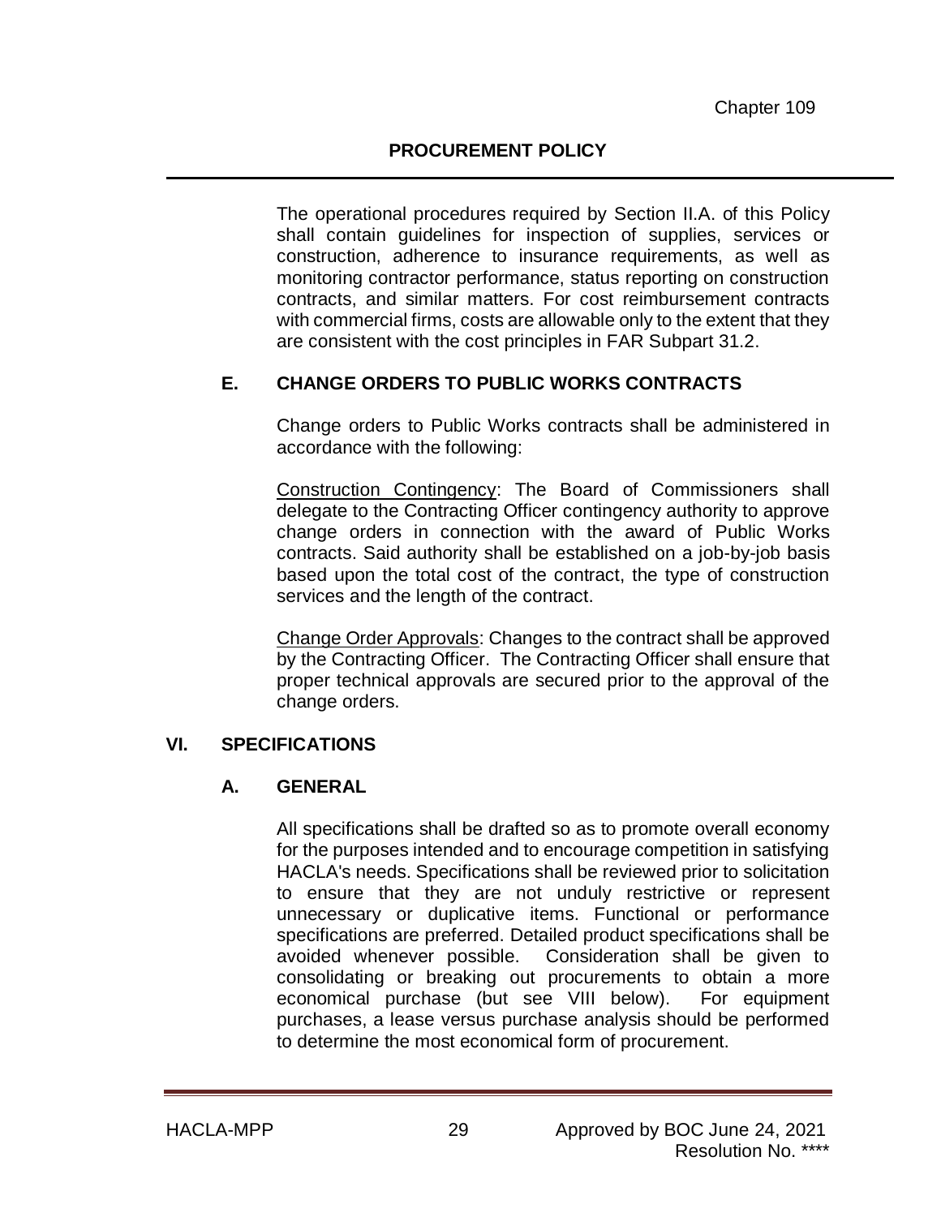The operational procedures required by Section II.A. of this Policy shall contain guidelines for inspection of supplies, services or construction, adherence to insurance requirements, as well as monitoring contractor performance, status reporting on construction contracts, and similar matters. For cost reimbursement contracts with commercial firms, costs are allowable only to the extent that they are consistent with the cost principles in FAR Subpart 31.2.

### E. CHANGE ORDERS TO PUBLIC WORKS CONTRACTS

Change orders to Public Works contracts shall be administered in accordance with the following:

Construction Contingency: The Board of Commissioners shall delegate to the Contracting Officer contingency authority to approve change orders in connection with the award of Public Works contracts. Said authority shall be established on a job-by-job basis based upon the total cost of the contract, the type of construction services and the length of the contract.

Change Order Approvals: Changes to the contract shall be approved by the Contracting Officer. The Contracting Officer shall ensure that proper technical approvals are secured prior to the approval of the change orders.

## VI. SPECIFICATIONS

### A. GENERAL

All specifications shall be drafted so as to promote overall economy for the purposes intended and to encourage competition in satisfying HACLA's needs. Specifications shall be reviewed prior to solicitation to ensure that they are not unduly restrictive or represent unnecessary or duplicative items. Functional or performance specifications are preferred. Detailed product specifications shall be avoided whenever possible. Consideration shall be given to consolidating or breaking out procurements to obtain a more economical purchase (but see VIII below). For equipment purchases, a lease versus purchase analysis should be performed to determine the most economical form of procurement.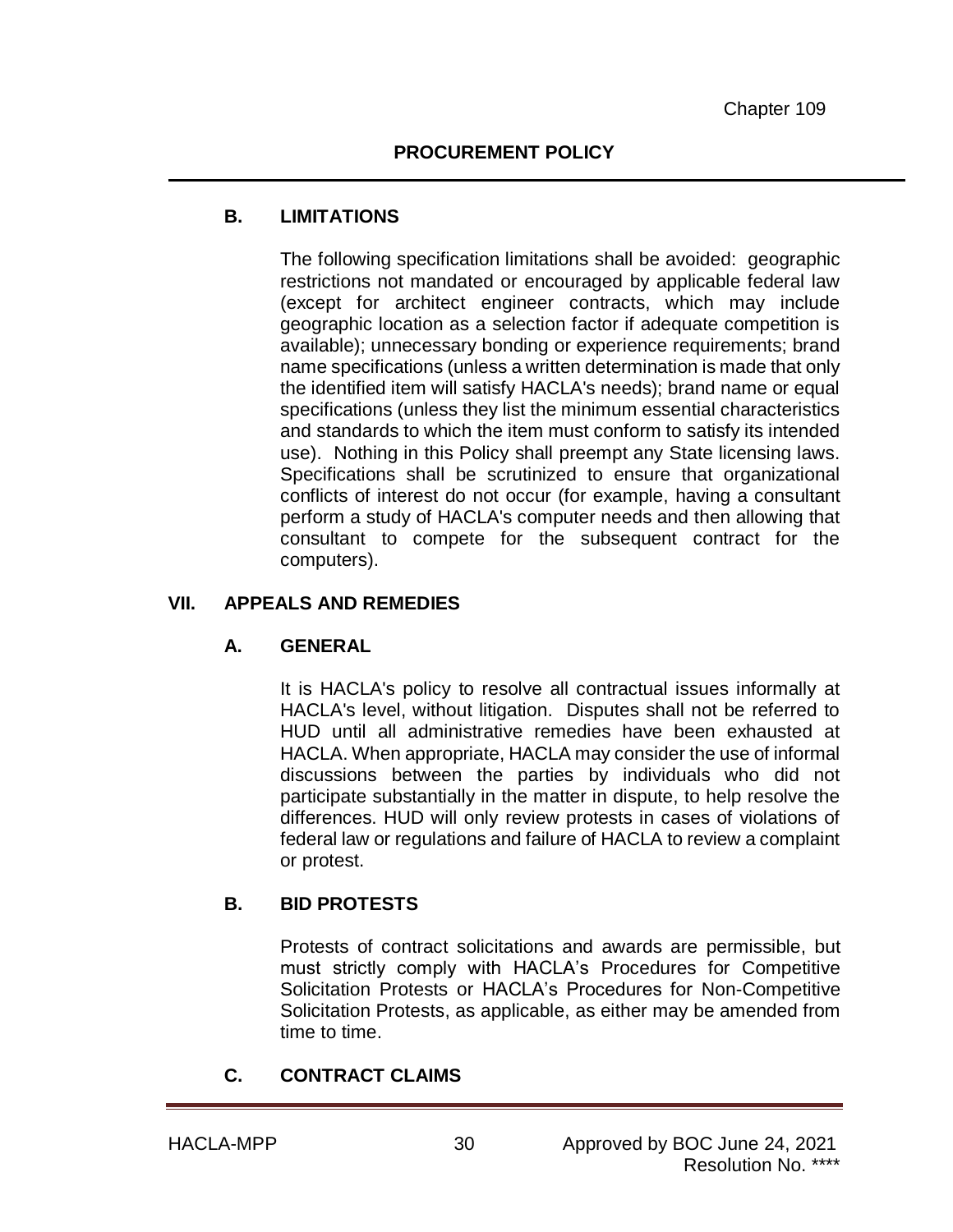### B. LIMITATIONS

The following specification limitations shall be avoided: geographic restrictions not mandated or encouraged by applicable federal law (except for architect engineer contracts, which may include geographic location as a selection factor if adequate competition is available); unnecessary bonding or experience requirements; brand name specifications (unless a written determination is made that only the identified item will satisfy HACLA's needs); brand name or equal specifications (unless they list the minimum essential characteristics and standards to which the item must conform to satisfy its intended use). Nothing in this Policy shall preempt any State licensing laws. Specifications shall be scrutinized to ensure that organizational conflicts of interest do not occur (for example, having a consultant perform a study of HACLA's computer needs and then allowing that consultant to compete for the subsequent contract for the computers).

## VII. APPEALS AND REMEDIES

### A. GENERAL

It is HACLA's policy to resolve all contractual issues informally at HACLA's level, without litigation. Disputes shall not be referred to HUD until all administrative remedies have been exhausted at HACLA. When appropriate, HACLA may consider the use of informal discussions between the parties by individuals who did not participate substantially in the matter in dispute, to help resolve the differences. HUD will only review protests in cases of violations of federal law or regulations and failure of HACLA to review a complaint or protest.

### B. BID PROTESTS

Protests of contract solicitations and awards are permissible, but must strictly comply with HACLA's Procedures for Competitive Solicitation Protests or HACLA's Procedures for Non-Competitive Solicitation Protests, as applicable, as either may be amended from time to time.

### C. CONTRACT CLAIMS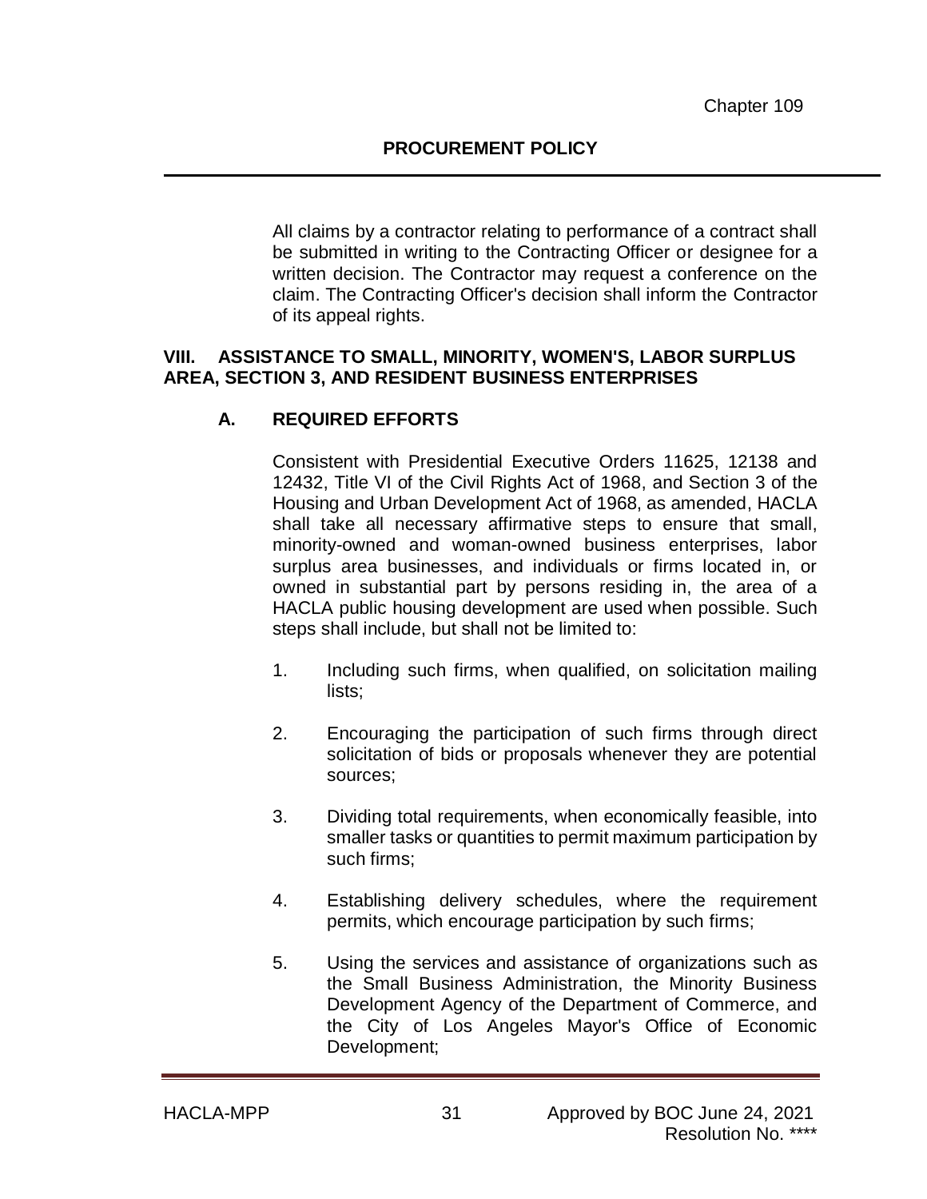All claims by a contractor relating to performance of a contract shall be submitted in writing to the Contracting Officer or designee for a written decision. The Contractor may request a conference on the claim. The Contracting Officer's decision shall inform the Contractor of its appeal rights.

## VIII. ASSISTANCE TO SMALL, MINORITY, WOMEN'S, LABOR SURPLUS AREA, SECTION 3, AND RESIDENT BUSINESS ENTERPRISES

### A. REQUIRED EFFORTS

Consistent with Presidential Executive Orders 11625, 12138 and 12432, Title VI of the Civil Rights Act of 1968, and Section 3 of the Housing and Urban Development Act of 1968, as amended, HACLA shall take all necessary affirmative steps to ensure that small, minority-owned and woman-owned business enterprises, labor surplus area businesses, and individuals or firms located in, or owned in substantial part by persons residing in, the area of a HACLA public housing development are used when possible. Such steps shall include, but shall not be limited to:

1. Including such firms, when qualified, on solicitation mailing lists;

2. Encouraging the participation of such firms through direct solicitation of bids or proposals whenever they are potential sources;

3. Dividing total requirements, when economically feasible, into smaller tasks or quantities to permit maximum participation by such firms;

4. Establishing delivery schedules, where the requirement permits, which encourage participation by such firms;

5. Using the services and assistance of organizations such as the Small Business Administration, the Minority Business Development Agency of the Department of Commerce, and the City of Los Angeles Mayor's Office of Economic Development;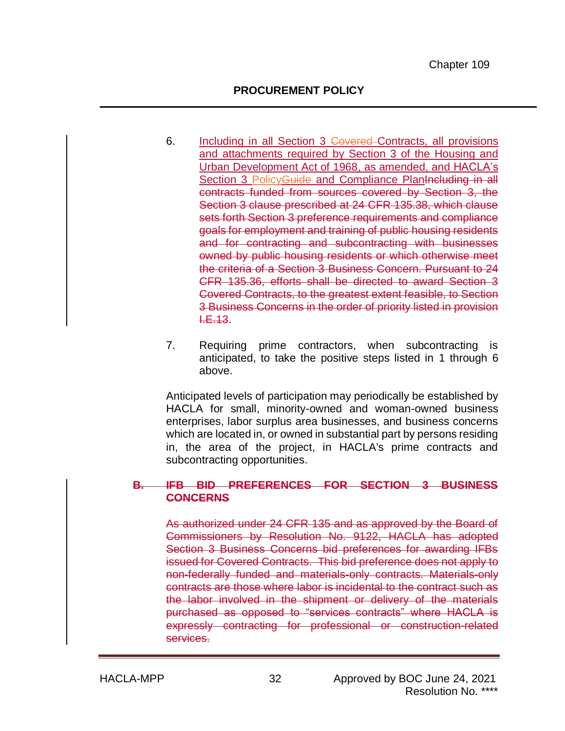6. Including in all Section 3 ~~Covered~~ Contracts, all provisions and attachments required by Section 3 of the Housing and Urban Development Act of 1968, as amended, and HACLA's Section 3 Policy~~Guide~~ and Compliance Plan~~Including in all contracts funded from sources covered by Section 3, the Section 3 clause prescribed at 24 CFR 135.38, which clause sets forth Section 3 preference requirements and compliance goals for employment and training of public housing residents and for contracting and subcontracting with businesses owned by public housing residents or which otherwise meet the criteria of a Section 3 Business Concern. Pursuant to 24 CFR 135.36, efforts shall be directed to award Section 3 Covered Contracts, to the greatest extent feasible, to Section 3 Business Concerns in the order of priority listed in provision I.E.13~~.

7. Requiring prime contractors, when subcontracting is anticipated, to take the positive steps listed in 1 through 6 above.

Anticipated levels of participation may periodically be established by HACLA for small, minority-owned and woman-owned business enterprises, labor surplus area businesses, and business concerns which are located in, or owned in substantial part by persons residing in, the area of the project, in HACLA's prime contracts and subcontracting opportunities.

~~**B. IFB BID PREFERENCES FOR SECTION 3 BUSINESS CONCERNS**~~

~~As authorized under 24 CFR 135 and as approved by the Board of Commissioners by Resolution No. 9122, HACLA has adopted Section 3 Business Concerns bid preferences for awarding IFBs issued for Covered Contracts. This bid preference does not apply to non-federally funded and materials-only contracts. Materials-only contracts are those where labor is incidental to the contract such as the labor involved in the shipment or delivery of the materials purchased as opposed to "services contracts" where HACLA is expressly contracting for professional or construction-related services.~~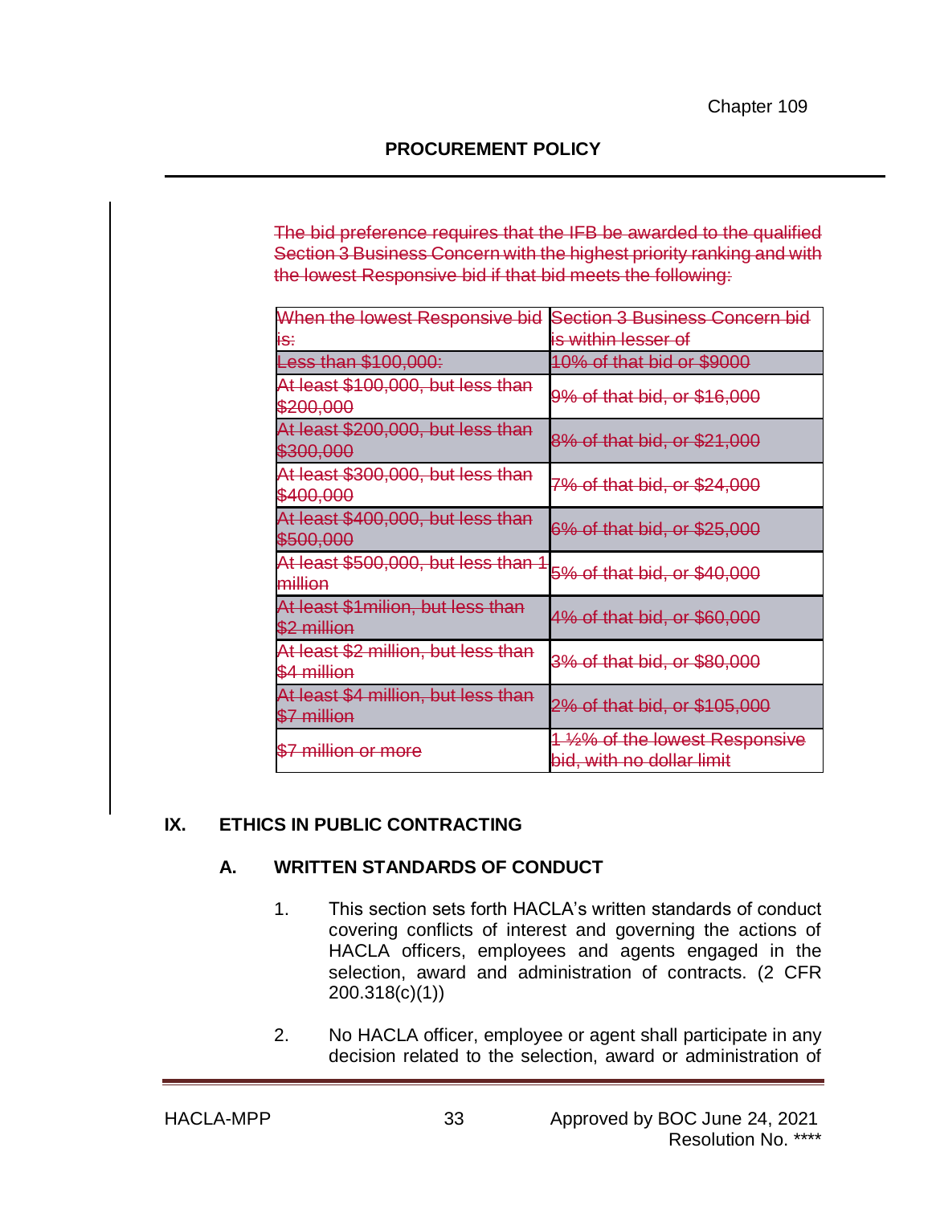~~The bid preference requires that the IFB be awarded to the qualified Section 3 Business Concern with the highest priority ranking and with the lowest Responsive bid if that bid meets the following:~~

| ~~When the lowest Responsive bid is:~~ | ~~Section 3 Business Concern bid is within lesser of~~ |
|---|---|
| ~~Less than $100,000:~~ | ~~10% of that bid or $9000~~ |
| ~~At least $100,000, but less than $200,000~~ | ~~9% of that bid, or $16,000~~ |
| ~~At least $200,000, but less than $300,000~~ | ~~8% of that bid, or $21,000~~ |
| ~~At least $300,000, but less than $400,000~~ | ~~7% of that bid, or $24,000~~ |
| ~~At least $400,000, but less than $500,000~~ | ~~6% of that bid, or $25,000~~ |
| ~~At least $500,000, but less than 1 million~~ | ~~5% of that bid, or $40,000~~ |
| ~~At least $1milion, but less than $2 million~~ | ~~4% of that bid, or $60,000~~ |
| ~~At least $2 million, but less than $4 million~~ | ~~3% of that bid, or $80,000~~ |
| ~~At least $4 million, but less than $7 million~~ | ~~2% of that bid, or $105,000~~ |
| ~~$7 million or more~~ | ~~1 ½% of the lowest Responsive bid, with no dollar limit~~ |

## IX. ETHICS IN PUBLIC CONTRACTING

### A. WRITTEN STANDARDS OF CONDUCT

1. This section sets forth HACLA's written standards of conduct covering conflicts of interest and governing the actions of HACLA officers, employees and agents engaged in the selection, award and administration of contracts. (2 CFR 200.318(c)(1))

2. No HACLA officer, employee or agent shall participate in any decision related to the selection, award or administration of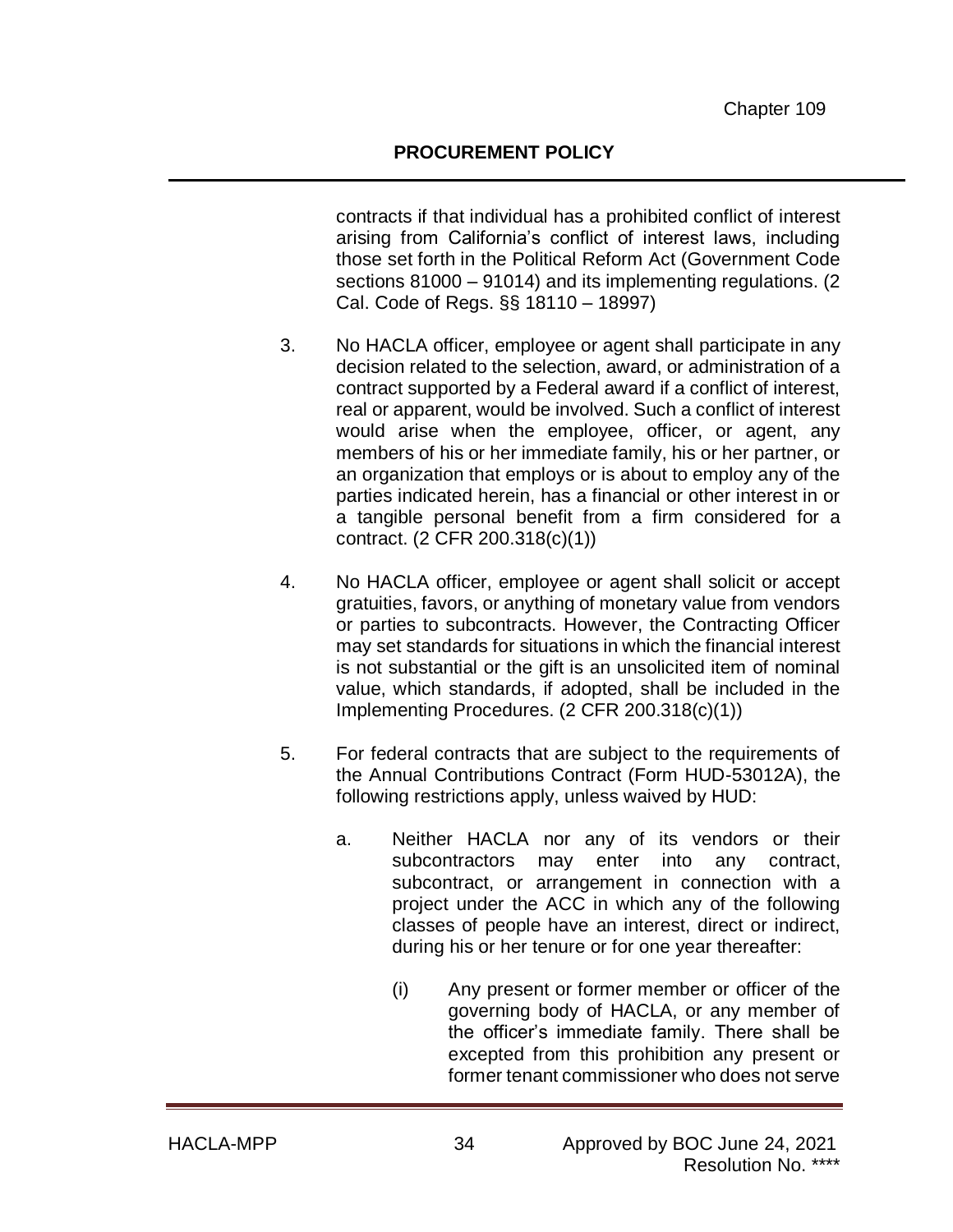contracts if that individual has a prohibited conflict of interest arising from California's conflict of interest laws, including those set forth in the Political Reform Act (Government Code sections 81000 – 91014) and its implementing regulations. (2 Cal. Code of Regs. §§ 18110 – 18997)

3. No HACLA officer, employee or agent shall participate in any decision related to the selection, award, or administration of a contract supported by a Federal award if a conflict of interest, real or apparent, would be involved. Such a conflict of interest would arise when the employee, officer, or agent, any members of his or her immediate family, his or her partner, or an organization that employs or is about to employ any of the parties indicated herein, has a financial or other interest in or a tangible personal benefit from a firm considered for a contract. (2 CFR 200.318(c)(1))

4. No HACLA officer, employee or agent shall solicit or accept gratuities, favors, or anything of monetary value from vendors or parties to subcontracts. However, the Contracting Officer may set standards for situations in which the financial interest is not substantial or the gift is an unsolicited item of nominal value, which standards, if adopted, shall be included in the Implementing Procedures. (2 CFR 200.318(c)(1))

5. For federal contracts that are subject to the requirements of the Annual Contributions Contract (Form HUD-53012A), the following restrictions apply, unless waived by HUD:

   a. Neither HACLA nor any of its vendors or their subcontractors may enter into any contract, subcontract, or arrangement in connection with a project under the ACC in which any of the following classes of people have an interest, direct or indirect, during his or her tenure or for one year thereafter:

      (i) Any present or former member or officer of the governing body of HACLA, or any member of the officer's immediate family. There shall be excepted from this prohibition any present or former tenant commissioner who does not serve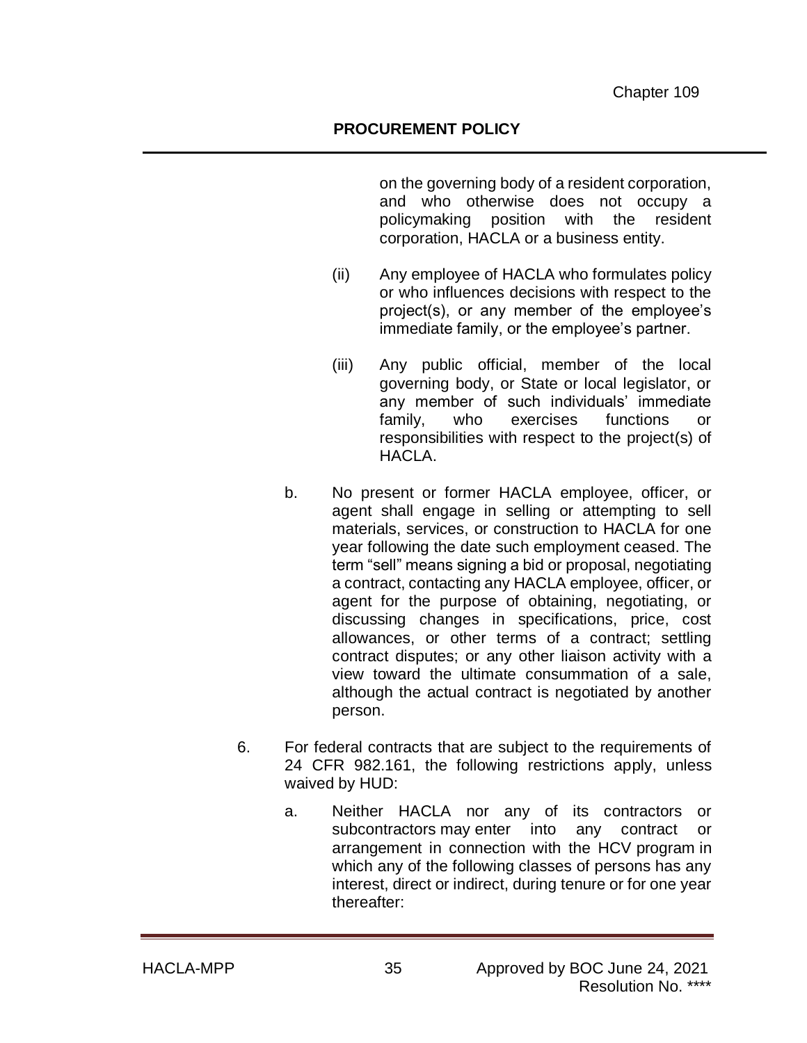on the governing body of a resident corporation, and who otherwise does not occupy a policymaking position with the resident corporation, HACLA or a business entity.

(ii) Any employee of HACLA who formulates policy or who influences decisions with respect to the project(s), or any member of the employee's immediate family, or the employee's partner.

(iii) Any public official, member of the local governing body, or State or local legislator, or any member of such individuals' immediate family, who exercises functions or responsibilities with respect to the project(s) of HACLA.

b. No present or former HACLA employee, officer, or agent shall engage in selling or attempting to sell materials, services, or construction to HACLA for one year following the date such employment ceased. The term "sell" means signing a bid or proposal, negotiating a contract, contacting any HACLA employee, officer, or agent for the purpose of obtaining, negotiating, or discussing changes in specifications, price, cost allowances, or other terms of a contract; settling contract disputes; or any other liaison activity with a view toward the ultimate consummation of a sale, although the actual contract is negotiated by another person.

6. For federal contracts that are subject to the requirements of 24 CFR 982.161, the following restrictions apply, unless waived by HUD:

   a. Neither HACLA nor any of its contractors or subcontractors may enter into any contract or arrangement in connection with the HCV program in which any of the following classes of persons has any interest, direct or indirect, during tenure or for one year thereafter: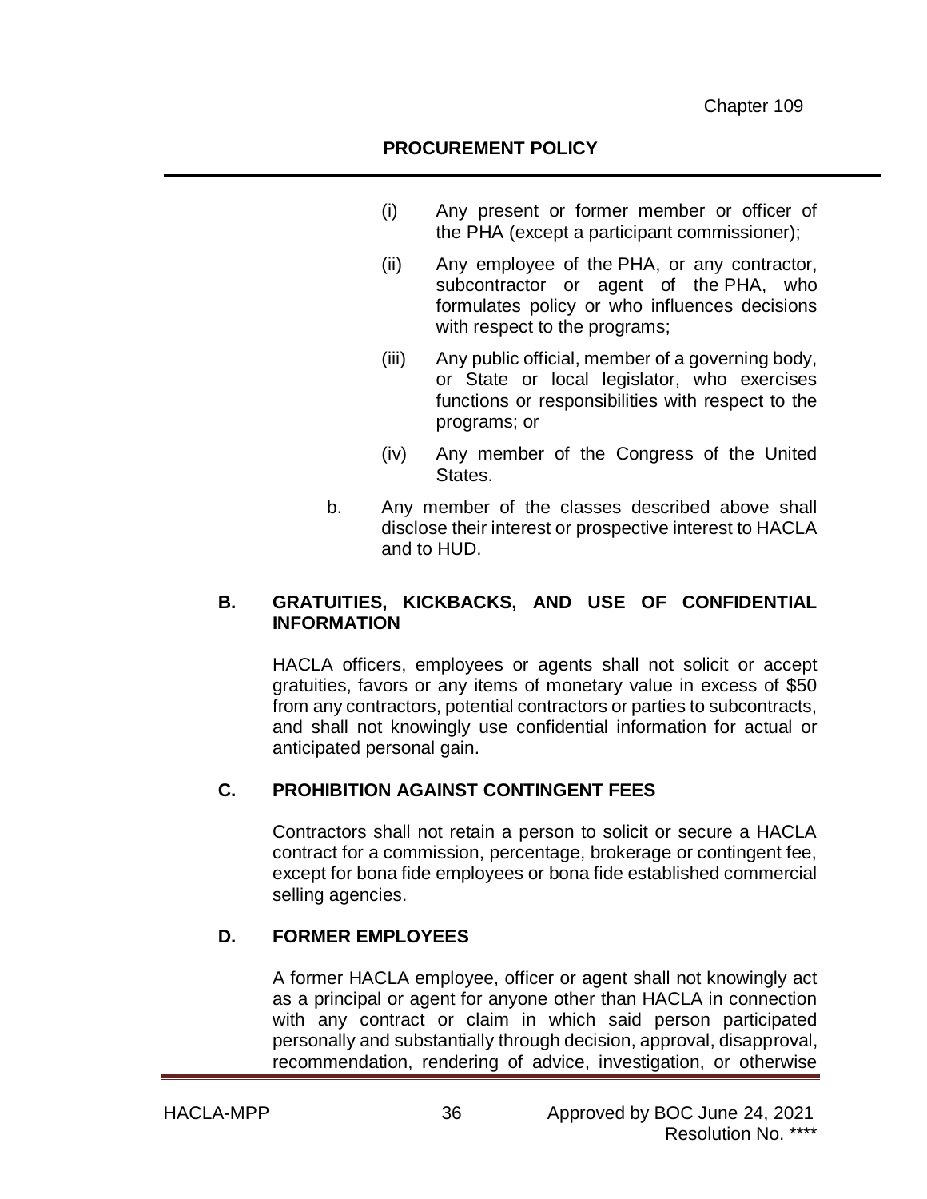(i) Any present or former member or officer of the PHA (except a participant commissioner);

(ii) Any employee of the PHA, or any contractor, subcontractor or agent of the PHA, who formulates policy or who influences decisions with respect to the programs;

(iii) Any public official, member of a governing body, or State or local legislator, who exercises functions or responsibilities with respect to the programs; or

(iv) Any member of the Congress of the United States.

b. Any member of the classes described above shall disclose their interest or prospective interest to HACLA and to HUD.

### B. GRATUITIES, KICKBACKS, AND USE OF CONFIDENTIAL INFORMATION

HACLA officers, employees or agents shall not solicit or accept gratuities, favors or any items of monetary value in excess of $50 from any contractors, potential contractors or parties to subcontracts, and shall not knowingly use confidential information for actual or anticipated personal gain.

### C. PROHIBITION AGAINST CONTINGENT FEES

Contractors shall not retain a person to solicit or secure a HACLA contract for a commission, percentage, brokerage or contingent fee, except for bona fide employees or bona fide established commercial selling agencies.

### D. FORMER EMPLOYEES

A former HACLA employee, officer or agent shall not knowingly act as a principal or agent for anyone other than HACLA in connection with any contract or claim in which said person participated personally and substantially through decision, approval, disapproval, recommendation, rendering of advice, investigation, or otherwise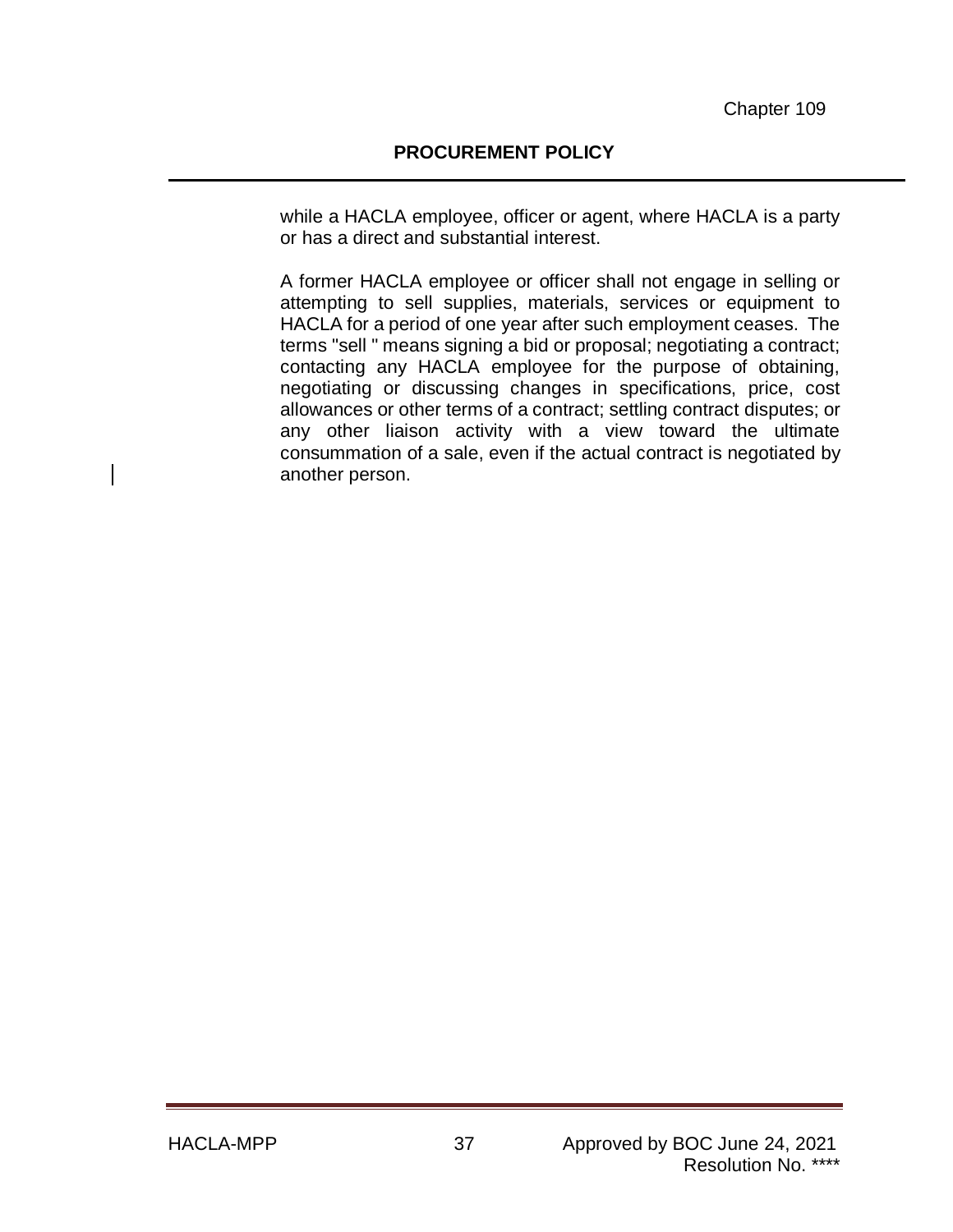while a HACLA employee, officer or agent, where HACLA is a party or has a direct and substantial interest.

A former HACLA employee or officer shall not engage in selling or attempting to sell supplies, materials, services or equipment to HACLA for a period of one year after such employment ceases. The terms "sell " means signing a bid or proposal; negotiating a contract; contacting any HACLA employee for the purpose of obtaining, negotiating or discussing changes in specifications, price, cost allowances or other terms of a contract; settling contract disputes; or any other liaison activity with a view toward the ultimate consummation of a sale, even if the actual contract is negotiated by another person.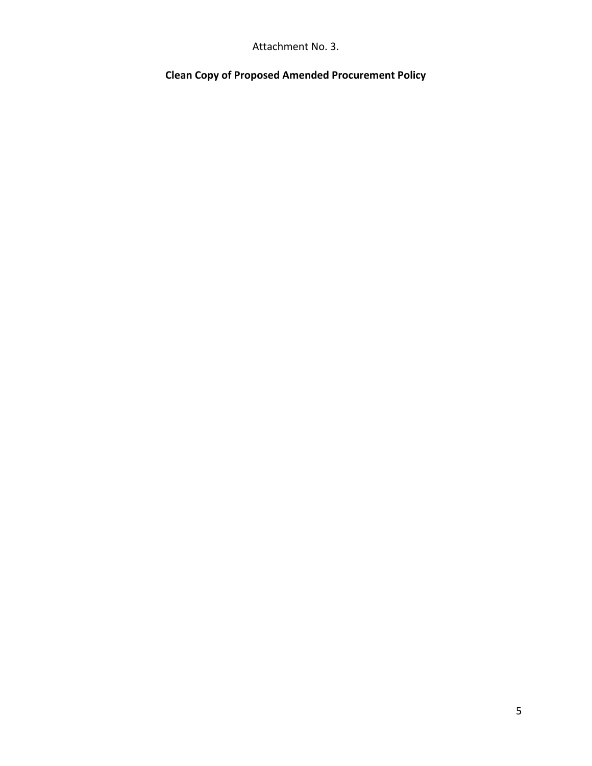Attachment No. 3.

**Clean Copy of Proposed Amended Procurement Policy**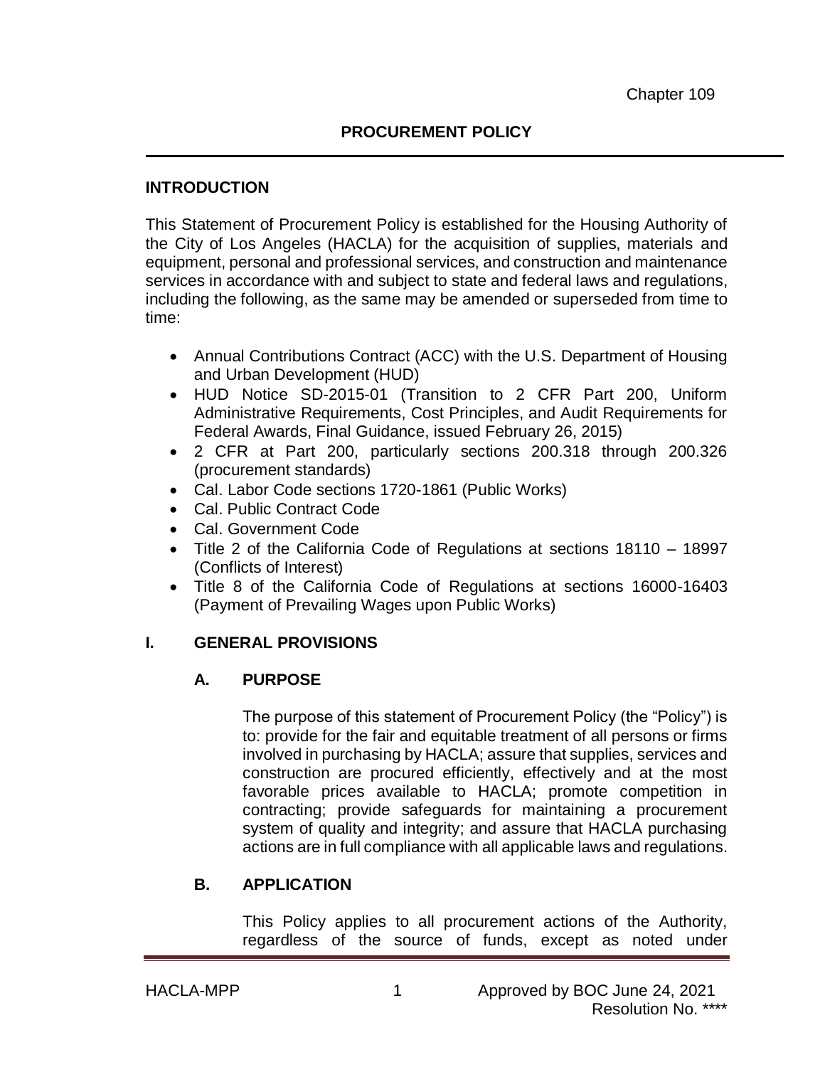Chapter 109

## PROCUREMENT POLICY

### INTRODUCTION

This Statement of Procurement Policy is established for the Housing Authority of the City of Los Angeles (HACLA) for the acquisition of supplies, materials and equipment, personal and professional services, and construction and maintenance services in accordance with and subject to state and federal laws and regulations, including the following, as the same may be amended or superseded from time to time:

- Annual Contributions Contract (ACC) with the U.S. Department of Housing and Urban Development (HUD)
- HUD Notice SD-2015-01 (Transition to 2 CFR Part 200, Uniform Administrative Requirements, Cost Principles, and Audit Requirements for Federal Awards, Final Guidance, issued February 26, 2015)
- 2 CFR at Part 200, particularly sections 200.318 through 200.326 (procurement standards)
- Cal. Labor Code sections 1720-1861 (Public Works)
- Cal. Public Contract Code
- Cal. Government Code
- Title 2 of the California Code of Regulations at sections 18110 – 18997 (Conflicts of Interest)
- Title 8 of the California Code of Regulations at sections 16000-16403 (Payment of Prevailing Wages upon Public Works)

### I. GENERAL PROVISIONS

#### A. PURPOSE

The purpose of this statement of Procurement Policy (the "Policy") is to: provide for the fair and equitable treatment of all persons or firms involved in purchasing by HACLA; assure that supplies, services and construction are procured efficiently, effectively and at the most favorable prices available to HACLA; promote competition in contracting; provide safeguards for maintaining a procurement system of quality and integrity; and assure that HACLA purchasing actions are in full compliance with all applicable laws and regulations.

#### B. APPLICATION

This Policy applies to all procurement actions of the Authority, regardless of the source of funds, except as noted under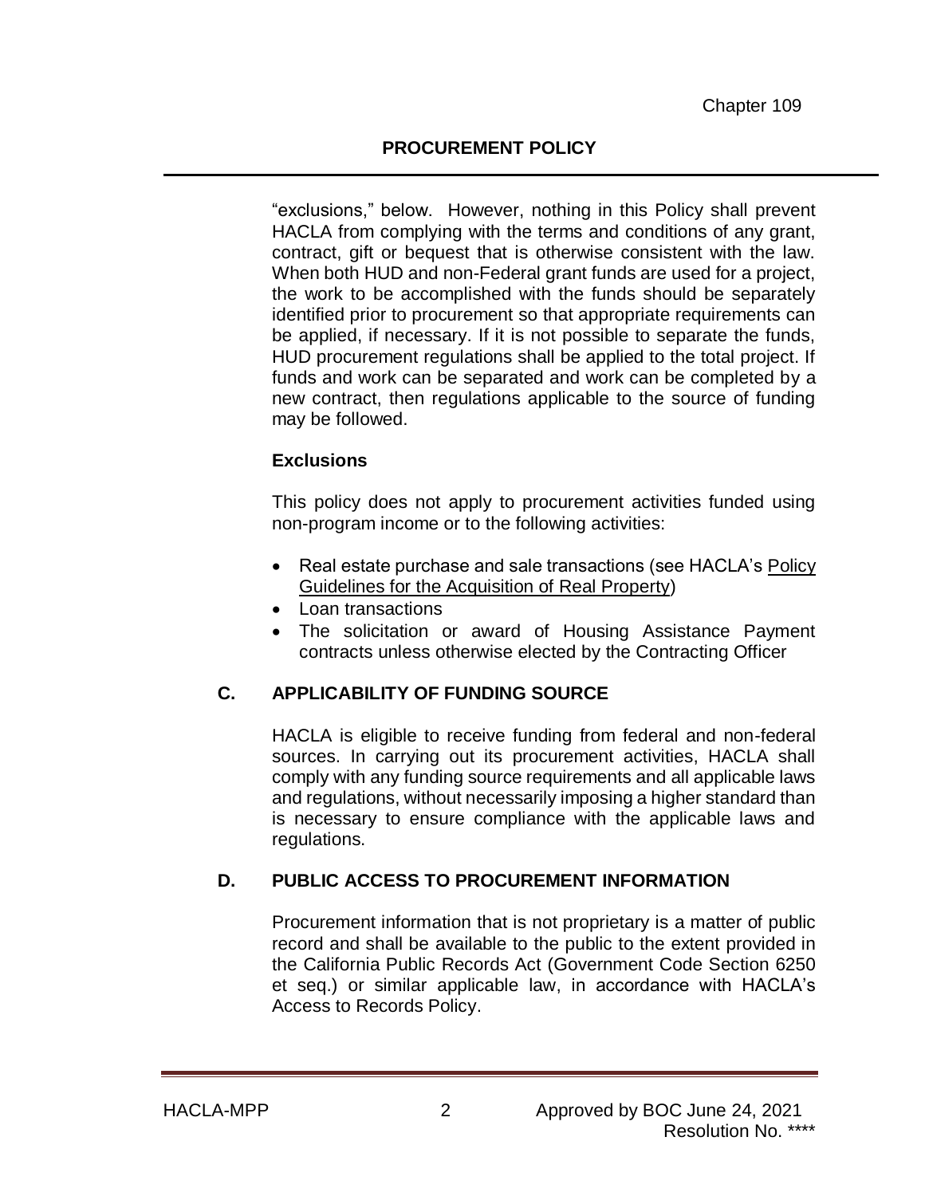"exclusions," below. However, nothing in this Policy shall prevent HACLA from complying with the terms and conditions of any grant, contract, gift or bequest that is otherwise consistent with the law. When both HUD and non-Federal grant funds are used for a project, the work to be accomplished with the funds should be separately identified prior to procurement so that appropriate requirements can be applied, if necessary. If it is not possible to separate the funds, HUD procurement regulations shall be applied to the total project. If funds and work can be separated and work can be completed by a new contract, then regulations applicable to the source of funding may be followed.

**Exclusions**

This policy does not apply to procurement activities funded using non-program income or to the following activities:

- Real estate purchase and sale transactions (see HACLA's Policy Guidelines for the Acquisition of Real Property)
- Loan transactions
- The solicitation or award of Housing Assistance Payment contracts unless otherwise elected by the Contracting Officer

## C. APPLICABILITY OF FUNDING SOURCE

HACLA is eligible to receive funding from federal and non-federal sources. In carrying out its procurement activities, HACLA shall comply with any funding source requirements and all applicable laws and regulations, without necessarily imposing a higher standard than is necessary to ensure compliance with the applicable laws and regulations.

## D. PUBLIC ACCESS TO PROCUREMENT INFORMATION

Procurement information that is not proprietary is a matter of public record and shall be available to the public to the extent provided in the California Public Records Act (Government Code Section 6250 et seq.) or similar applicable law, in accordance with HACLA's Access to Records Policy.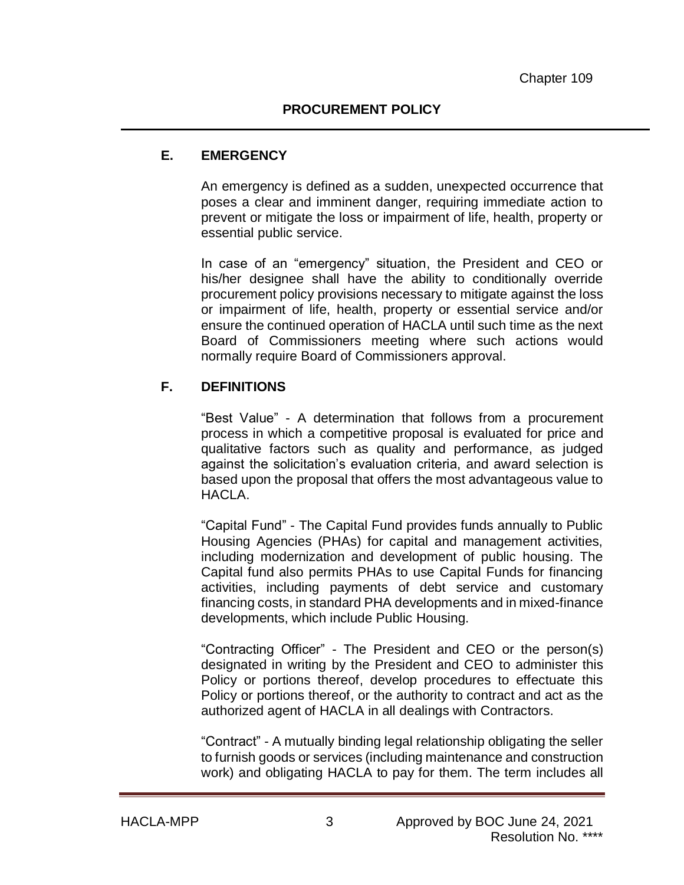## E. EMERGENCY

An emergency is defined as a sudden, unexpected occurrence that poses a clear and imminent danger, requiring immediate action to prevent or mitigate the loss or impairment of life, health, property or essential public service.

In case of an "emergency" situation, the President and CEO or his/her designee shall have the ability to conditionally override procurement policy provisions necessary to mitigate against the loss or impairment of life, health, property or essential service and/or ensure the continued operation of HACLA until such time as the next Board of Commissioners meeting where such actions would normally require Board of Commissioners approval.

## F. DEFINITIONS

"Best Value" - A determination that follows from a procurement process in which a competitive proposal is evaluated for price and qualitative factors such as quality and performance, as judged against the solicitation's evaluation criteria, and award selection is based upon the proposal that offers the most advantageous value to HACLA.

"Capital Fund" - The Capital Fund provides funds annually to Public Housing Agencies (PHAs) for capital and management activities, including modernization and development of public housing. The Capital fund also permits PHAs to use Capital Funds for financing activities, including payments of debt service and customary financing costs, in standard PHA developments and in mixed-finance developments, which include Public Housing.

"Contracting Officer" - The President and CEO or the person(s) designated in writing by the President and CEO to administer this Policy or portions thereof, develop procedures to effectuate this Policy or portions thereof, or the authority to contract and act as the authorized agent of HACLA in all dealings with Contractors.

"Contract" - A mutually binding legal relationship obligating the seller to furnish goods or services (including maintenance and construction work) and obligating HACLA to pay for them. The term includes all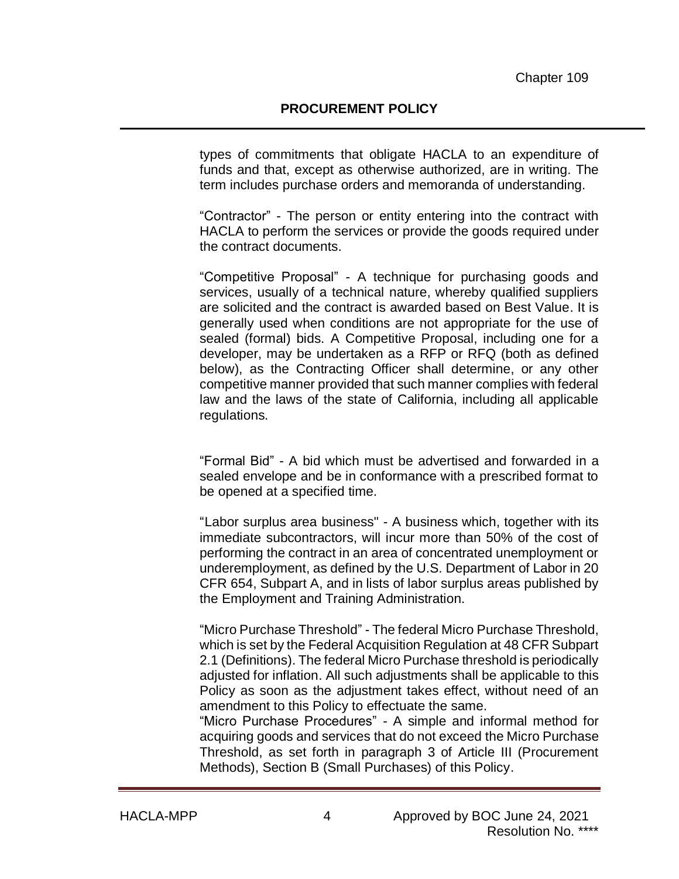types of commitments that obligate HACLA to an expenditure of funds and that, except as otherwise authorized, are in writing. The term includes purchase orders and memoranda of understanding.

"Contractor" - The person or entity entering into the contract with HACLA to perform the services or provide the goods required under the contract documents.

"Competitive Proposal" - A technique for purchasing goods and services, usually of a technical nature, whereby qualified suppliers are solicited and the contract is awarded based on Best Value. It is generally used when conditions are not appropriate for the use of sealed (formal) bids. A Competitive Proposal, including one for a developer, may be undertaken as a RFP or RFQ (both as defined below), as the Contracting Officer shall determine, or any other competitive manner provided that such manner complies with federal law and the laws of the state of California, including all applicable regulations.

"Formal Bid" - A bid which must be advertised and forwarded in a sealed envelope and be in conformance with a prescribed format to be opened at a specified time.

"Labor surplus area business" - A business which, together with its immediate subcontractors, will incur more than 50% of the cost of performing the contract in an area of concentrated unemployment or underemployment, as defined by the U.S. Department of Labor in 20 CFR 654, Subpart A, and in lists of labor surplus areas published by the Employment and Training Administration.

"Micro Purchase Threshold" - The federal Micro Purchase Threshold, which is set by the Federal Acquisition Regulation at 48 CFR Subpart 2.1 (Definitions). The federal Micro Purchase threshold is periodically adjusted for inflation. All such adjustments shall be applicable to this Policy as soon as the adjustment takes effect, without need of an amendment to this Policy to effectuate the same.

"Micro Purchase Procedures" - A simple and informal method for acquiring goods and services that do not exceed the Micro Purchase Threshold, as set forth in paragraph 3 of Article III (Procurement Methods), Section B (Small Purchases) of this Policy.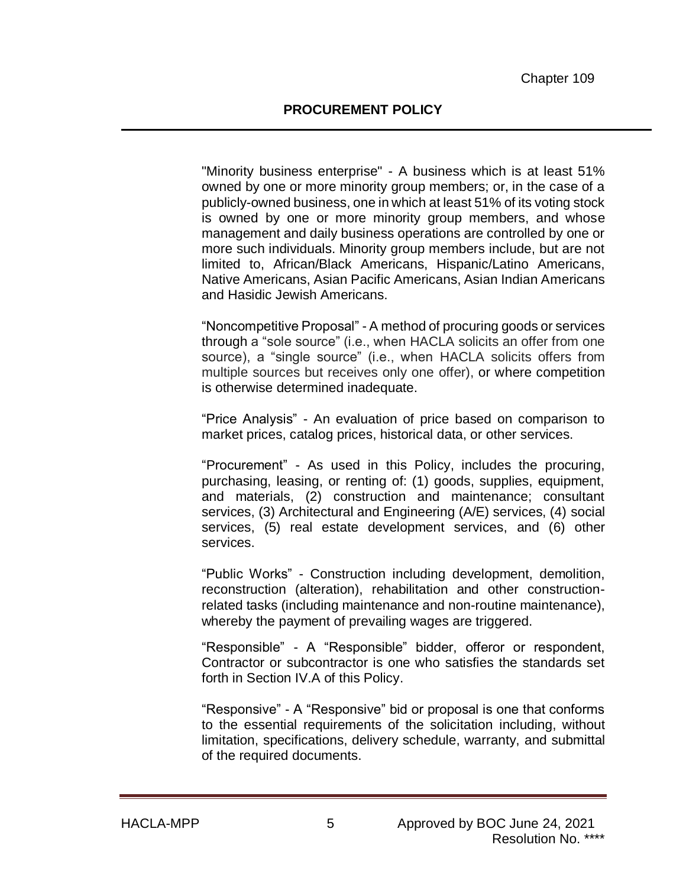"Minority business enterprise" - A business which is at least 51% owned by one or more minority group members; or, in the case of a publicly-owned business, one in which at least 51% of its voting stock is owned by one or more minority group members, and whose management and daily business operations are controlled by one or more such individuals. Minority group members include, but are not limited to, African/Black Americans, Hispanic/Latino Americans, Native Americans, Asian Pacific Americans, Asian Indian Americans and Hasidic Jewish Americans.

"Noncompetitive Proposal" - A method of procuring goods or services through a "sole source" (i.e., when HACLA solicits an offer from one source), a "single source" (i.e., when HACLA solicits offers from multiple sources but receives only one offer), or where competition is otherwise determined inadequate.

"Price Analysis" - An evaluation of price based on comparison to market prices, catalog prices, historical data, or other services.

"Procurement" - As used in this Policy, includes the procuring, purchasing, leasing, or renting of: (1) goods, supplies, equipment, and materials, (2) construction and maintenance; consultant services, (3) Architectural and Engineering (A/E) services, (4) social services, (5) real estate development services, and (6) other services.

"Public Works" - Construction including development, demolition, reconstruction (alteration), rehabilitation and other construction-related tasks (including maintenance and non-routine maintenance), whereby the payment of prevailing wages are triggered.

"Responsible" - A "Responsible" bidder, offeror or respondent, Contractor or subcontractor is one who satisfies the standards set forth in Section IV.A of this Policy.

"Responsive" - A "Responsive" bid or proposal is one that conforms to the essential requirements of the solicitation including, without limitation, specifications, delivery schedule, warranty, and submittal of the required documents.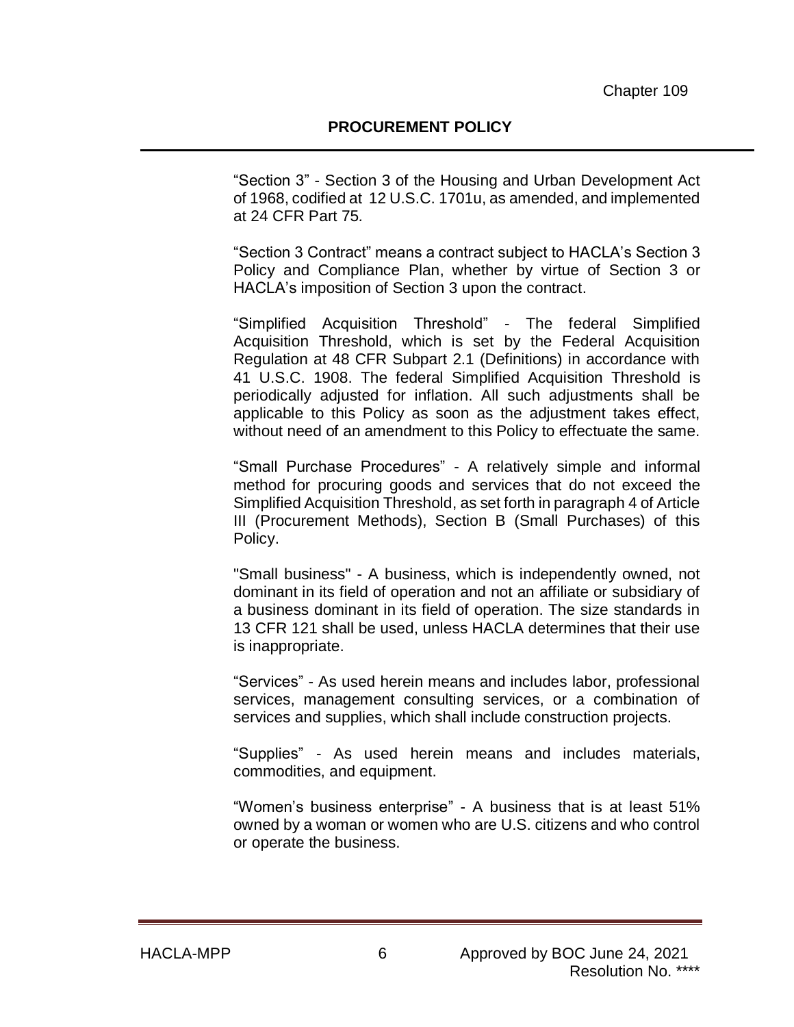"Section 3" - Section 3 of the Housing and Urban Development Act of 1968, codified at 12 U.S.C. 1701u, as amended, and implemented at 24 CFR Part 75.

"Section 3 Contract" means a contract subject to HACLA's Section 3 Policy and Compliance Plan, whether by virtue of Section 3 or HACLA's imposition of Section 3 upon the contract.

"Simplified Acquisition Threshold" - The federal Simplified Acquisition Threshold, which is set by the Federal Acquisition Regulation at 48 CFR Subpart 2.1 (Definitions) in accordance with 41 U.S.C. 1908. The federal Simplified Acquisition Threshold is periodically adjusted for inflation. All such adjustments shall be applicable to this Policy as soon as the adjustment takes effect, without need of an amendment to this Policy to effectuate the same.

"Small Purchase Procedures" - A relatively simple and informal method for procuring goods and services that do not exceed the Simplified Acquisition Threshold, as set forth in paragraph 4 of Article III (Procurement Methods), Section B (Small Purchases) of this Policy.

"Small business" - A business, which is independently owned, not dominant in its field of operation and not an affiliate or subsidiary of a business dominant in its field of operation. The size standards in 13 CFR 121 shall be used, unless HACLA determines that their use is inappropriate.

"Services" - As used herein means and includes labor, professional services, management consulting services, or a combination of services and supplies, which shall include construction projects.

"Supplies" - As used herein means and includes materials, commodities, and equipment.

"Women's business enterprise" - A business that is at least 51% owned by a woman or women who are U.S. citizens and who control or operate the business.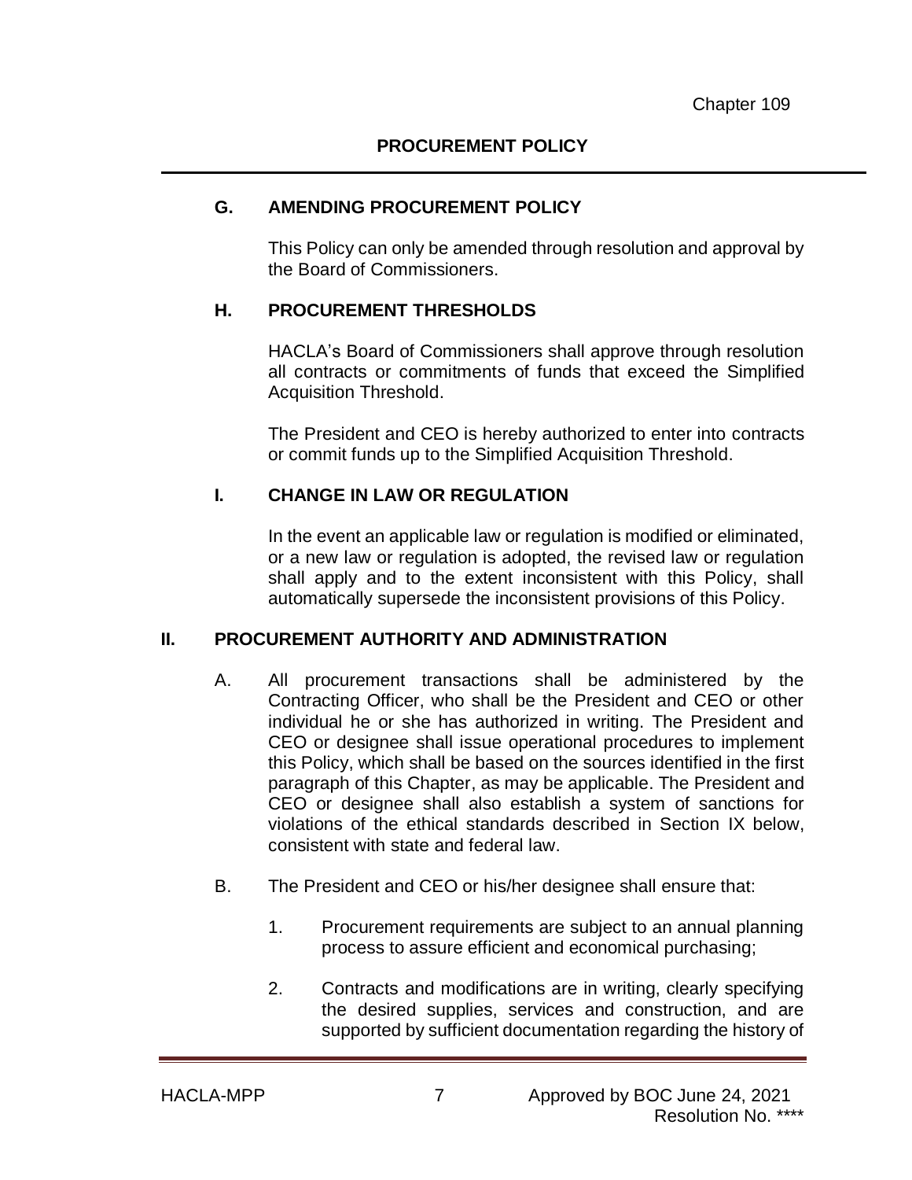### G. AMENDING PROCUREMENT POLICY

This Policy can only be amended through resolution and approval by the Board of Commissioners.

### H. PROCUREMENT THRESHOLDS

HACLA's Board of Commissioners shall approve through resolution all contracts or commitments of funds that exceed the Simplified Acquisition Threshold.

The President and CEO is hereby authorized to enter into contracts or commit funds up to the Simplified Acquisition Threshold.

### I. CHANGE IN LAW OR REGULATION

In the event an applicable law or regulation is modified or eliminated, or a new law or regulation is adopted, the revised law or regulation shall apply and to the extent inconsistent with this Policy, shall automatically supersede the inconsistent provisions of this Policy.

## II. PROCUREMENT AUTHORITY AND ADMINISTRATION

A. All procurement transactions shall be administered by the Contracting Officer, who shall be the President and CEO or other individual he or she has authorized in writing. The President and CEO or designee shall issue operational procedures to implement this Policy, which shall be based on the sources identified in the first paragraph of this Chapter, as may be applicable. The President and CEO or designee shall also establish a system of sanctions for violations of the ethical standards described in Section IX below, consistent with state and federal law.

B. The President and CEO or his/her designee shall ensure that:

1. Procurement requirements are subject to an annual planning process to assure efficient and economical purchasing;

2. Contracts and modifications are in writing, clearly specifying the desired supplies, services and construction, and are supported by sufficient documentation regarding the history of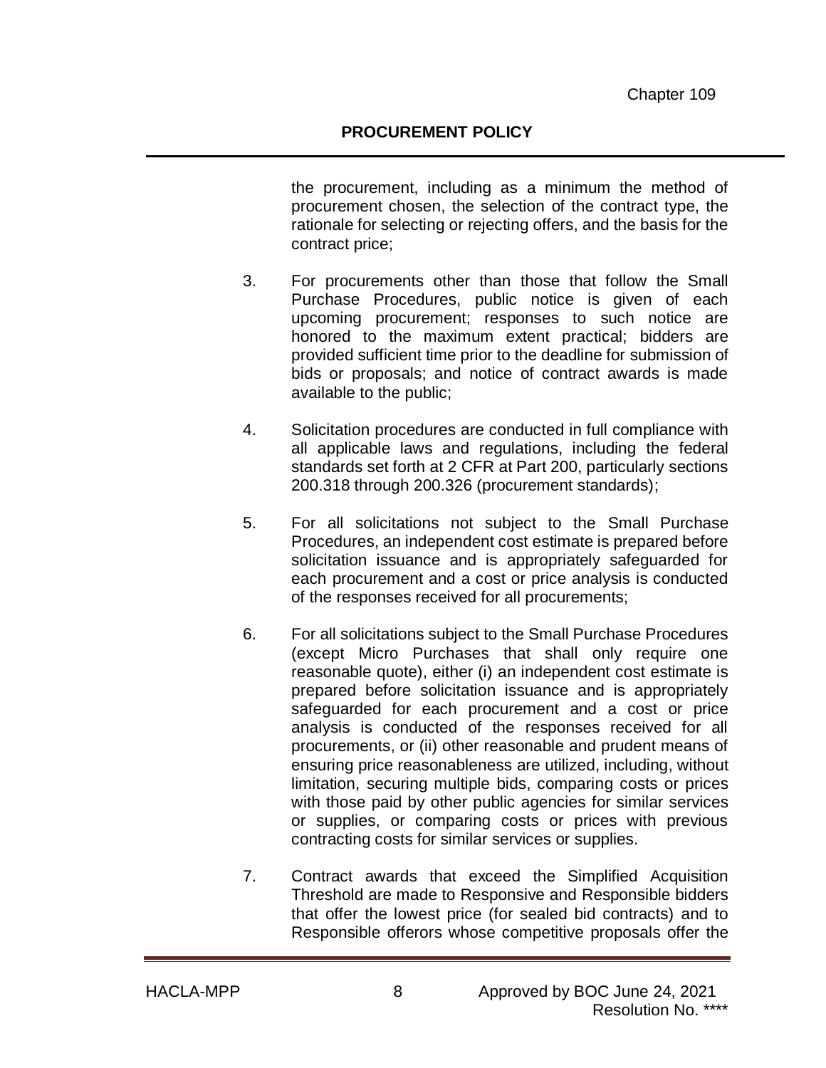the procurement, including as a minimum the method of procurement chosen, the selection of the contract type, the rationale for selecting or rejecting offers, and the basis for the contract price;

3. For procurements other than those that follow the Small Purchase Procedures, public notice is given of each upcoming procurement; responses to such notice are honored to the maximum extent practical; bidders are provided sufficient time prior to the deadline for submission of bids or proposals; and notice of contract awards is made available to the public;

4. Solicitation procedures are conducted in full compliance with all applicable laws and regulations, including the federal standards set forth at 2 CFR at Part 200, particularly sections 200.318 through 200.326 (procurement standards);

5. For all solicitations not subject to the Small Purchase Procedures, an independent cost estimate is prepared before solicitation issuance and is appropriately safeguarded for each procurement and a cost or price analysis is conducted of the responses received for all procurements;

6. For all solicitations subject to the Small Purchase Procedures (except Micro Purchases that shall only require one reasonable quote), either (i) an independent cost estimate is prepared before solicitation issuance and is appropriately safeguarded for each procurement and a cost or price analysis is conducted of the responses received for all procurements, or (ii) other reasonable and prudent means of ensuring price reasonableness are utilized, including, without limitation, securing multiple bids, comparing costs or prices with those paid by other public agencies for similar services or supplies, or comparing costs or prices with previous contracting costs for similar services or supplies.

7. Contract awards that exceed the Simplified Acquisition Threshold are made to Responsive and Responsible bidders that offer the lowest price (for sealed bid contracts) and to Responsible offerors whose competitive proposals offer the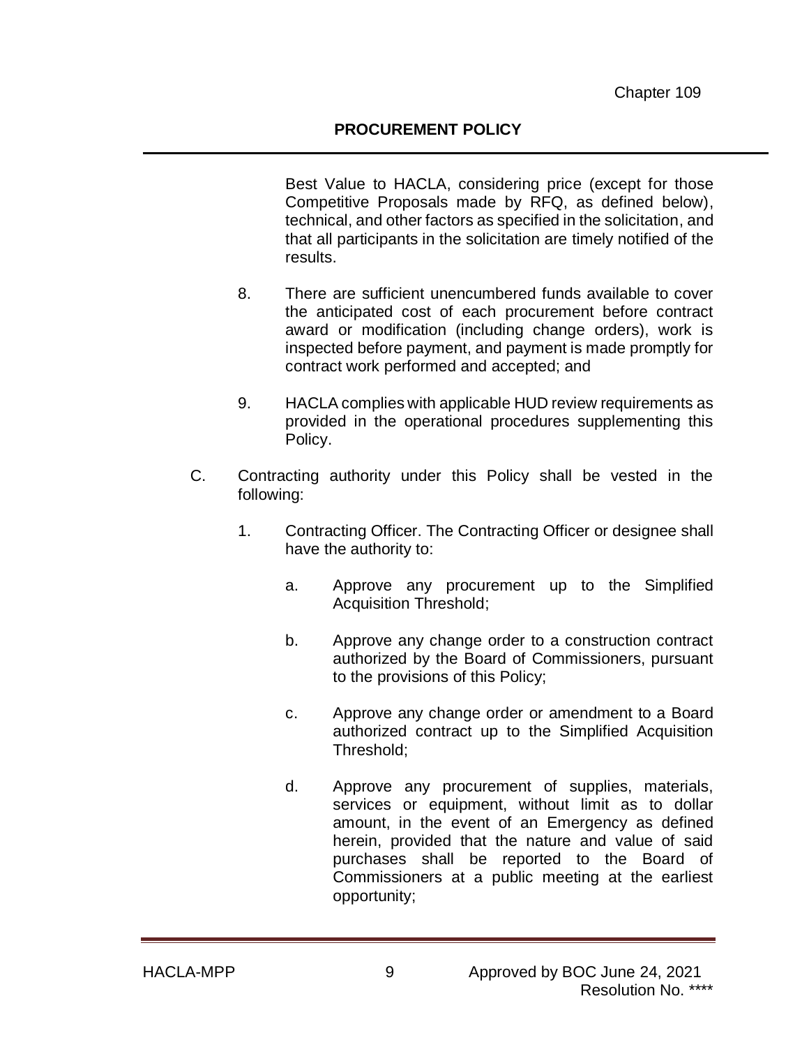Best Value to HACLA, considering price (except for those Competitive Proposals made by RFQ, as defined below), technical, and other factors as specified in the solicitation, and that all participants in the solicitation are timely notified of the results.

8. There are sufficient unencumbered funds available to cover the anticipated cost of each procurement before contract award or modification (including change orders), work is inspected before payment, and payment is made promptly for contract work performed and accepted; and

9. HACLA complies with applicable HUD review requirements as provided in the operational procedures supplementing this Policy.

C. Contracting authority under this Policy shall be vested in the following:

   1. Contracting Officer. The Contracting Officer or designee shall have the authority to:

      a. Approve any procurement up to the Simplified Acquisition Threshold;

      b. Approve any change order to a construction contract authorized by the Board of Commissioners, pursuant to the provisions of this Policy;

      c. Approve any change order or amendment to a Board authorized contract up to the Simplified Acquisition Threshold;

      d. Approve any procurement of supplies, materials, services or equipment, without limit as to dollar amount, in the event of an Emergency as defined herein, provided that the nature and value of said purchases shall be reported to the Board of Commissioners at a public meeting at the earliest opportunity;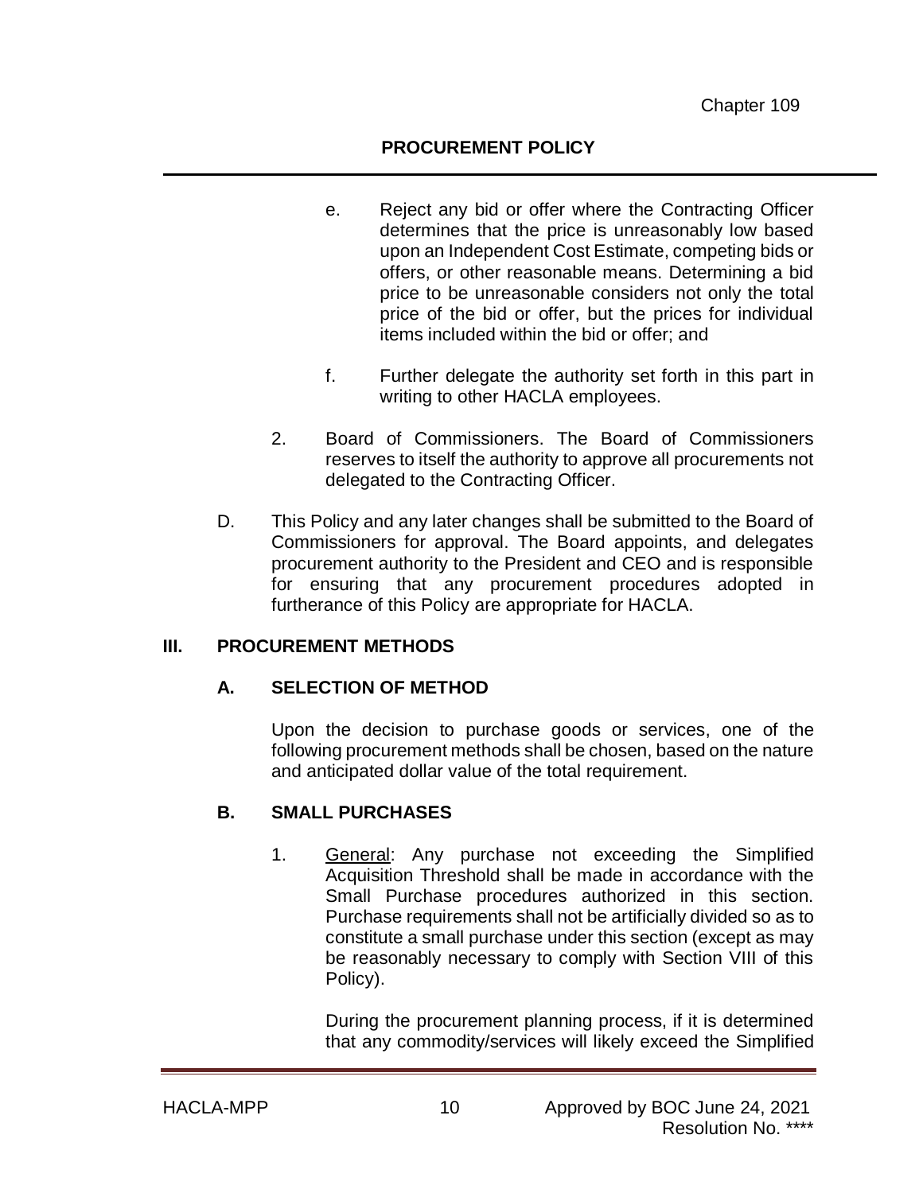e. Reject any bid or offer where the Contracting Officer determines that the price is unreasonably low based upon an Independent Cost Estimate, competing bids or offers, or other reasonable means. Determining a bid price to be unreasonable considers not only the total price of the bid or offer, but the prices for individual items included within the bid or offer; and

f. Further delegate the authority set forth in this part in writing to other HACLA employees.

2. Board of Commissioners. The Board of Commissioners reserves to itself the authority to approve all procurements not delegated to the Contracting Officer.

D. This Policy and any later changes shall be submitted to the Board of Commissioners for approval. The Board appoints, and delegates procurement authority to the President and CEO and is responsible for ensuring that any procurement procedures adopted in furtherance of this Policy are appropriate for HACLA.

## III. PROCUREMENT METHODS

### A. SELECTION OF METHOD

Upon the decision to purchase goods or services, one of the following procurement methods shall be chosen, based on the nature and anticipated dollar value of the total requirement.

### B. SMALL PURCHASES

1. General: Any purchase not exceeding the Simplified Acquisition Threshold shall be made in accordance with the Small Purchase procedures authorized in this section. Purchase requirements shall not be artificially divided so as to constitute a small purchase under this section (except as may be reasonably necessary to comply with Section VIII of this Policy).

   During the procurement planning process, if it is determined that any commodity/services will likely exceed the Simplified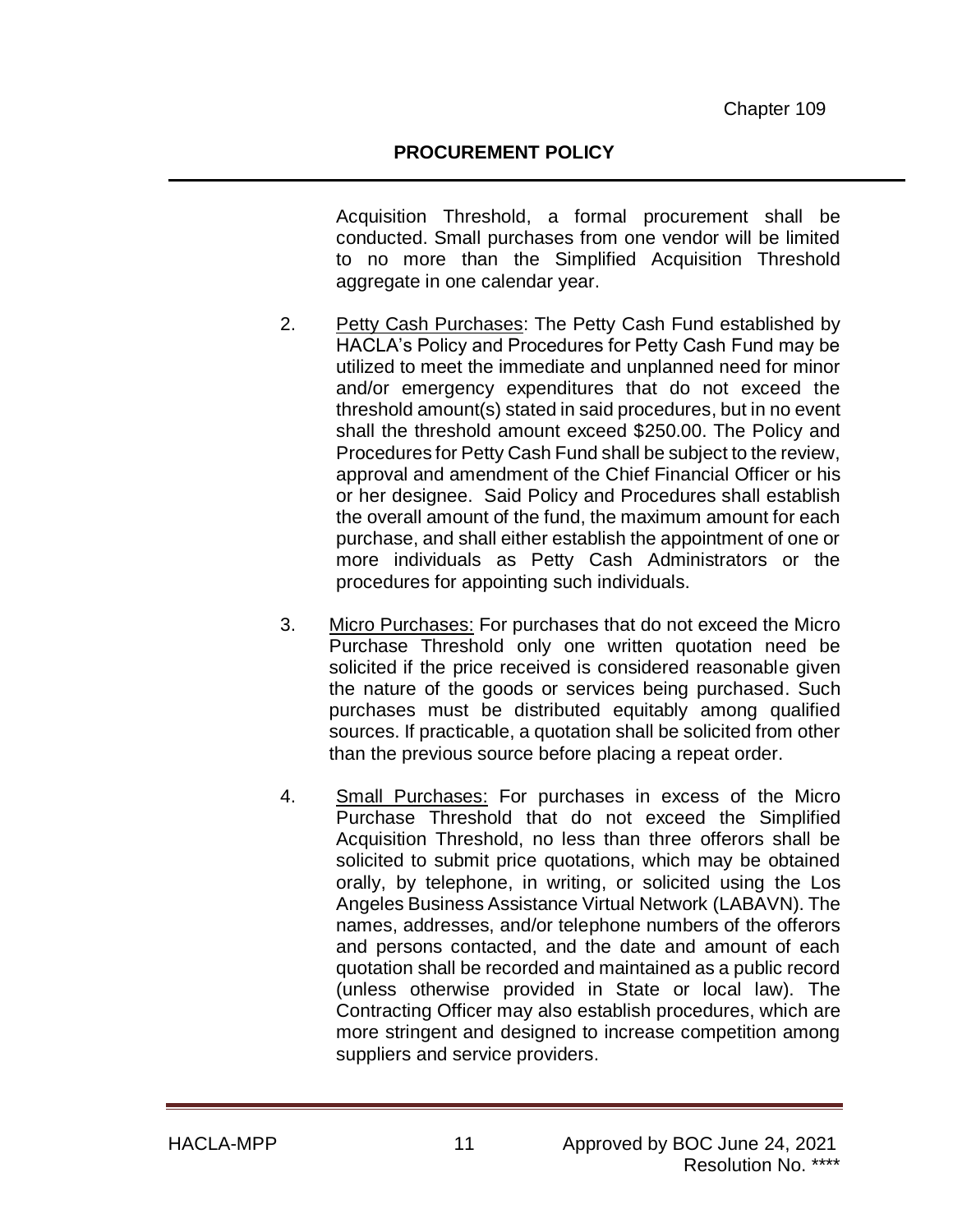Acquisition Threshold, a formal procurement shall be conducted. Small purchases from one vendor will be limited to no more than the Simplified Acquisition Threshold aggregate in one calendar year.

2. Petty Cash Purchases: The Petty Cash Fund established by HACLA's Policy and Procedures for Petty Cash Fund may be utilized to meet the immediate and unplanned need for minor and/or emergency expenditures that do not exceed the threshold amount(s) stated in said procedures, but in no event shall the threshold amount exceed $250.00. The Policy and Procedures for Petty Cash Fund shall be subject to the review, approval and amendment of the Chief Financial Officer or his or her designee. Said Policy and Procedures shall establish the overall amount of the fund, the maximum amount for each purchase, and shall either establish the appointment of one or more individuals as Petty Cash Administrators or the procedures for appointing such individuals.

3. Micro Purchases: For purchases that do not exceed the Micro Purchase Threshold only one written quotation need be solicited if the price received is considered reasonable given the nature of the goods or services being purchased. Such purchases must be distributed equitably among qualified sources. If practicable, a quotation shall be solicited from other than the previous source before placing a repeat order.

4. Small Purchases: For purchases in excess of the Micro Purchase Threshold that do not exceed the Simplified Acquisition Threshold, no less than three offerors shall be solicited to submit price quotations, which may be obtained orally, by telephone, in writing, or solicited using the Los Angeles Business Assistance Virtual Network (LABAVN). The names, addresses, and/or telephone numbers of the offerors and persons contacted, and the date and amount of each quotation shall be recorded and maintained as a public record (unless otherwise provided in State or local law). The Contracting Officer may also establish procedures, which are more stringent and designed to increase competition among suppliers and service providers.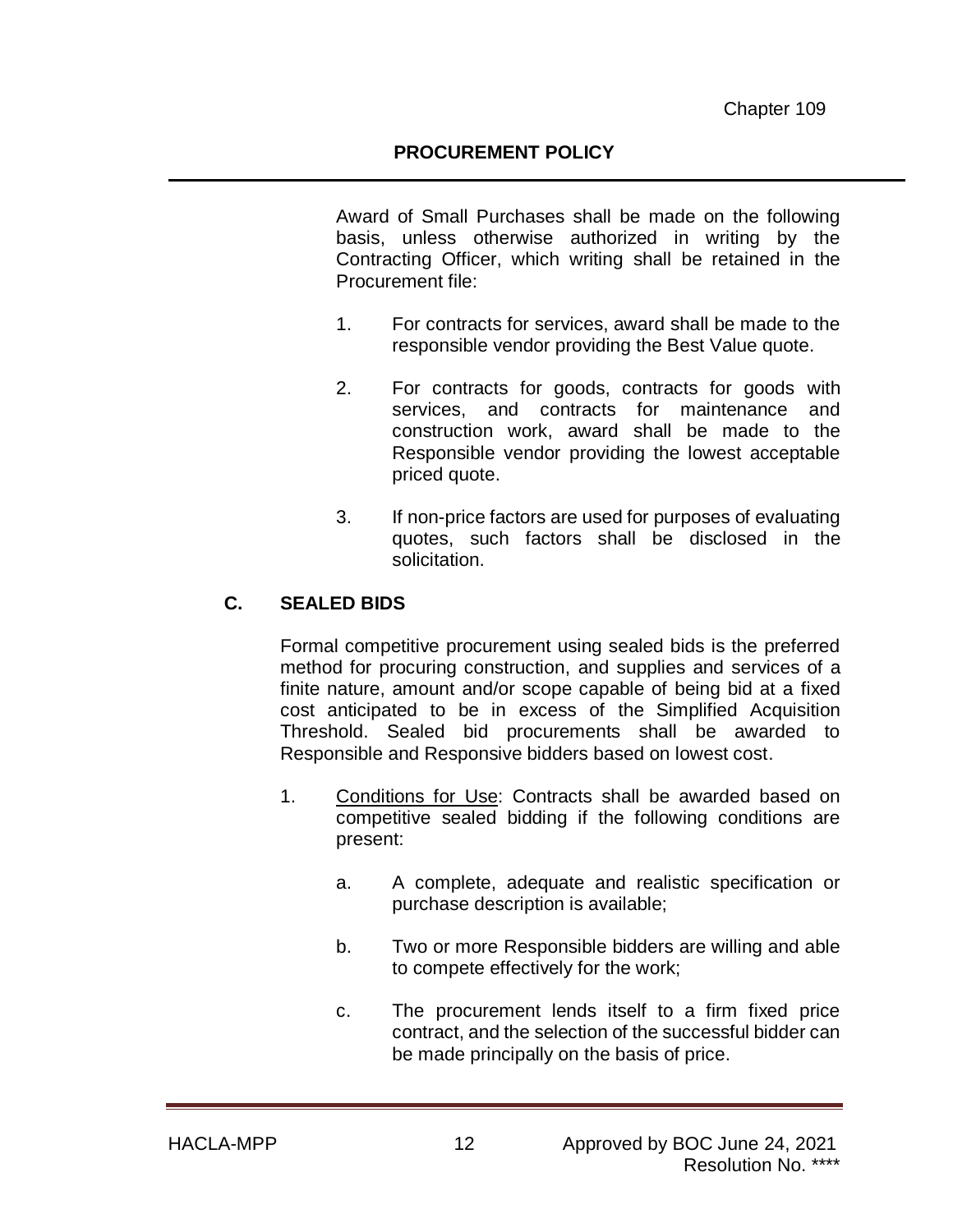Award of Small Purchases shall be made on the following basis, unless otherwise authorized in writing by the Contracting Officer, which writing shall be retained in the Procurement file:

1. For contracts for services, award shall be made to the responsible vendor providing the Best Value quote.

2. For contracts for goods, contracts for goods with services, and contracts for maintenance and construction work, award shall be made to the Responsible vendor providing the lowest acceptable priced quote.

3. If non-price factors are used for purposes of evaluating quotes, such factors shall be disclosed in the solicitation.

### C. SEALED BIDS

Formal competitive procurement using sealed bids is the preferred method for procuring construction, and supplies and services of a finite nature, amount and/or scope capable of being bid at a fixed cost anticipated to be in excess of the Simplified Acquisition Threshold. Sealed bid procurements shall be awarded to Responsible and Responsive bidders based on lowest cost.

1. Conditions for Use: Contracts shall be awarded based on competitive sealed bidding if the following conditions are present:

   a. A complete, adequate and realistic specification or purchase description is available;

   b. Two or more Responsible bidders are willing and able to compete effectively for the work;

   c. The procurement lends itself to a firm fixed price contract, and the selection of the successful bidder can be made principally on the basis of price.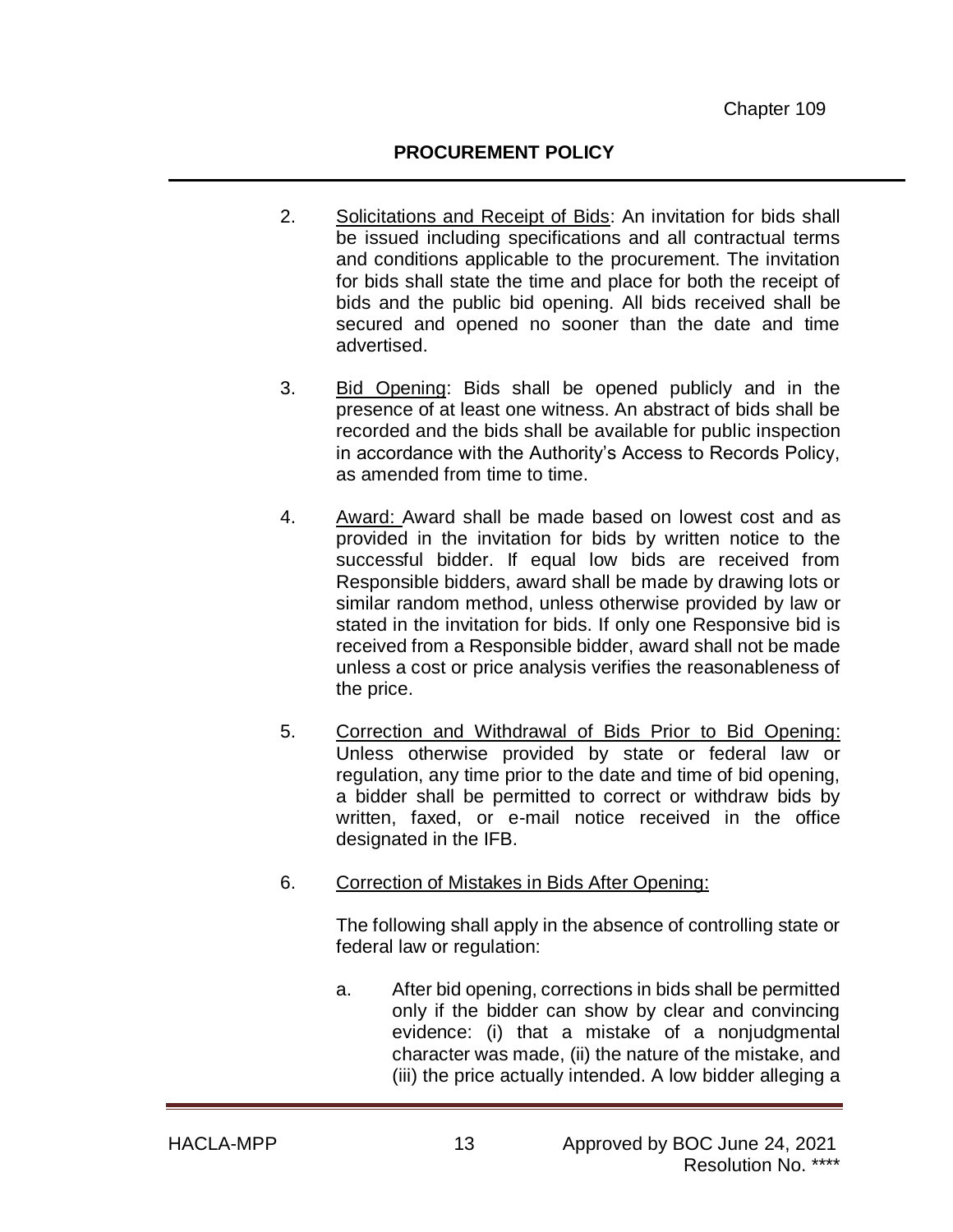2. Solicitations and Receipt of Bids: An invitation for bids shall be issued including specifications and all contractual terms and conditions applicable to the procurement. The invitation for bids shall state the time and place for both the receipt of bids and the public bid opening. All bids received shall be secured and opened no sooner than the date and time advertised.

3. Bid Opening: Bids shall be opened publicly and in the presence of at least one witness. An abstract of bids shall be recorded and the bids shall be available for public inspection in accordance with the Authority's Access to Records Policy, as amended from time to time.

4. Award: Award shall be made based on lowest cost and as provided in the invitation for bids by written notice to the successful bidder. If equal low bids are received from Responsible bidders, award shall be made by drawing lots or similar random method, unless otherwise provided by law or stated in the invitation for bids. If only one Responsive bid is received from a Responsible bidder, award shall not be made unless a cost or price analysis verifies the reasonableness of the price.

5. Correction and Withdrawal of Bids Prior to Bid Opening: Unless otherwise provided by state or federal law or regulation, any time prior to the date and time of bid opening, a bidder shall be permitted to correct or withdraw bids by written, faxed, or e-mail notice received in the office designated in the IFB.

6. Correction of Mistakes in Bids After Opening:

   The following shall apply in the absence of controlling state or federal law or regulation:

   a. After bid opening, corrections in bids shall be permitted only if the bidder can show by clear and convincing evidence: (i) that a mistake of a nonjudgmental character was made, (ii) the nature of the mistake, and (iii) the price actually intended. A low bidder alleging a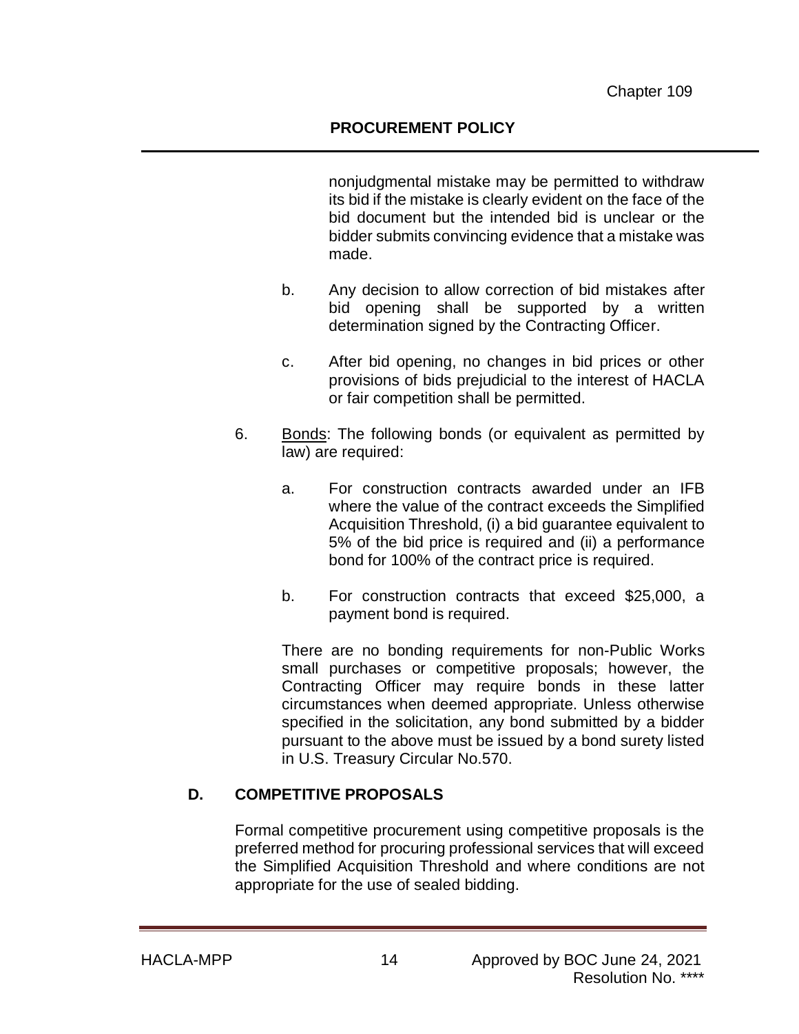nonjudgmental mistake may be permitted to withdraw its bid if the mistake is clearly evident on the face of the bid document but the intended bid is unclear or the bidder submits convincing evidence that a mistake was made.

b. Any decision to allow correction of bid mistakes after bid opening shall be supported by a written determination signed by the Contracting Officer.

c. After bid opening, no changes in bid prices or other provisions of bids prejudicial to the interest of HACLA or fair competition shall be permitted.

6. <u>Bonds</u>: The following bonds (or equivalent as permitted by law) are required:

a. For construction contracts awarded under an IFB where the value of the contract exceeds the Simplified Acquisition Threshold, (i) a bid guarantee equivalent to 5% of the bid price is required and (ii) a performance bond for 100% of the contract price is required.

b. For construction contracts that exceed $25,000, a payment bond is required.

There are no bonding requirements for non-Public Works small purchases or competitive proposals; however, the Contracting Officer may require bonds in these latter circumstances when deemed appropriate. Unless otherwise specified in the solicitation, any bond submitted by a bidder pursuant to the above must be issued by a bond surety listed in U.S. Treasury Circular No.570.

## D. COMPETITIVE PROPOSALS

Formal competitive procurement using competitive proposals is the preferred method for procuring professional services that will exceed the Simplified Acquisition Threshold and where conditions are not appropriate for the use of sealed bidding.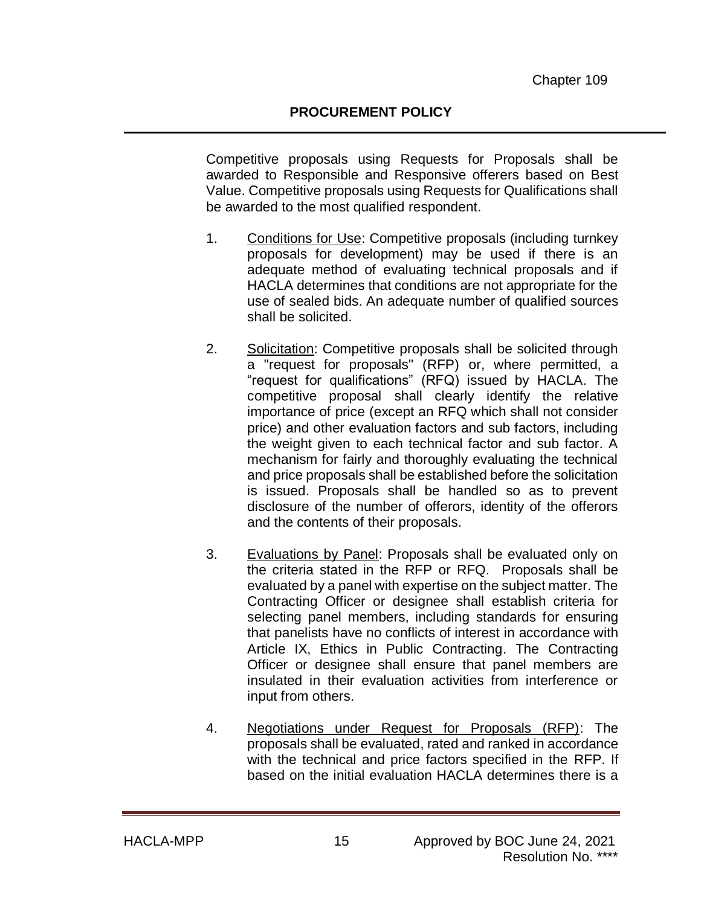Competitive proposals using Requests for Proposals shall be awarded to Responsible and Responsive offerers based on Best Value. Competitive proposals using Requests for Qualifications shall be awarded to the most qualified respondent.

1. Conditions for Use: Competitive proposals (including turnkey proposals for development) may be used if there is an adequate method of evaluating technical proposals and if HACLA determines that conditions are not appropriate for the use of sealed bids. An adequate number of qualified sources shall be solicited.

2. Solicitation: Competitive proposals shall be solicited through a "request for proposals" (RFP) or, where permitted, a “request for qualifications” (RFQ) issued by HACLA. The competitive proposal shall clearly identify the relative importance of price (except an RFQ which shall not consider price) and other evaluation factors and sub factors, including the weight given to each technical factor and sub factor. A mechanism for fairly and thoroughly evaluating the technical and price proposals shall be established before the solicitation is issued. Proposals shall be handled so as to prevent disclosure of the number of offerors, identity of the offerors and the contents of their proposals.

3. Evaluations by Panel: Proposals shall be evaluated only on the criteria stated in the RFP or RFQ. Proposals shall be evaluated by a panel with expertise on the subject matter. The Contracting Officer or designee shall establish criteria for selecting panel members, including standards for ensuring that panelists have no conflicts of interest in accordance with Article IX, Ethics in Public Contracting. The Contracting Officer or designee shall ensure that panel members are insulated in their evaluation activities from interference or input from others.

4. Negotiations under Request for Proposals (RFP): The proposals shall be evaluated, rated and ranked in accordance with the technical and price factors specified in the RFP. If based on the initial evaluation HACLA determines there is a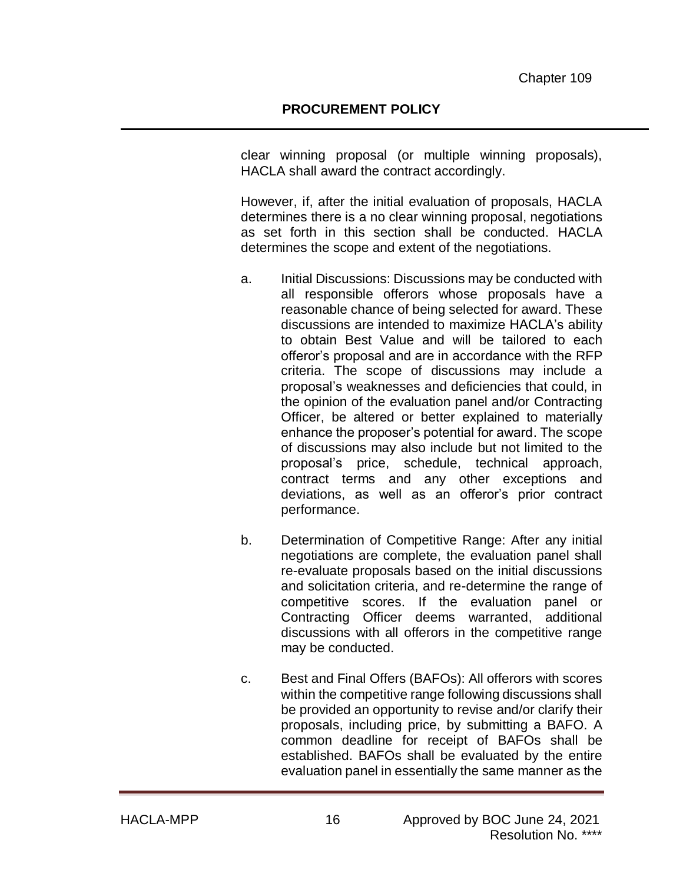clear winning proposal (or multiple winning proposals), HACLA shall award the contract accordingly.

However, if, after the initial evaluation of proposals, HACLA determines there is a no clear winning proposal, negotiations as set forth in this section shall be conducted. HACLA determines the scope and extent of the negotiations.

a. Initial Discussions: Discussions may be conducted with all responsible offerors whose proposals have a reasonable chance of being selected for award. These discussions are intended to maximize HACLA's ability to obtain Best Value and will be tailored to each offeror's proposal and are in accordance with the RFP criteria. The scope of discussions may include a proposal's weaknesses and deficiencies that could, in the opinion of the evaluation panel and/or Contracting Officer, be altered or better explained to materially enhance the proposer's potential for award. The scope of discussions may also include but not limited to the proposal's price, schedule, technical approach, contract terms and any other exceptions and deviations, as well as an offeror's prior contract performance.

b. Determination of Competitive Range: After any initial negotiations are complete, the evaluation panel shall re-evaluate proposals based on the initial discussions and solicitation criteria, and re-determine the range of competitive scores. If the evaluation panel or Contracting Officer deems warranted, additional discussions with all offerors in the competitive range may be conducted.

c. Best and Final Offers (BAFOs): All offerors with scores within the competitive range following discussions shall be provided an opportunity to revise and/or clarify their proposals, including price, by submitting a BAFO. A common deadline for receipt of BAFOs shall be established. BAFOs shall be evaluated by the entire evaluation panel in essentially the same manner as the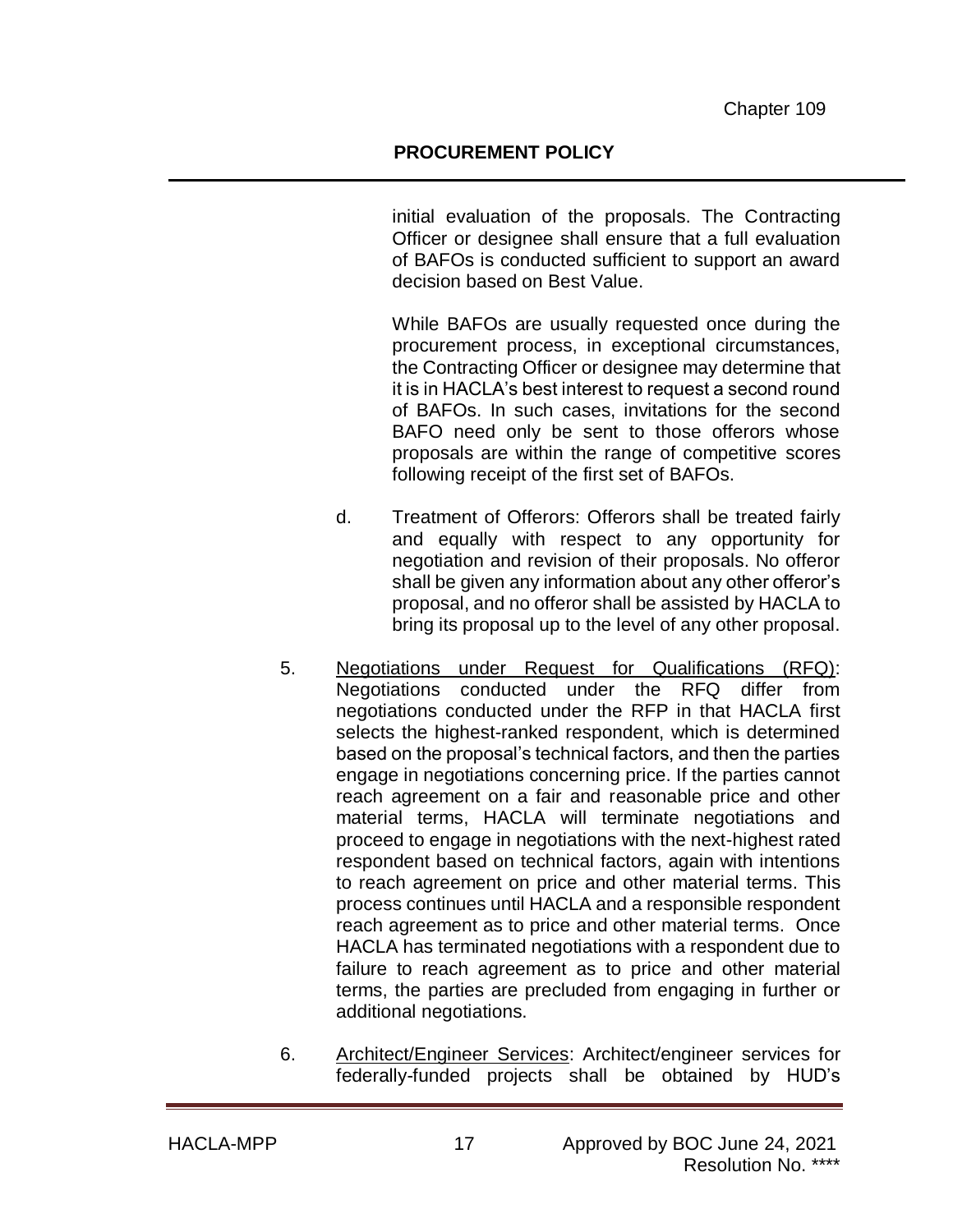initial evaluation of the proposals. The Contracting Officer or designee shall ensure that a full evaluation of BAFOs is conducted sufficient to support an award decision based on Best Value.

While BAFOs are usually requested once during the procurement process, in exceptional circumstances, the Contracting Officer or designee may determine that it is in HACLA's best interest to request a second round of BAFOs. In such cases, invitations for the second BAFO need only be sent to those offerors whose proposals are within the range of competitive scores following receipt of the first set of BAFOs.

d. Treatment of Offerors: Offerors shall be treated fairly and equally with respect to any opportunity for negotiation and revision of their proposals. No offeror shall be given any information about any other offeror's proposal, and no offeror shall be assisted by HACLA to bring its proposal up to the level of any other proposal.

5. Negotiations under Request for Qualifications (RFQ): Negotiations conducted under the RFQ differ from negotiations conducted under the RFP in that HACLA first selects the highest-ranked respondent, which is determined based on the proposal's technical factors, and then the parties engage in negotiations concerning price. If the parties cannot reach agreement on a fair and reasonable price and other material terms, HACLA will terminate negotiations and proceed to engage in negotiations with the next-highest rated respondent based on technical factors, again with intentions to reach agreement on price and other material terms. This process continues until HACLA and a responsible respondent reach agreement as to price and other material terms. Once HACLA has terminated negotiations with a respondent due to failure to reach agreement as to price and other material terms, the parties are precluded from engaging in further or additional negotiations.

6. Architect/Engineer Services: Architect/engineer services for federally-funded projects shall be obtained by HUD's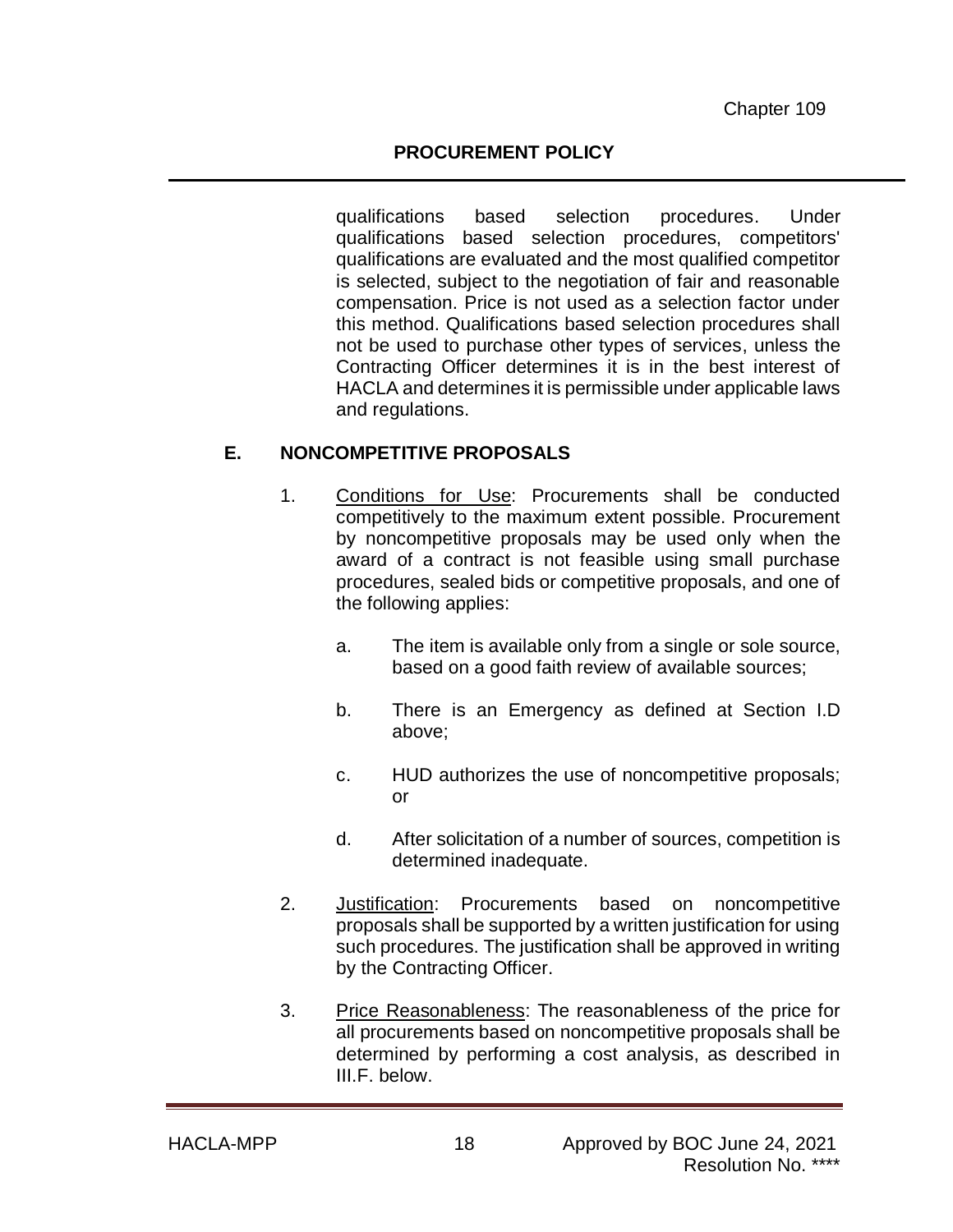qualifications based selection procedures. Under qualifications based selection procedures, competitors' qualifications are evaluated and the most qualified competitor is selected, subject to the negotiation of fair and reasonable compensation. Price is not used as a selection factor under this method. Qualifications based selection procedures shall not be used to purchase other types of services, unless the Contracting Officer determines it is in the best interest of HACLA and determines it is permissible under applicable laws and regulations.

## E. NONCOMPETITIVE PROPOSALS

1. Conditions for Use: Procurements shall be conducted competitively to the maximum extent possible. Procurement by noncompetitive proposals may be used only when the award of a contract is not feasible using small purchase procedures, sealed bids or competitive proposals, and one of the following applies:

   a. The item is available only from a single or sole source, based on a good faith review of available sources;

   b. There is an Emergency as defined at Section I.D above;

   c. HUD authorizes the use of noncompetitive proposals; or

   d. After solicitation of a number of sources, competition is determined inadequate.

2. Justification: Procurements based on noncompetitive proposals shall be supported by a written justification for using such procedures. The justification shall be approved in writing by the Contracting Officer.

3. Price Reasonableness: The reasonableness of the price for all procurements based on noncompetitive proposals shall be determined by performing a cost analysis, as described in III.F. below.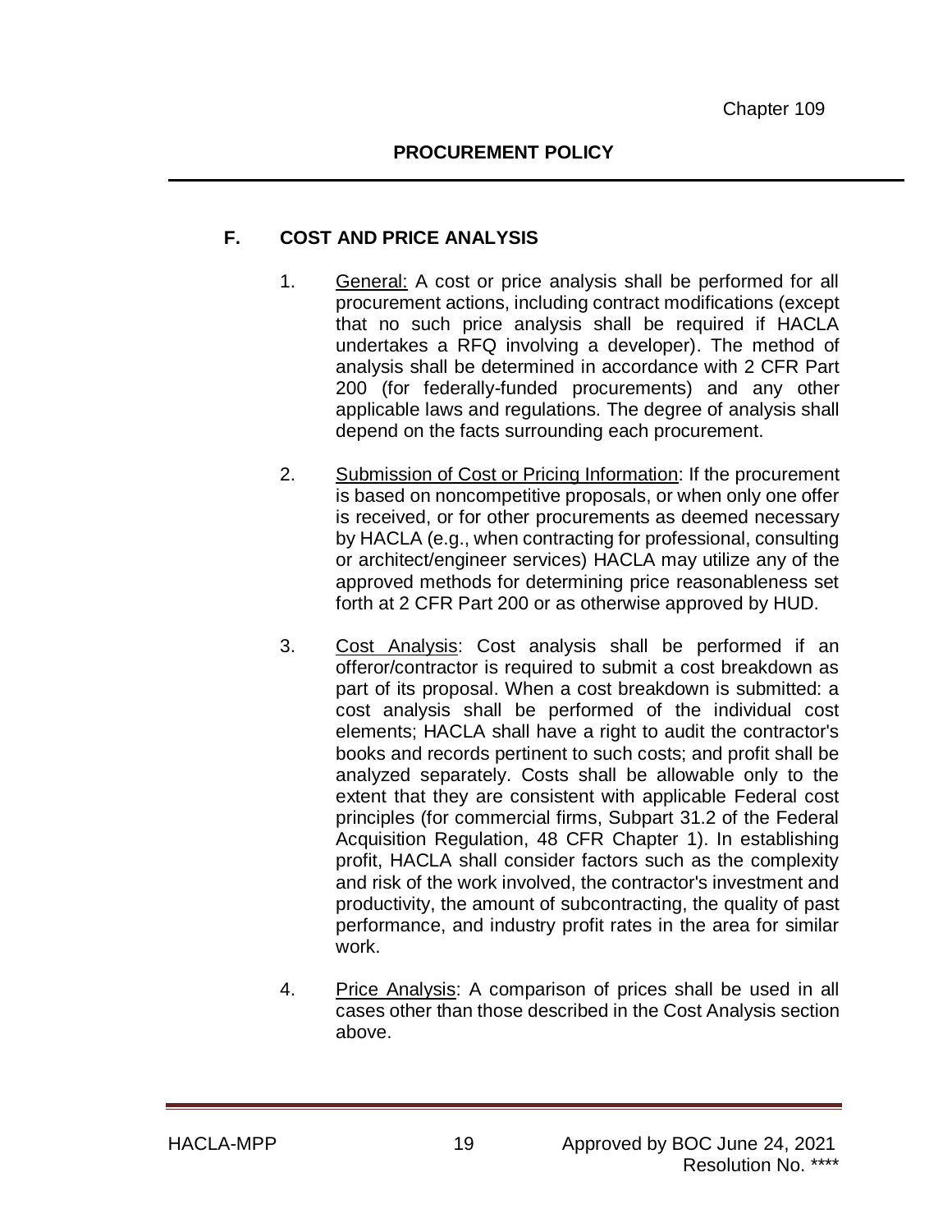## F. COST AND PRICE ANALYSIS

1. General: A cost or price analysis shall be performed for all procurement actions, including contract modifications (except that no such price analysis shall be required if HACLA undertakes a RFQ involving a developer). The method of analysis shall be determined in accordance with 2 CFR Part 200 (for federally-funded procurements) and any other applicable laws and regulations. The degree of analysis shall depend on the facts surrounding each procurement.

2. Submission of Cost or Pricing Information: If the procurement is based on noncompetitive proposals, or when only one offer is received, or for other procurements as deemed necessary by HACLA (e.g., when contracting for professional, consulting or architect/engineer services) HACLA may utilize any of the approved methods for determining price reasonableness set forth at 2 CFR Part 200 or as otherwise approved by HUD.

3. Cost Analysis: Cost analysis shall be performed if an offeror/contractor is required to submit a cost breakdown as part of its proposal. When a cost breakdown is submitted: a cost analysis shall be performed of the individual cost elements; HACLA shall have a right to audit the contractor's books and records pertinent to such costs; and profit shall be analyzed separately. Costs shall be allowable only to the extent that they are consistent with applicable Federal cost principles (for commercial firms, Subpart 31.2 of the Federal Acquisition Regulation, 48 CFR Chapter 1). In establishing profit, HACLA shall consider factors such as the complexity and risk of the work involved, the contractor's investment and productivity, the amount of subcontracting, the quality of past performance, and industry profit rates in the area for similar work.

4. Price Analysis: A comparison of prices shall be used in all cases other than those described in the Cost Analysis section above.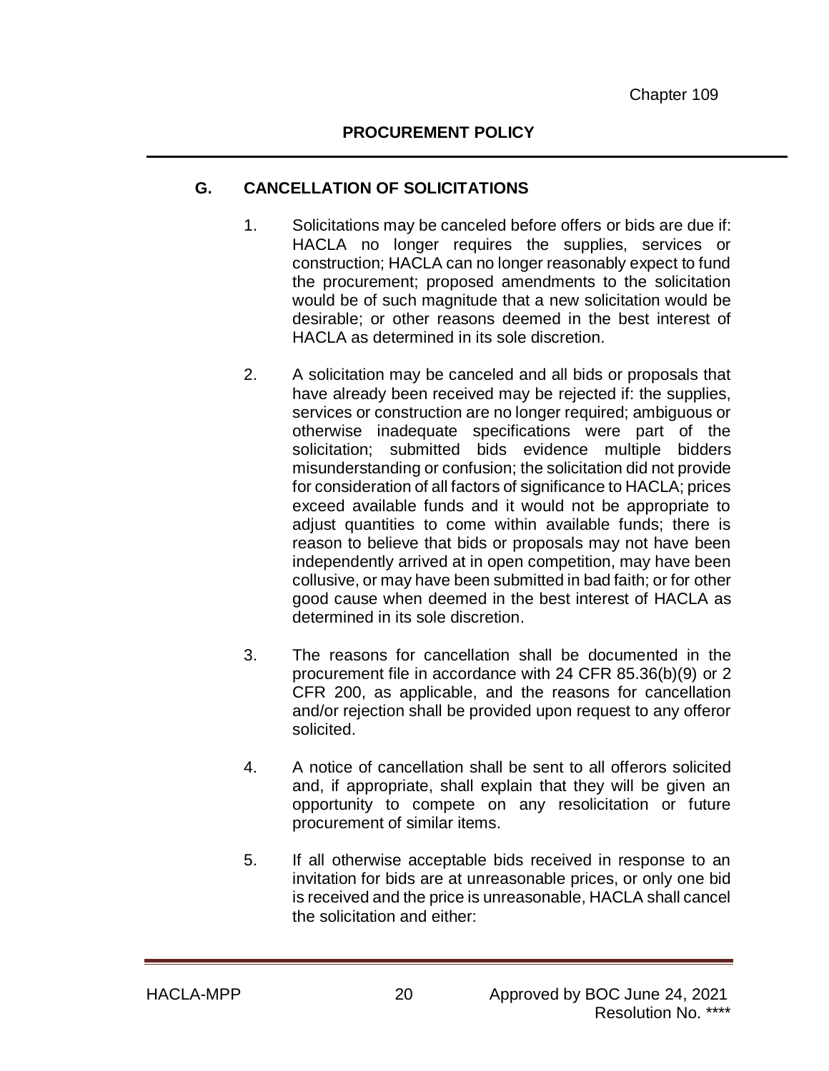## G. CANCELLATION OF SOLICITATIONS

1. Solicitations may be canceled before offers or bids are due if: HACLA no longer requires the supplies, services or construction; HACLA can no longer reasonably expect to fund the procurement; proposed amendments to the solicitation would be of such magnitude that a new solicitation would be desirable; or other reasons deemed in the best interest of HACLA as determined in its sole discretion.

2. A solicitation may be canceled and all bids or proposals that have already been received may be rejected if: the supplies, services or construction are no longer required; ambiguous or otherwise inadequate specifications were part of the solicitation; submitted bids evidence multiple bidders misunderstanding or confusion; the solicitation did not provide for consideration of all factors of significance to HACLA; prices exceed available funds and it would not be appropriate to adjust quantities to come within available funds; there is reason to believe that bids or proposals may not have been independently arrived at in open competition, may have been collusive, or may have been submitted in bad faith; or for other good cause when deemed in the best interest of HACLA as determined in its sole discretion.

3. The reasons for cancellation shall be documented in the procurement file in accordance with 24 CFR 85.36(b)(9) or 2 CFR 200, as applicable, and the reasons for cancellation and/or rejection shall be provided upon request to any offeror solicited.

4. A notice of cancellation shall be sent to all offerors solicited and, if appropriate, shall explain that they will be given an opportunity to compete on any resolicitation or future procurement of similar items.

5. If all otherwise acceptable bids received in response to an invitation for bids are at unreasonable prices, or only one bid is received and the price is unreasonable, HACLA shall cancel the solicitation and either: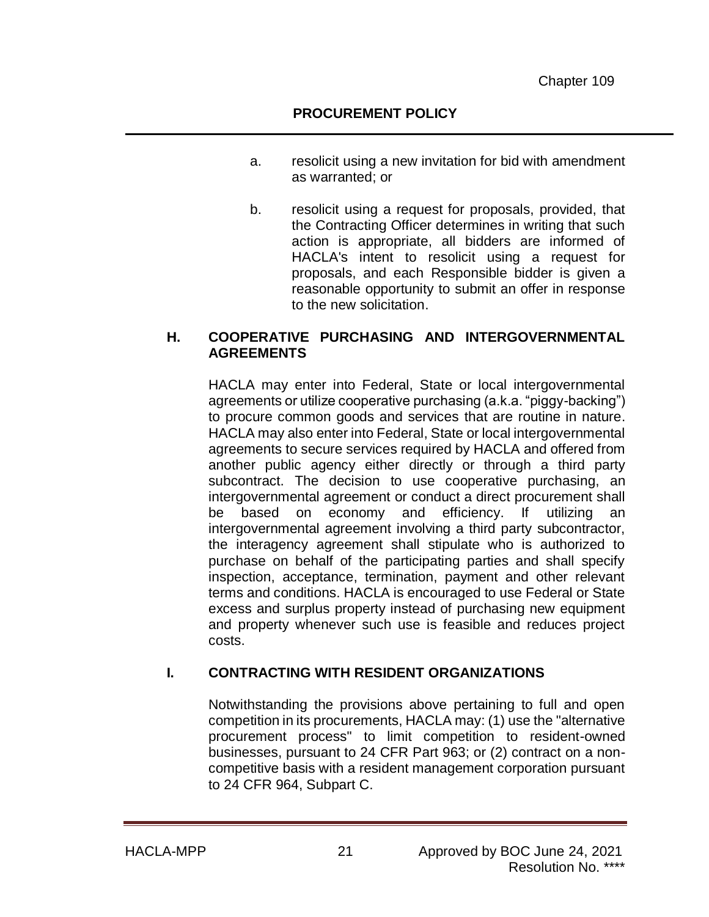a. resolicit using a new invitation for bid with amendment as warranted; or

b. resolicit using a request for proposals, provided, that the Contracting Officer determines in writing that such action is appropriate, all bidders are informed of HACLA's intent to resolicit using a request for proposals, and each Responsible bidder is given a reasonable opportunity to submit an offer in response to the new solicitation.

## H. COOPERATIVE PURCHASING AND INTERGOVERNMENTAL AGREEMENTS

HACLA may enter into Federal, State or local intergovernmental agreements or utilize cooperative purchasing (a.k.a. "piggy-backing") to procure common goods and services that are routine in nature. HACLA may also enter into Federal, State or local intergovernmental agreements to secure services required by HACLA and offered from another public agency either directly or through a third party subcontract. The decision to use cooperative purchasing, an intergovernmental agreement or conduct a direct procurement shall be based on economy and efficiency. If utilizing an intergovernmental agreement involving a third party subcontractor, the interagency agreement shall stipulate who is authorized to purchase on behalf of the participating parties and shall specify inspection, acceptance, termination, payment and other relevant terms and conditions. HACLA is encouraged to use Federal or State excess and surplus property instead of purchasing new equipment and property whenever such use is feasible and reduces project costs.

## I. CONTRACTING WITH RESIDENT ORGANIZATIONS

Notwithstanding the provisions above pertaining to full and open competition in its procurements, HACLA may: (1) use the "alternative procurement process" to limit competition to resident-owned businesses, pursuant to 24 CFR Part 963; or (2) contract on a non-competitive basis with a resident management corporation pursuant to 24 CFR 964, Subpart C.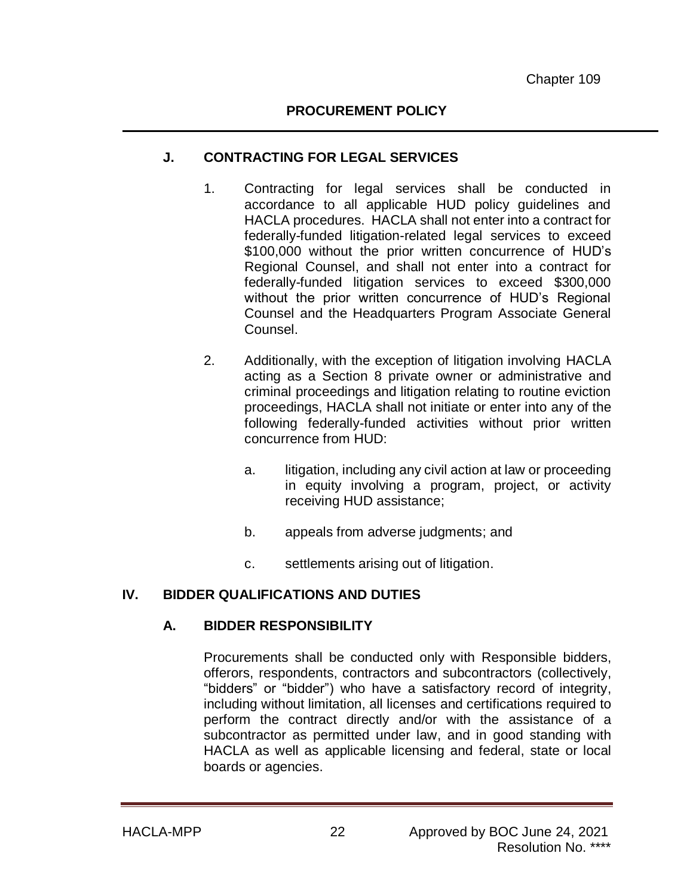### J. CONTRACTING FOR LEGAL SERVICES

1. Contracting for legal services shall be conducted in accordance to all applicable HUD policy guidelines and HACLA procedures. HACLA shall not enter into a contract for federally-funded litigation-related legal services to exceed \$100,000 without the prior written concurrence of HUD's Regional Counsel, and shall not enter into a contract for federally-funded litigation services to exceed \$300,000 without the prior written concurrence of HUD's Regional Counsel and the Headquarters Program Associate General Counsel.

2. Additionally, with the exception of litigation involving HACLA acting as a Section 8 private owner or administrative and criminal proceedings and litigation relating to routine eviction proceedings, HACLA shall not initiate or enter into any of the following federally-funded activities without prior written concurrence from HUD:

   a. litigation, including any civil action at law or proceeding in equity involving a program, project, or activity receiving HUD assistance;

   b. appeals from adverse judgments; and

   c. settlements arising out of litigation.

## IV. BIDDER QUALIFICATIONS AND DUTIES

### A. BIDDER RESPONSIBILITY

Procurements shall be conducted only with Responsible bidders, offerors, respondents, contractors and subcontractors (collectively, "bidders" or "bidder") who have a satisfactory record of integrity, including without limitation, all licenses and certifications required to perform the contract directly and/or with the assistance of a subcontractor as permitted under law, and in good standing with HACLA as well as applicable licensing and federal, state or local boards or agencies.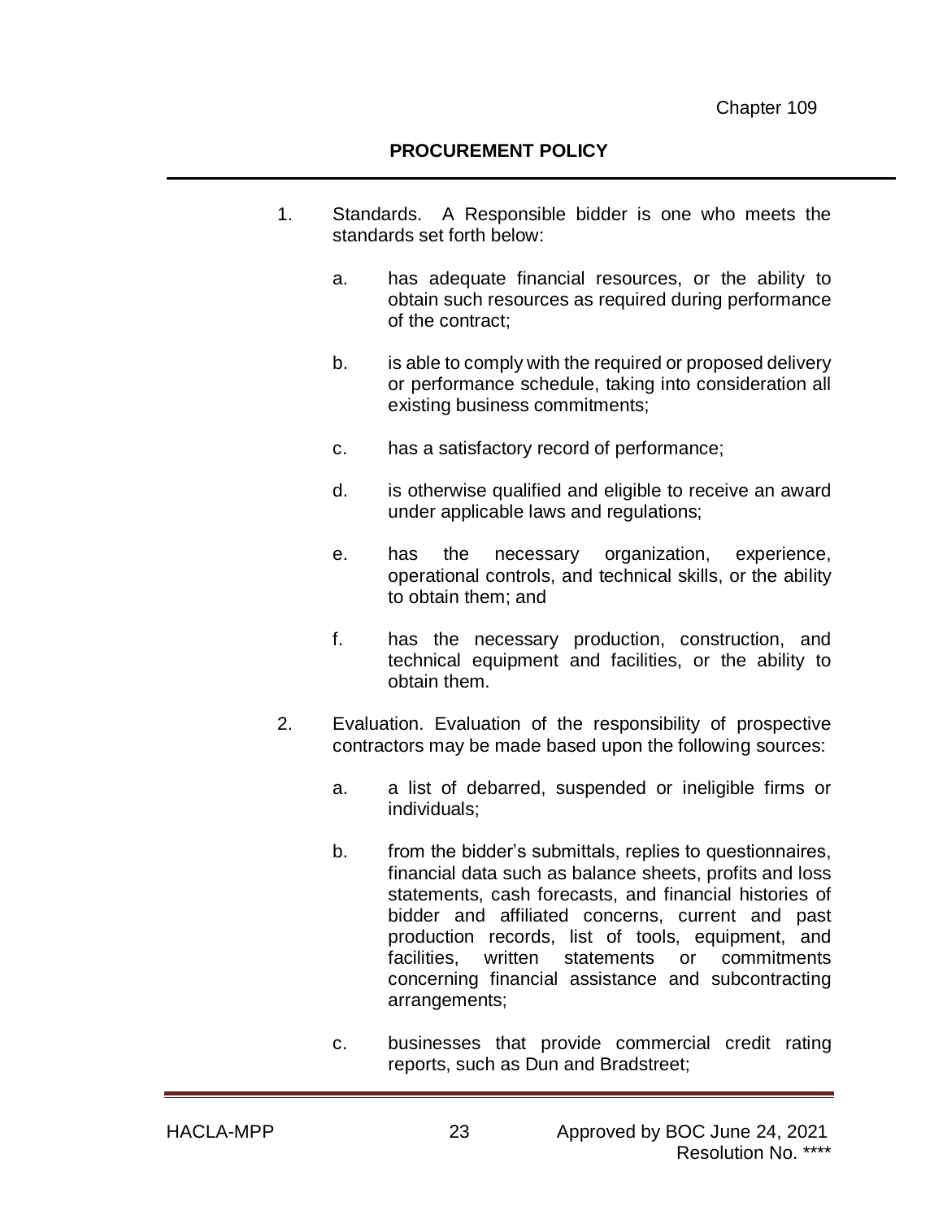1. Standards. A Responsible bidder is one who meets the standards set forth below:

   a. has adequate financial resources, or the ability to obtain such resources as required during performance of the contract;

   b. is able to comply with the required or proposed delivery or performance schedule, taking into consideration all existing business commitments;

   c. has a satisfactory record of performance;

   d. is otherwise qualified and eligible to receive an award under applicable laws and regulations;

   e. has the necessary organization, experience, operational controls, and technical skills, or the ability to obtain them; and

   f. has the necessary production, construction, and technical equipment and facilities, or the ability to obtain them.

2. Evaluation. Evaluation of the responsibility of prospective contractors may be made based upon the following sources:

   a. a list of debarred, suspended or ineligible firms or individuals;

   b. from the bidder's submittals, replies to questionnaires, financial data such as balance sheets, profits and loss statements, cash forecasts, and financial histories of bidder and affiliated concerns, current and past production records, list of tools, equipment, and facilities, written statements or commitments concerning financial assistance and subcontracting arrangements;

   c. businesses that provide commercial credit rating reports, such as Dun and Bradstreet;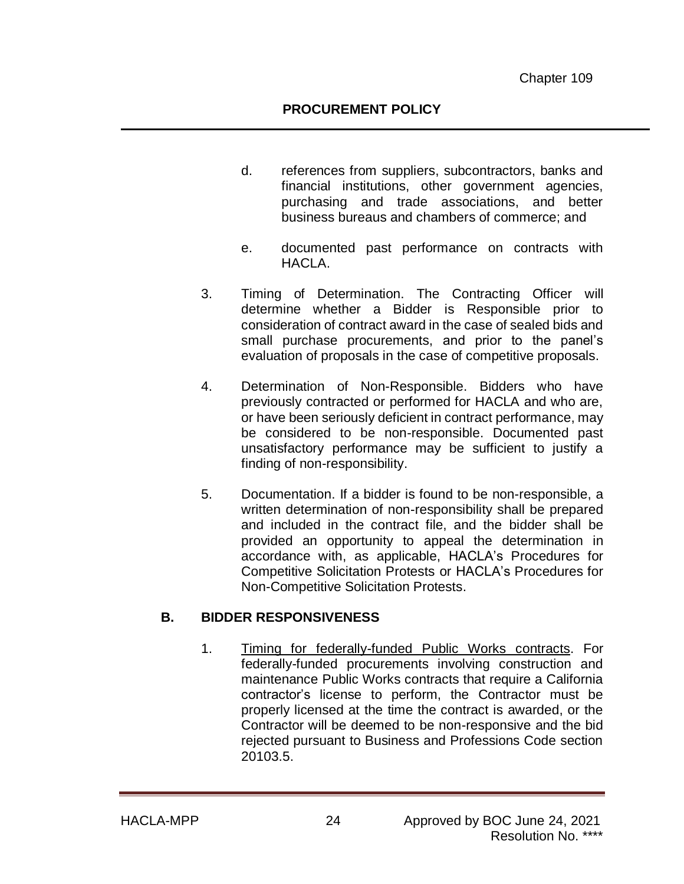d. references from suppliers, subcontractors, banks and financial institutions, other government agencies, purchasing and trade associations, and better business bureaus and chambers of commerce; and

e. documented past performance on contracts with HACLA.

3. Timing of Determination. The Contracting Officer will determine whether a Bidder is Responsible prior to consideration of contract award in the case of sealed bids and small purchase procurements, and prior to the panel's evaluation of proposals in the case of competitive proposals.

4. Determination of Non-Responsible. Bidders who have previously contracted or performed for HACLA and who are, or have been seriously deficient in contract performance, may be considered to be non-responsible. Documented past unsatisfactory performance may be sufficient to justify a finding of non-responsibility.

5. Documentation. If a bidder is found to be non-responsible, a written determination of non-responsibility shall be prepared and included in the contract file, and the bidder shall be provided an opportunity to appeal the determination in accordance with, as applicable, HACLA's Procedures for Competitive Solicitation Protests or HACLA's Procedures for Non-Competitive Solicitation Protests.

## B. BIDDER RESPONSIVENESS

1. Timing for federally-funded Public Works contracts. For federally-funded procurements involving construction and maintenance Public Works contracts that require a California contractor's license to perform, the Contractor must be properly licensed at the time the contract is awarded, or the Contractor will be deemed to be non-responsive and the bid rejected pursuant to Business and Professions Code section 20103.5.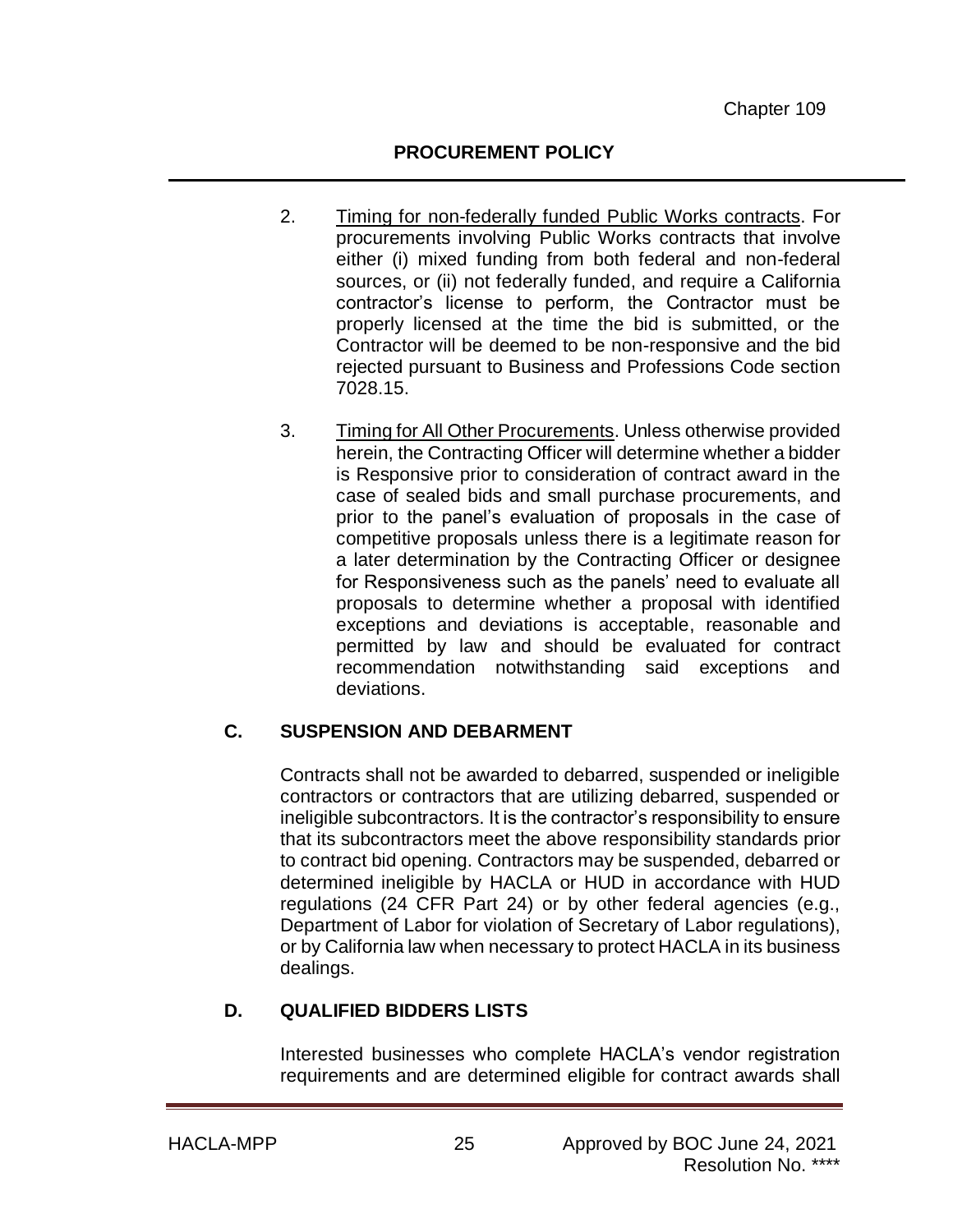2. Timing for non-federally funded Public Works contracts. For procurements involving Public Works contracts that involve either (i) mixed funding from both federal and non-federal sources, or (ii) not federally funded, and require a California contractor's license to perform, the Contractor must be properly licensed at the time the bid is submitted, or the Contractor will be deemed to be non-responsive and the bid rejected pursuant to Business and Professions Code section 7028.15.

3. Timing for All Other Procurements. Unless otherwise provided herein, the Contracting Officer will determine whether a bidder is Responsive prior to consideration of contract award in the case of sealed bids and small purchase procurements, and prior to the panel's evaluation of proposals in the case of competitive proposals unless there is a legitimate reason for a later determination by the Contracting Officer or designee for Responsiveness such as the panels' need to evaluate all proposals to determine whether a proposal with identified exceptions and deviations is acceptable, reasonable and permitted by law and should be evaluated for contract recommendation notwithstanding said exceptions and deviations.

## C. SUSPENSION AND DEBARMENT

Contracts shall not be awarded to debarred, suspended or ineligible contractors or contractors that are utilizing debarred, suspended or ineligible subcontractors. It is the contractor's responsibility to ensure that its subcontractors meet the above responsibility standards prior to contract bid opening. Contractors may be suspended, debarred or determined ineligible by HACLA or HUD in accordance with HUD regulations (24 CFR Part 24) or by other federal agencies (e.g., Department of Labor for violation of Secretary of Labor regulations), or by California law when necessary to protect HACLA in its business dealings.

## D. QUALIFIED BIDDERS LISTS

Interested businesses who complete HACLA's vendor registration requirements and are determined eligible for contract awards shall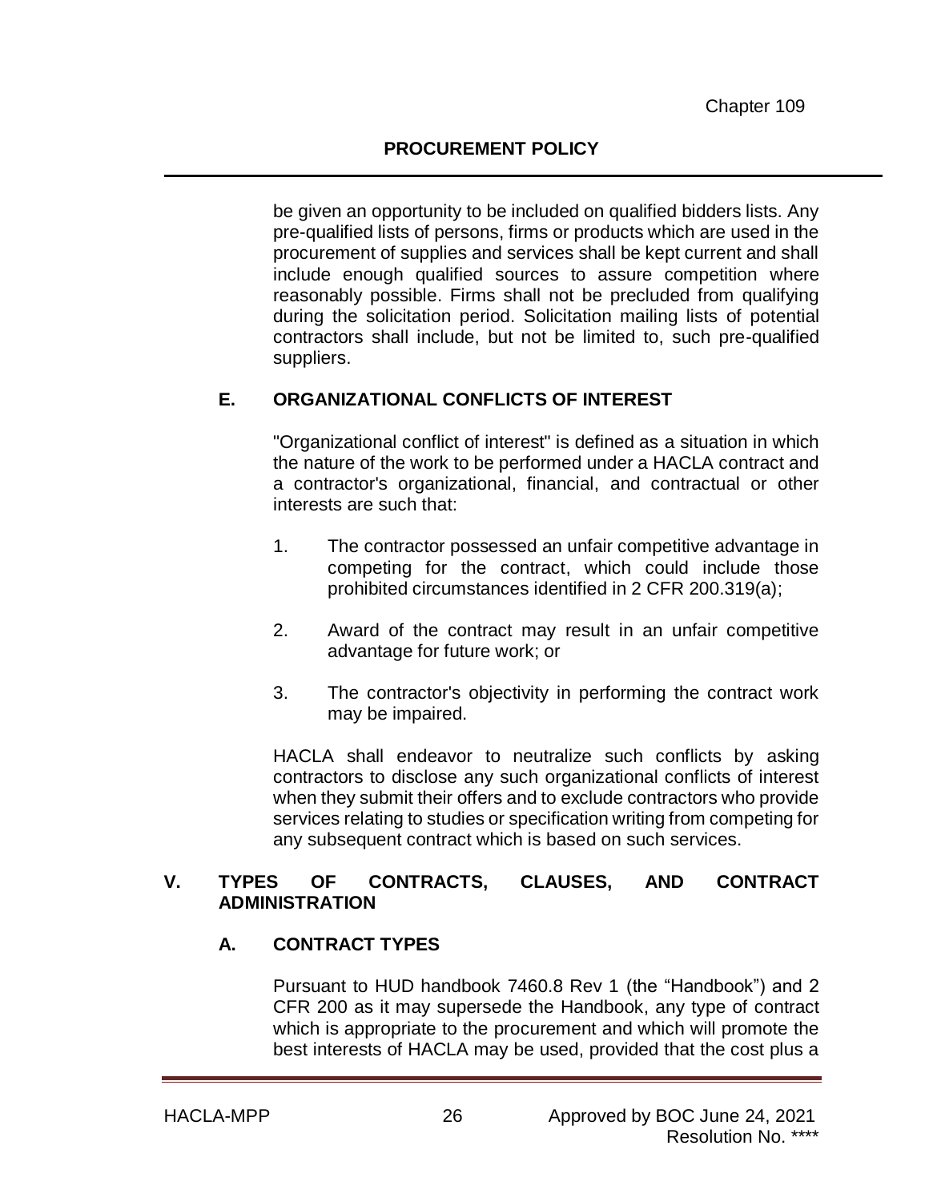be given an opportunity to be included on qualified bidders lists. Any pre-qualified lists of persons, firms or products which are used in the procurement of supplies and services shall be kept current and shall include enough qualified sources to assure competition where reasonably possible. Firms shall not be precluded from qualifying during the solicitation period. Solicitation mailing lists of potential contractors shall include, but not be limited to, such pre-qualified suppliers.

### E. ORGANIZATIONAL CONFLICTS OF INTEREST

"Organizational conflict of interest" is defined as a situation in which the nature of the work to be performed under a HACLA contract and a contractor's organizational, financial, and contractual or other interests are such that:

1. The contractor possessed an unfair competitive advantage in competing for the contract, which could include those prohibited circumstances identified in 2 CFR 200.319(a);

2. Award of the contract may result in an unfair competitive advantage for future work; or

3. The contractor's objectivity in performing the contract work may be impaired.

HACLA shall endeavor to neutralize such conflicts by asking contractors to disclose any such organizational conflicts of interest when they submit their offers and to exclude contractors who provide services relating to studies or specification writing from competing for any subsequent contract which is based on such services.

## V. TYPES OF CONTRACTS, CLAUSES, AND CONTRACT ADMINISTRATION

### A. CONTRACT TYPES

Pursuant to HUD handbook 7460.8 Rev 1 (the "Handbook") and 2 CFR 200 as it may supersede the Handbook, any type of contract which is appropriate to the procurement and which will promote the best interests of HACLA may be used, provided that the cost plus a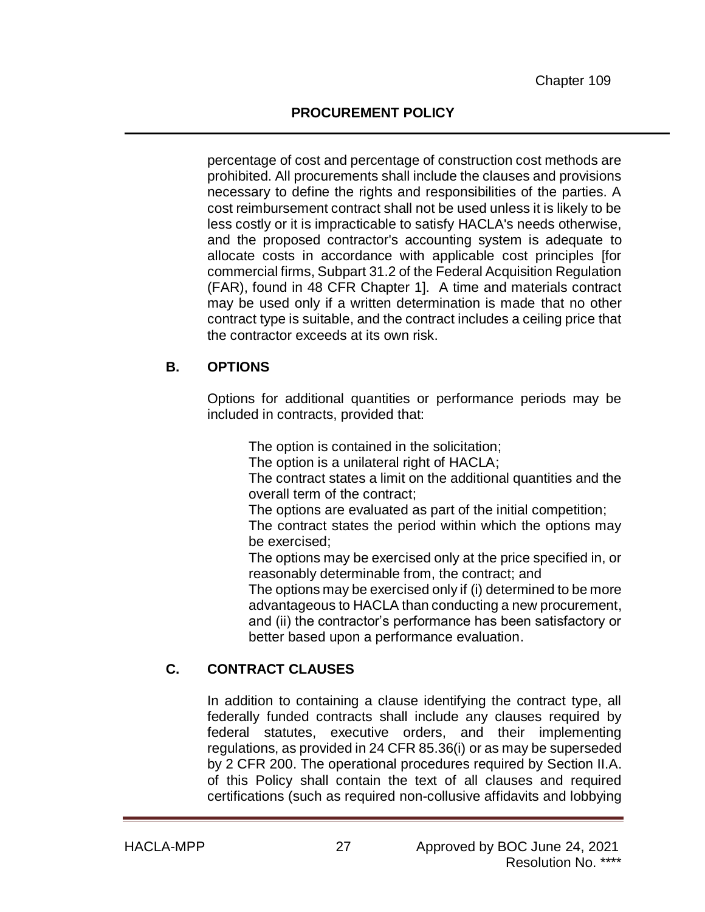percentage of cost and percentage of construction cost methods are prohibited. All procurements shall include the clauses and provisions necessary to define the rights and responsibilities of the parties. A cost reimbursement contract shall not be used unless it is likely to be less costly or it is impracticable to satisfy HACLA's needs otherwise, and the proposed contractor's accounting system is adequate to allocate costs in accordance with applicable cost principles [for commercial firms, Subpart 31.2 of the Federal Acquisition Regulation (FAR), found in 48 CFR Chapter 1]. A time and materials contract may be used only if a written determination is made that no other contract type is suitable, and the contract includes a ceiling price that the contractor exceeds at its own risk.

### B. OPTIONS

Options for additional quantities or performance periods may be included in contracts, provided that:

The option is contained in the solicitation;
The option is a unilateral right of HACLA;
The contract states a limit on the additional quantities and the overall term of the contract;
The options are evaluated as part of the initial competition;
The contract states the period within which the options may be exercised;
The options may be exercised only at the price specified in, or reasonably determinable from, the contract; and
The options may be exercised only if (i) determined to be more advantageous to HACLA than conducting a new procurement, and (ii) the contractor's performance has been satisfactory or better based upon a performance evaluation.

### C. CONTRACT CLAUSES

In addition to containing a clause identifying the contract type, all federally funded contracts shall include any clauses required by federal statutes, executive orders, and their implementing regulations, as provided in 24 CFR 85.36(i) or as may be superseded by 2 CFR 200. The operational procedures required by Section II.A. of this Policy shall contain the text of all clauses and required certifications (such as required non-collusive affidavits and lobbying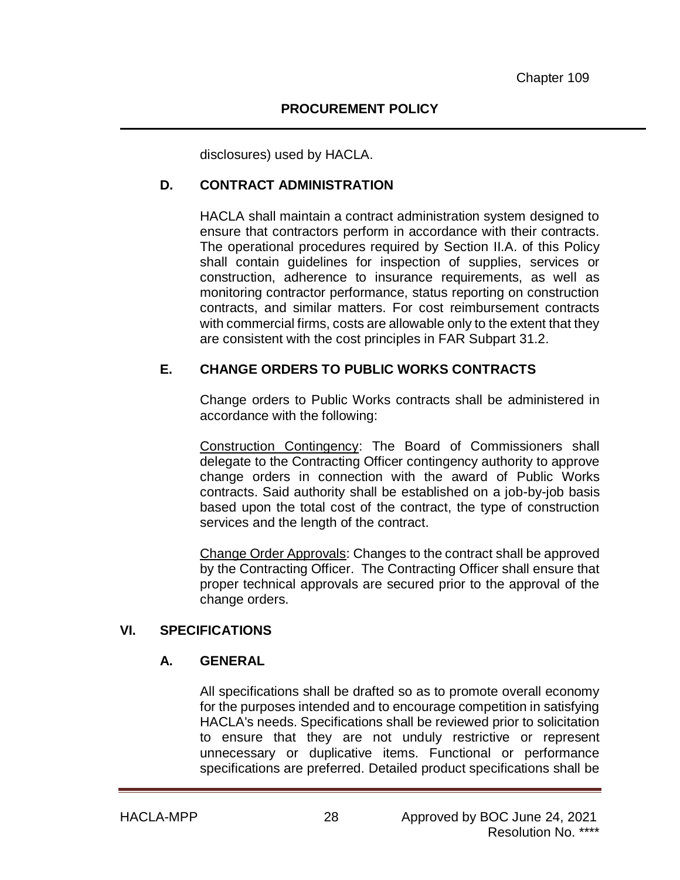disclosures) used by HACLA.

### D. CONTRACT ADMINISTRATION

HACLA shall maintain a contract administration system designed to ensure that contractors perform in accordance with their contracts. The operational procedures required by Section II.A. of this Policy shall contain guidelines for inspection of supplies, services or construction, adherence to insurance requirements, as well as monitoring contractor performance, status reporting on construction contracts, and similar matters. For cost reimbursement contracts with commercial firms, costs are allowable only to the extent that they are consistent with the cost principles in FAR Subpart 31.2.

### E. CHANGE ORDERS TO PUBLIC WORKS CONTRACTS

Change orders to Public Works contracts shall be administered in accordance with the following:

<u>Construction Contingency</u>: The Board of Commissioners shall delegate to the Contracting Officer contingency authority to approve change orders in connection with the award of Public Works contracts. Said authority shall be established on a job-by-job basis based upon the total cost of the contract, the type of construction services and the length of the contract.

<u>Change Order Approvals</u>: Changes to the contract shall be approved by the Contracting Officer. The Contracting Officer shall ensure that proper technical approvals are secured prior to the approval of the change orders.

## VI. SPECIFICATIONS

### A. GENERAL

All specifications shall be drafted so as to promote overall economy for the purposes intended and to encourage competition in satisfying HACLA's needs. Specifications shall be reviewed prior to solicitation to ensure that they are not unduly restrictive or represent unnecessary or duplicative items. Functional or performance specifications are preferred. Detailed product specifications shall be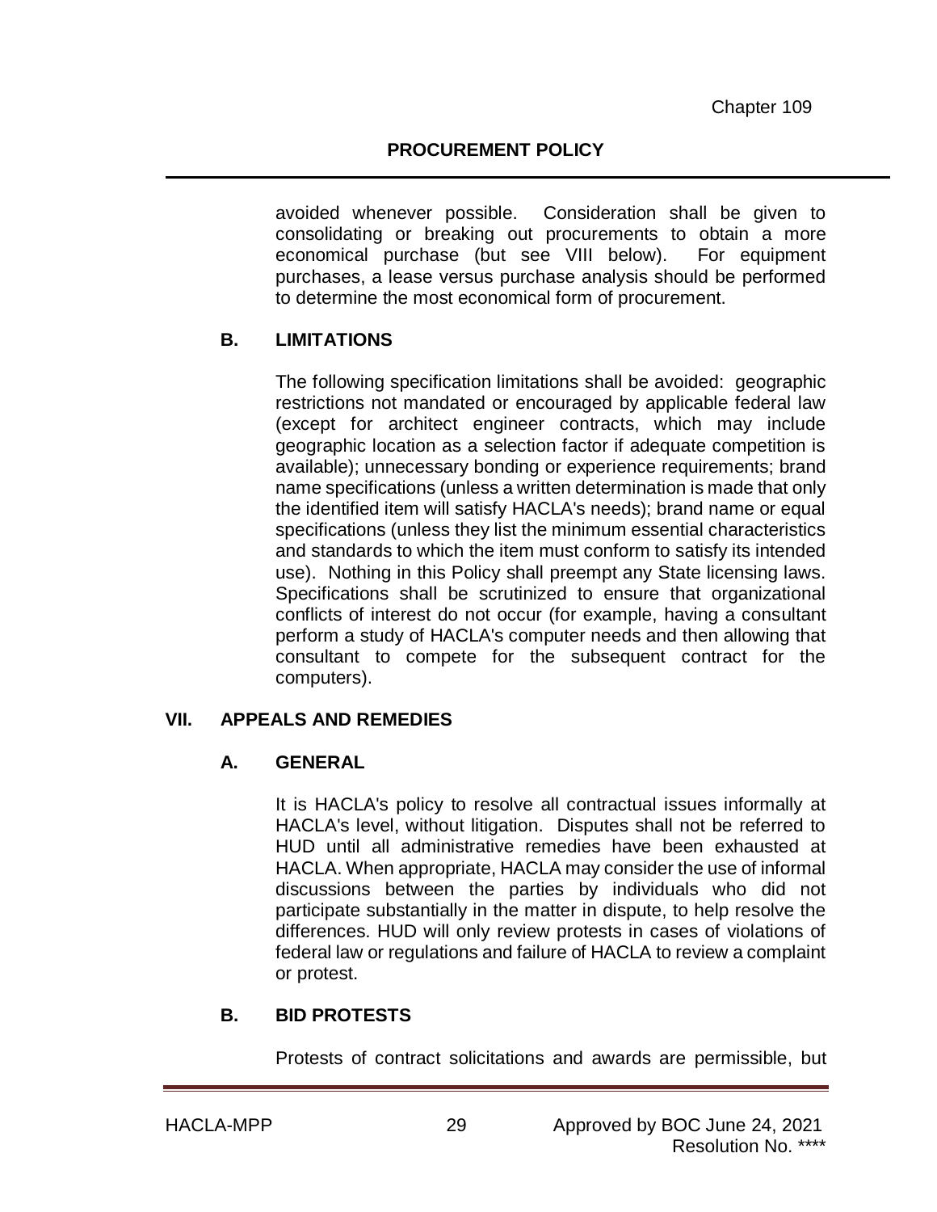avoided whenever possible. Consideration shall be given to consolidating or breaking out procurements to obtain a more economical purchase (but see VIII below). For equipment purchases, a lease versus purchase analysis should be performed to determine the most economical form of procurement.

### B. LIMITATIONS

The following specification limitations shall be avoided: geographic restrictions not mandated or encouraged by applicable federal law (except for architect engineer contracts, which may include geographic location as a selection factor if adequate competition is available); unnecessary bonding or experience requirements; brand name specifications (unless a written determination is made that only the identified item will satisfy HACLA's needs); brand name or equal specifications (unless they list the minimum essential characteristics and standards to which the item must conform to satisfy its intended use). Nothing in this Policy shall preempt any State licensing laws. Specifications shall be scrutinized to ensure that organizational conflicts of interest do not occur (for example, having a consultant perform a study of HACLA's computer needs and then allowing that consultant to compete for the subsequent contract for the computers).

## VII. APPEALS AND REMEDIES

### A. GENERAL

It is HACLA's policy to resolve all contractual issues informally at HACLA's level, without litigation. Disputes shall not be referred to HUD until all administrative remedies have been exhausted at HACLA. When appropriate, HACLA may consider the use of informal discussions between the parties by individuals who did not participate substantially in the matter in dispute, to help resolve the differences. HUD will only review protests in cases of violations of federal law or regulations and failure of HACLA to review a complaint or protest.

### B. BID PROTESTS

Protests of contract solicitations and awards are permissible, but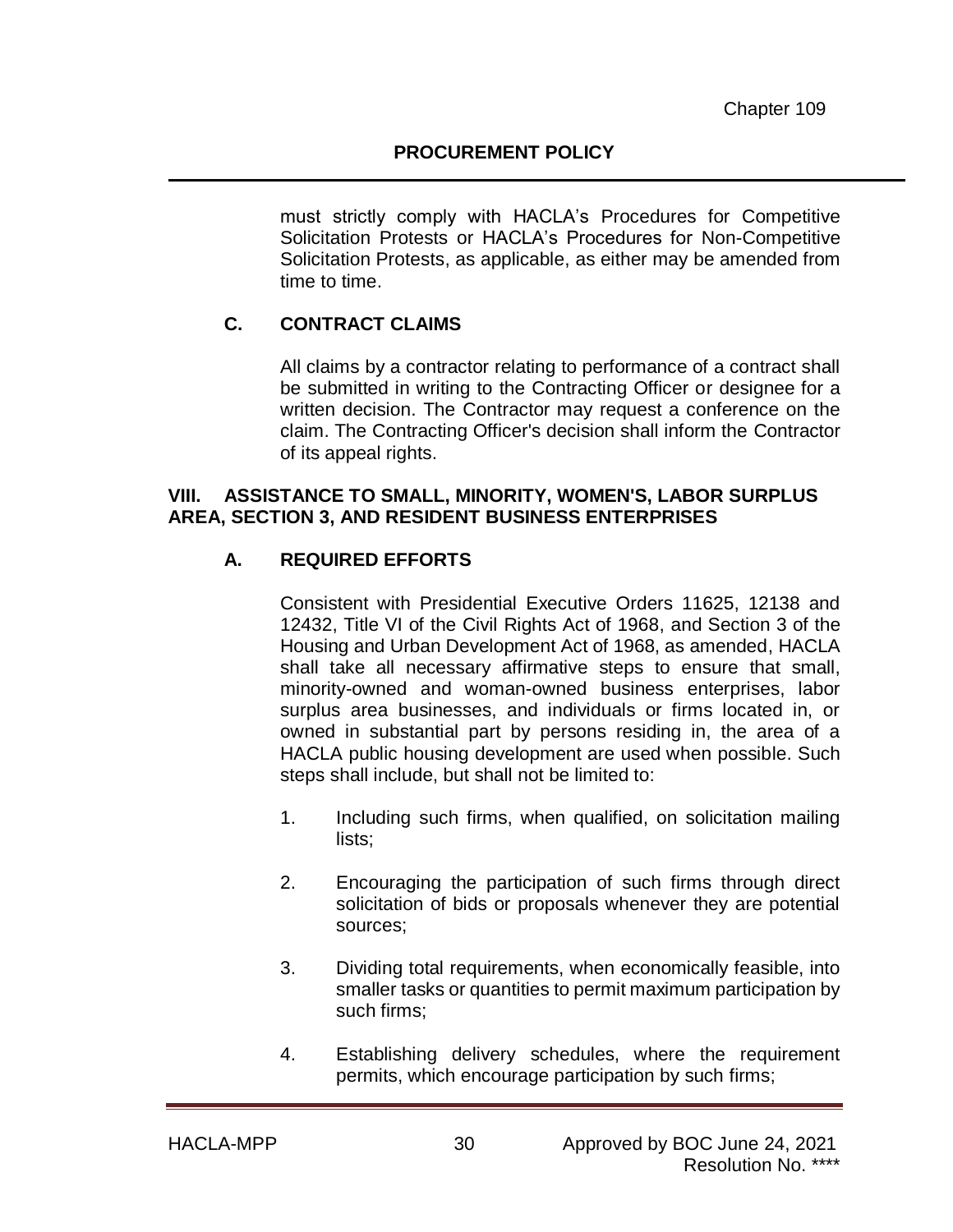must strictly comply with HACLA's Procedures for Competitive Solicitation Protests or HACLA's Procedures for Non-Competitive Solicitation Protests, as applicable, as either may be amended from time to time.

### C. CONTRACT CLAIMS

All claims by a contractor relating to performance of a contract shall be submitted in writing to the Contracting Officer or designee for a written decision. The Contractor may request a conference on the claim. The Contracting Officer's decision shall inform the Contractor of its appeal rights.

## VIII. ASSISTANCE TO SMALL, MINORITY, WOMEN'S, LABOR SURPLUS AREA, SECTION 3, AND RESIDENT BUSINESS ENTERPRISES

### A. REQUIRED EFFORTS

Consistent with Presidential Executive Orders 11625, 12138 and 12432, Title VI of the Civil Rights Act of 1968, and Section 3 of the Housing and Urban Development Act of 1968, as amended, HACLA shall take all necessary affirmative steps to ensure that small, minority-owned and woman-owned business enterprises, labor surplus area businesses, and individuals or firms located in, or owned in substantial part by persons residing in, the area of a HACLA public housing development are used when possible. Such steps shall include, but shall not be limited to:

1. Including such firms, when qualified, on solicitation mailing lists;

2. Encouraging the participation of such firms through direct solicitation of bids or proposals whenever they are potential sources;

3. Dividing total requirements, when economically feasible, into smaller tasks or quantities to permit maximum participation by such firms;

4. Establishing delivery schedules, where the requirement permits, which encourage participation by such firms;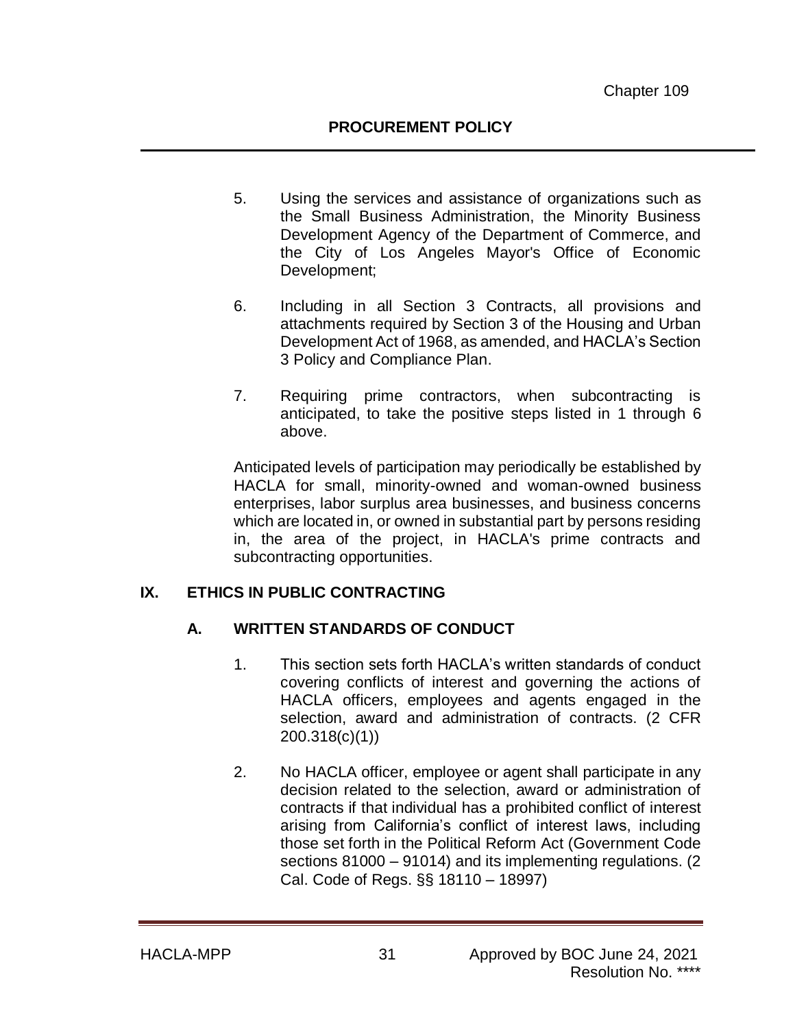5. Using the services and assistance of organizations such as the Small Business Administration, the Minority Business Development Agency of the Department of Commerce, and the City of Los Angeles Mayor's Office of Economic Development;

6. Including in all Section 3 Contracts, all provisions and attachments required by Section 3 of the Housing and Urban Development Act of 1968, as amended, and HACLA's Section 3 Policy and Compliance Plan.

7. Requiring prime contractors, when subcontracting is anticipated, to take the positive steps listed in 1 through 6 above.

Anticipated levels of participation may periodically be established by HACLA for small, minority-owned and woman-owned business enterprises, labor surplus area businesses, and business concerns which are located in, or owned in substantial part by persons residing in, the area of the project, in HACLA's prime contracts and subcontracting opportunities.

## IX. ETHICS IN PUBLIC CONTRACTING

### A. WRITTEN STANDARDS OF CONDUCT

1. This section sets forth HACLA's written standards of conduct covering conflicts of interest and governing the actions of HACLA officers, employees and agents engaged in the selection, award and administration of contracts. (2 CFR 200.318(c)(1))

2. No HACLA officer, employee or agent shall participate in any decision related to the selection, award or administration of contracts if that individual has a prohibited conflict of interest arising from California's conflict of interest laws, including those set forth in the Political Reform Act (Government Code sections 81000 – 91014) and its implementing regulations. (2 Cal. Code of Regs. §§ 18110 – 18997)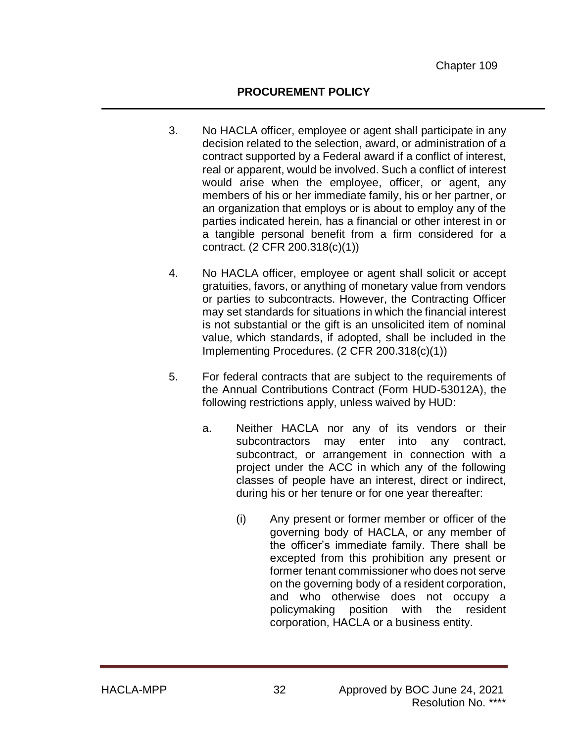3. No HACLA officer, employee or agent shall participate in any decision related to the selection, award, or administration of a contract supported by a Federal award if a conflict of interest, real or apparent, would be involved. Such a conflict of interest would arise when the employee, officer, or agent, any members of his or her immediate family, his or her partner, or an organization that employs or is about to employ any of the parties indicated herein, has a financial or other interest in or a tangible personal benefit from a firm considered for a contract. (2 CFR 200.318(c)(1))

4. No HACLA officer, employee or agent shall solicit or accept gratuities, favors, or anything of monetary value from vendors or parties to subcontracts. However, the Contracting Officer may set standards for situations in which the financial interest is not substantial or the gift is an unsolicited item of nominal value, which standards, if adopted, shall be included in the Implementing Procedures. (2 CFR 200.318(c)(1))

5. For federal contracts that are subject to the requirements of the Annual Contributions Contract (Form HUD-53012A), the following restrictions apply, unless waived by HUD:

   a. Neither HACLA nor any of its vendors or their subcontractors may enter into any contract, subcontract, or arrangement in connection with a project under the ACC in which any of the following classes of people have an interest, direct or indirect, during his or her tenure or for one year thereafter:

      (i) Any present or former member or officer of the governing body of HACLA, or any member of the officer's immediate family. There shall be excepted from this prohibition any present or former tenant commissioner who does not serve on the governing body of a resident corporation, and who otherwise does not occupy a policymaking position with the resident corporation, HACLA or a business entity.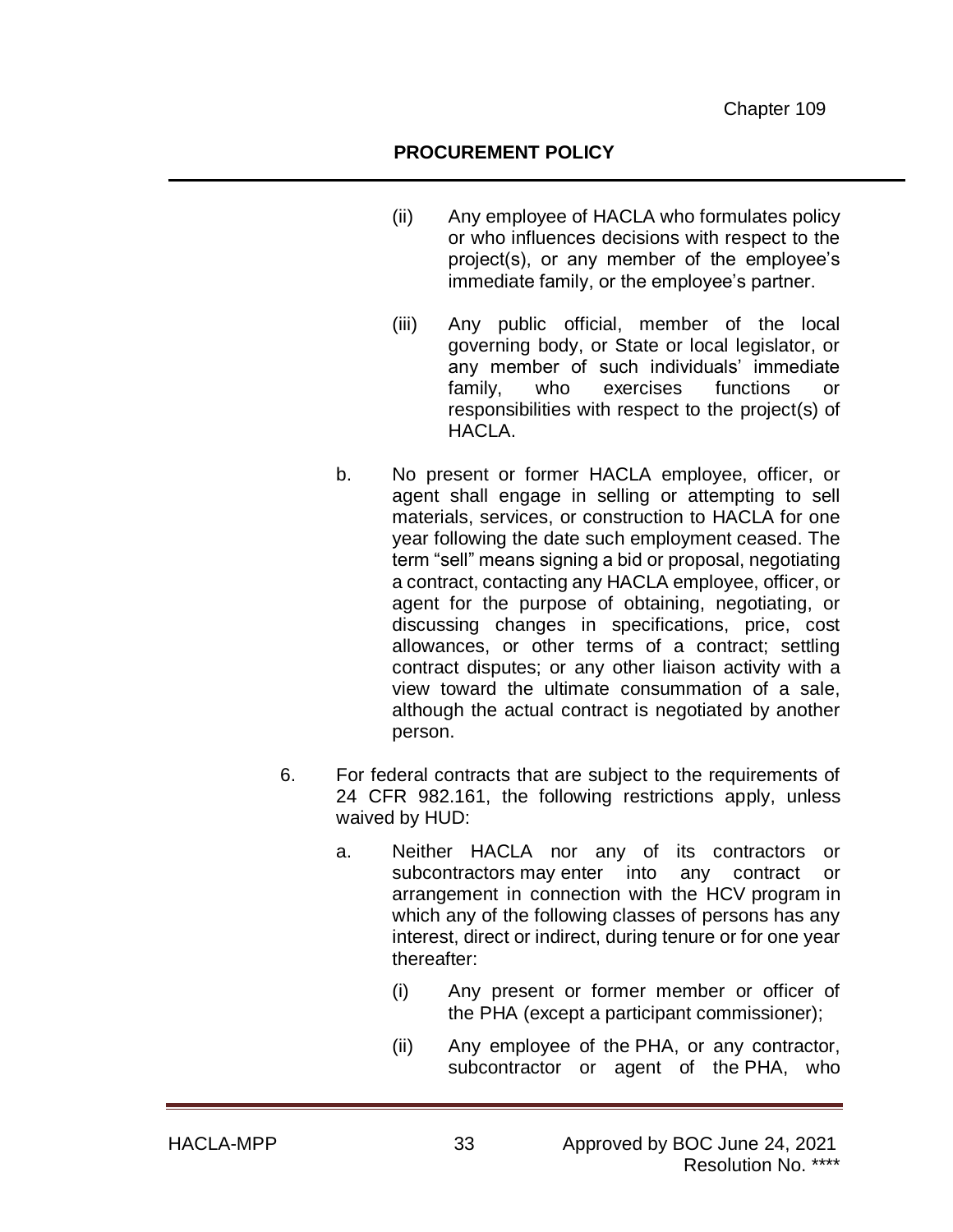(ii) Any employee of HACLA who formulates policy or who influences decisions with respect to the project(s), or any member of the employee's immediate family, or the employee's partner.

(iii) Any public official, member of the local governing body, or State or local legislator, or any member of such individuals' immediate family, who exercises functions or responsibilities with respect to the project(s) of HACLA.

b. No present or former HACLA employee, officer, or agent shall engage in selling or attempting to sell materials, services, or construction to HACLA for one year following the date such employment ceased. The term "sell" means signing a bid or proposal, negotiating a contract, contacting any HACLA employee, officer, or agent for the purpose of obtaining, negotiating, or discussing changes in specifications, price, cost allowances, or other terms of a contract; settling contract disputes; or any other liaison activity with a view toward the ultimate consummation of a sale, although the actual contract is negotiated by another person.

6. For federal contracts that are subject to the requirements of 24 CFR 982.161, the following restrictions apply, unless waived by HUD:

   a. Neither HACLA nor any of its contractors or subcontractors may enter into any contract or arrangement in connection with the HCV program in which any of the following classes of persons has any interest, direct or indirect, during tenure or for one year thereafter:

      (i) Any present or former member or officer of the PHA (except a participant commissioner);

      (ii) Any employee of the PHA, or any contractor, subcontractor or agent of the PHA, who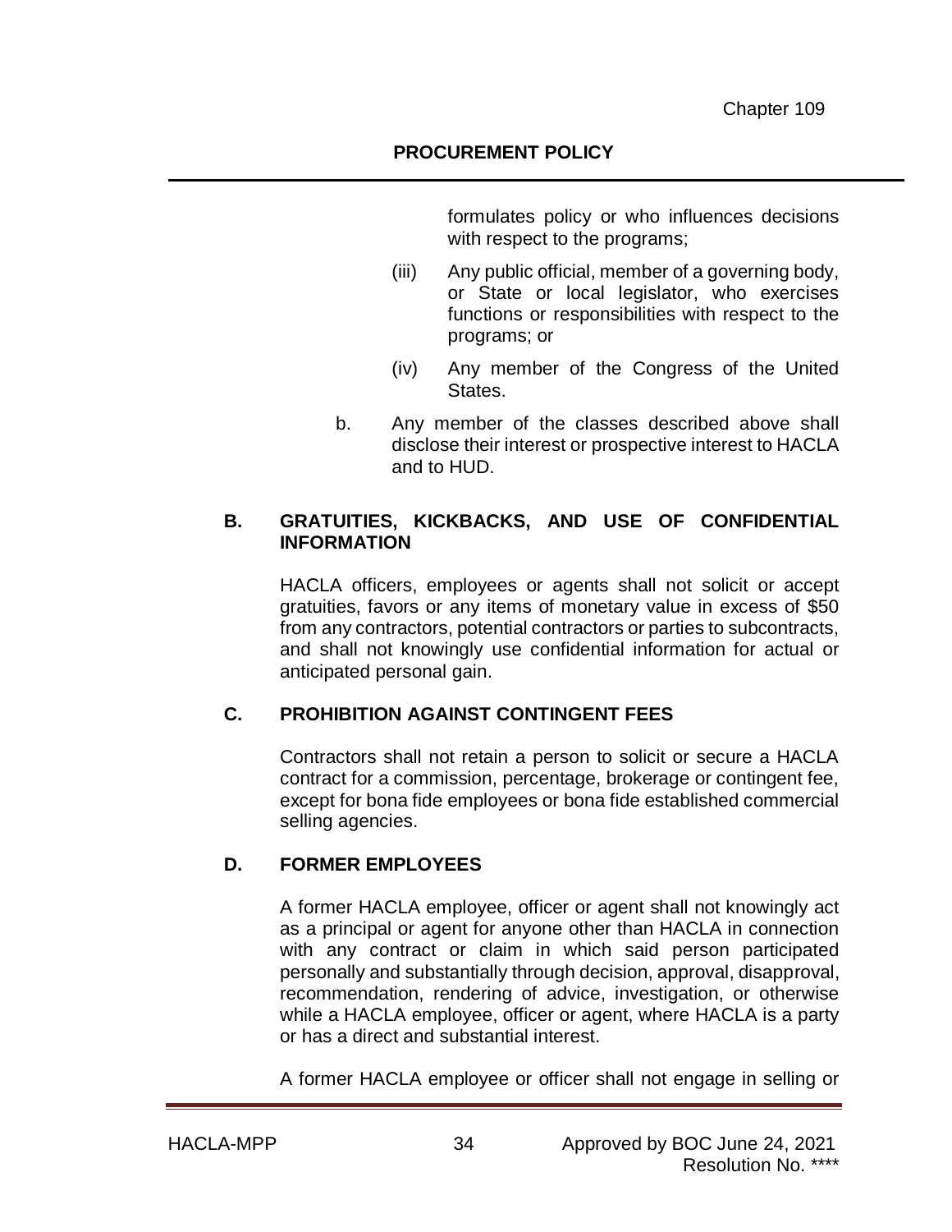formulates policy or who influences decisions with respect to the programs;

(iii) Any public official, member of a governing body, or State or local legislator, who exercises functions or responsibilities with respect to the programs; or

(iv) Any member of the Congress of the United States.

b. Any member of the classes described above shall disclose their interest or prospective interest to HACLA and to HUD.

## B. GRATUITIES, KICKBACKS, AND USE OF CONFIDENTIAL INFORMATION

HACLA officers, employees or agents shall not solicit or accept gratuities, favors or any items of monetary value in excess of $50 from any contractors, potential contractors or parties to subcontracts, and shall not knowingly use confidential information for actual or anticipated personal gain.

## C. PROHIBITION AGAINST CONTINGENT FEES

Contractors shall not retain a person to solicit or secure a HACLA contract for a commission, percentage, brokerage or contingent fee, except for bona fide employees or bona fide established commercial selling agencies.

## D. FORMER EMPLOYEES

A former HACLA employee, officer or agent shall not knowingly act as a principal or agent for anyone other than HACLA in connection with any contract or claim in which said person participated personally and substantially through decision, approval, disapproval, recommendation, rendering of advice, investigation, or otherwise while a HACLA employee, officer or agent, where HACLA is a party or has a direct and substantial interest.

A former HACLA employee or officer shall not engage in selling or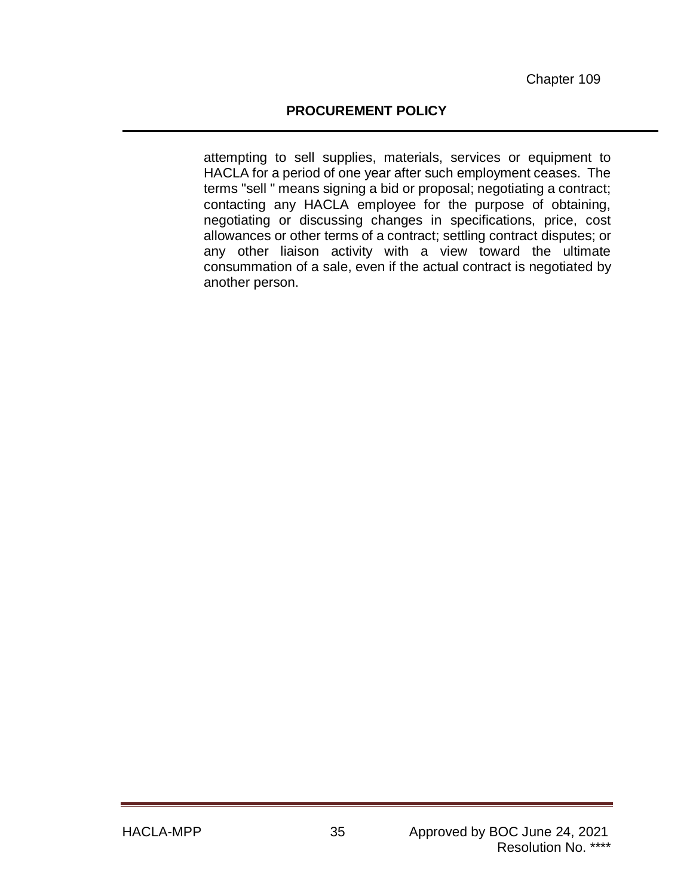attempting to sell supplies, materials, services or equipment to HACLA for a period of one year after such employment ceases. The terms "sell " means signing a bid or proposal; negotiating a contract; contacting any HACLA employee for the purpose of obtaining, negotiating or discussing changes in specifications, price, cost allowances or other terms of a contract; settling contract disputes; or any other liaison activity with a view toward the ultimate consummation of a sale, even if the actual contract is negotiated by another person.